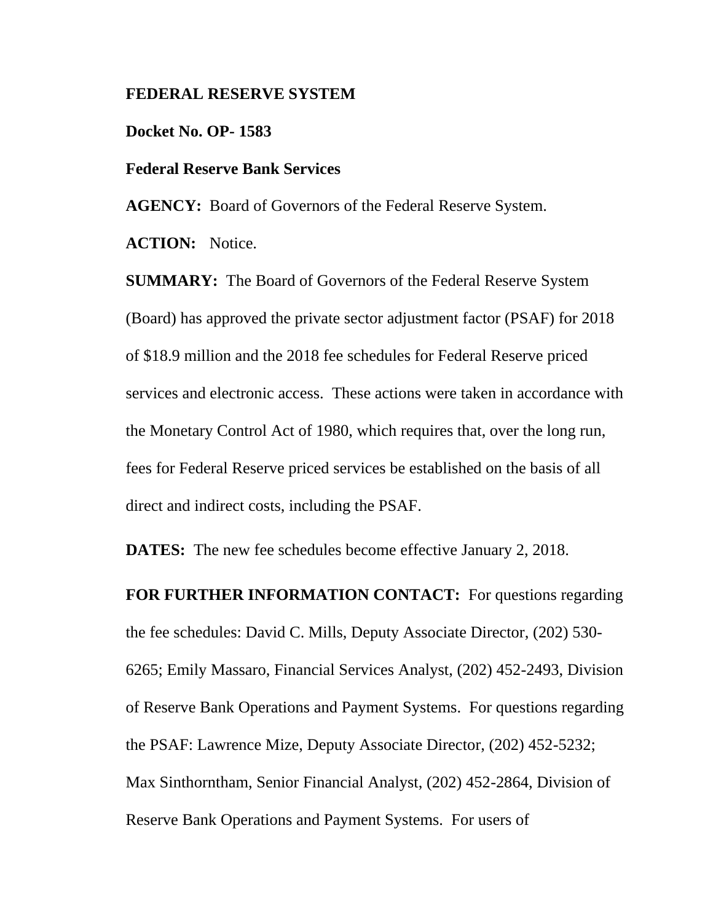**FEDERAL RESERVE SYSTEM**

**Docket No. OP- 1583**

**Federal Reserve Bank Services**

**AGENCY:** Board of Governors of the Federal Reserve System.

**ACTION:** Notice.

**SUMMARY:** The Board of Governors of the Federal Reserve System (Board) has approved the private sector adjustment factor (PSAF) for 2018 of $18.9 million and the 2018 fee schedules for Federal Reserve priced services and electronic access. These actions were taken in accordance with the Monetary Control Act of 1980, which requires that, over the long run, fees for Federal Reserve priced services be established on the basis of all direct and indirect costs, including the PSAF.

**DATES:** The new fee schedules become effective January 2, 2018.

**FOR FURTHER INFORMATION CONTACT:** For questions regarding the fee schedules: David C. Mills, Deputy Associate Director, (202) 530-6265; Emily Massaro, Financial Services Analyst, (202) 452-2493, Division of Reserve Bank Operations and Payment Systems. For questions regarding the PSAF: Lawrence Mize, Deputy Associate Director, (202) 452-5232; Max Sinthorntham, Senior Financial Analyst, (202) 452-2864, Division of Reserve Bank Operations and Payment Systems. For users of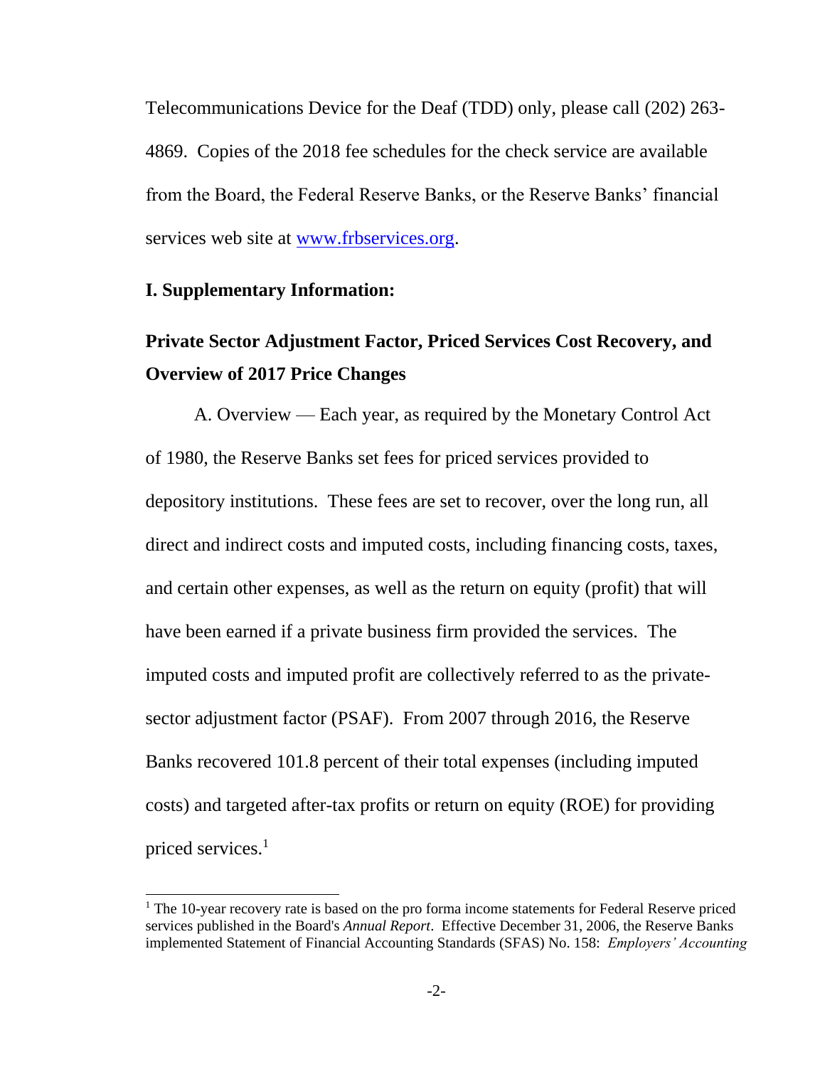Telecommunications Device for the Deaf (TDD) only, please call (202) 263-4869. Copies of the 2018 fee schedules for the check service are available from the Board, the Federal Reserve Banks, or the Reserve Banks' financial services web site at www.frbservices.org.

## I. Supplementary Information:

### Private Sector Adjustment Factor, Priced Services Cost Recovery, and Overview of 2017 Price Changes

A. Overview — Each year, as required by the Monetary Control Act of 1980, the Reserve Banks set fees for priced services provided to depository institutions. These fees are set to recover, over the long run, all direct and indirect costs and imputed costs, including financing costs, taxes, and certain other expenses, as well as the return on equity (profit) that will have been earned if a private business firm provided the services. The imputed costs and imputed profit are collectively referred to as the private-sector adjustment factor (PSAF). From 2007 through 2016, the Reserve Banks recovered 101.8 percent of their total expenses (including imputed costs) and targeted after-tax profits or return on equity (ROE) for providing priced services.[1]

[1] The 10-year recovery rate is based on the pro forma income statements for Federal Reserve priced services published in the Board's *Annual Report*. Effective December 31, 2006, the Reserve Banks implemented Statement of Financial Accounting Standards (SFAS) No. 158: *Employers' Accounting*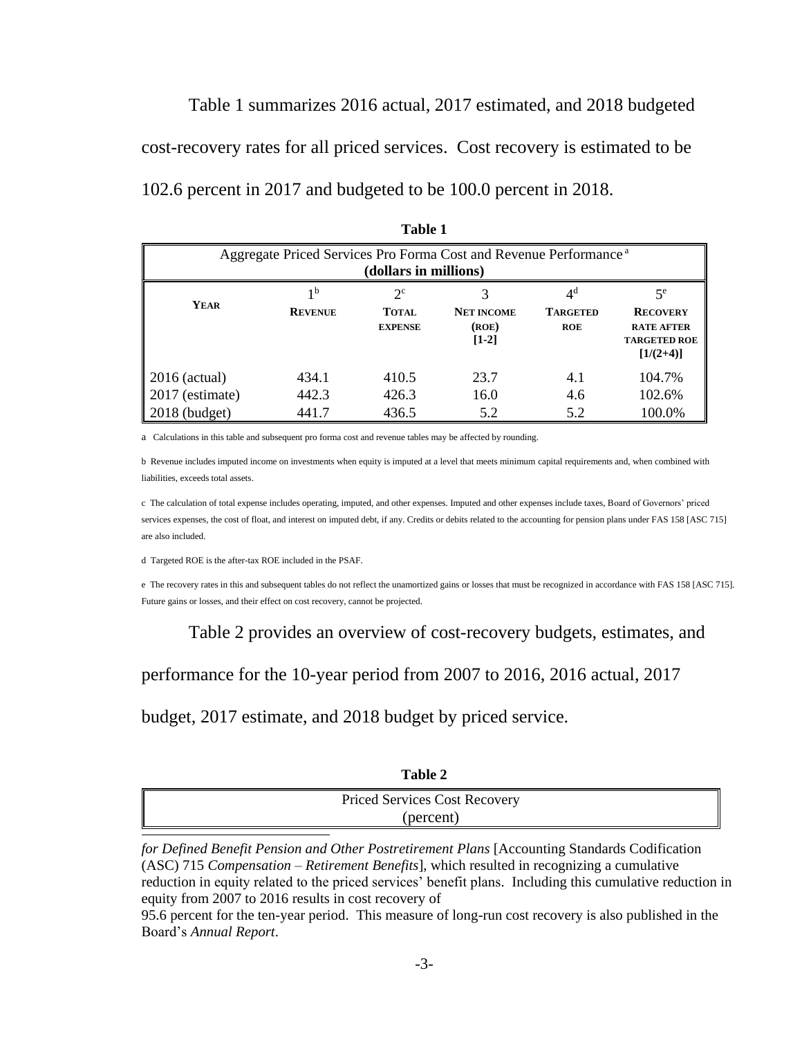Table 1 summarizes 2016 actual, 2017 estimated, and 2018 budgeted cost-recovery rates for all priced services. Cost recovery is estimated to be 102.6 percent in 2017 and budgeted to be 100.0 percent in 2018.

**Table 1**

Aggregate Priced Services Pro Forma Cost and Revenue Performance [a]
**(dollars in millions)**

| Year | 1[b] Revenue | 2[c] Total expense | 3 Net income (ROE) [1-2] | 4[d] Targeted ROE | 5[e] Recovery rate after targeted ROE [1/(2+4)] |
|---|---|---|---|---|---|
| 2016 (actual) | 434.1 | 410.5 | 23.7 | 4.1 | 104.7% |
| 2017 (estimate) | 442.3 | 426.3 | 16.0 | 4.6 | 102.6% |
| 2018 (budget) | 441.7 | 436.5 | 5.2 | 5.2 | 100.0% |

a Calculations in this table and subsequent pro forma cost and revenue tables may be affected by rounding.

b Revenue includes imputed income on investments when equity is imputed at a level that meets minimum capital requirements and, when combined with liabilities, exceeds total assets.

c The calculation of total expense includes operating, imputed, and other expenses. Imputed and other expenses include taxes, Board of Governors' priced services expenses, the cost of float, and interest on imputed debt, if any. Credits or debits related to the accounting for pension plans under FAS 158 [ASC 715] are also included.

d Targeted ROE is the after-tax ROE included in the PSAF.

e The recovery rates in this and subsequent tables do not reflect the unamortized gains or losses that must be recognized in accordance with FAS 158 [ASC 715]. Future gains or losses, and their effect on cost recovery, cannot be projected.

Table 2 provides an overview of cost-recovery budgets, estimates, and performance for the 10-year period from 2007 to 2016, 2016 actual, 2017 budget, 2017 estimate, and 2018 budget by priced service.

**Table 2**

Priced Services Cost Recovery
(percent)

---

*for Defined Benefit Pension and Other Postretirement Plans* [Accounting Standards Codification (ASC) 715 *Compensation – Retirement Benefits*], which resulted in recognizing a cumulative reduction in equity related to the priced services' benefit plans. Including this cumulative reduction in equity from 2007 to 2016 results in cost recovery of 95.6 percent for the ten-year period. This measure of long-run cost recovery is also published in the Board's *Annual Report*.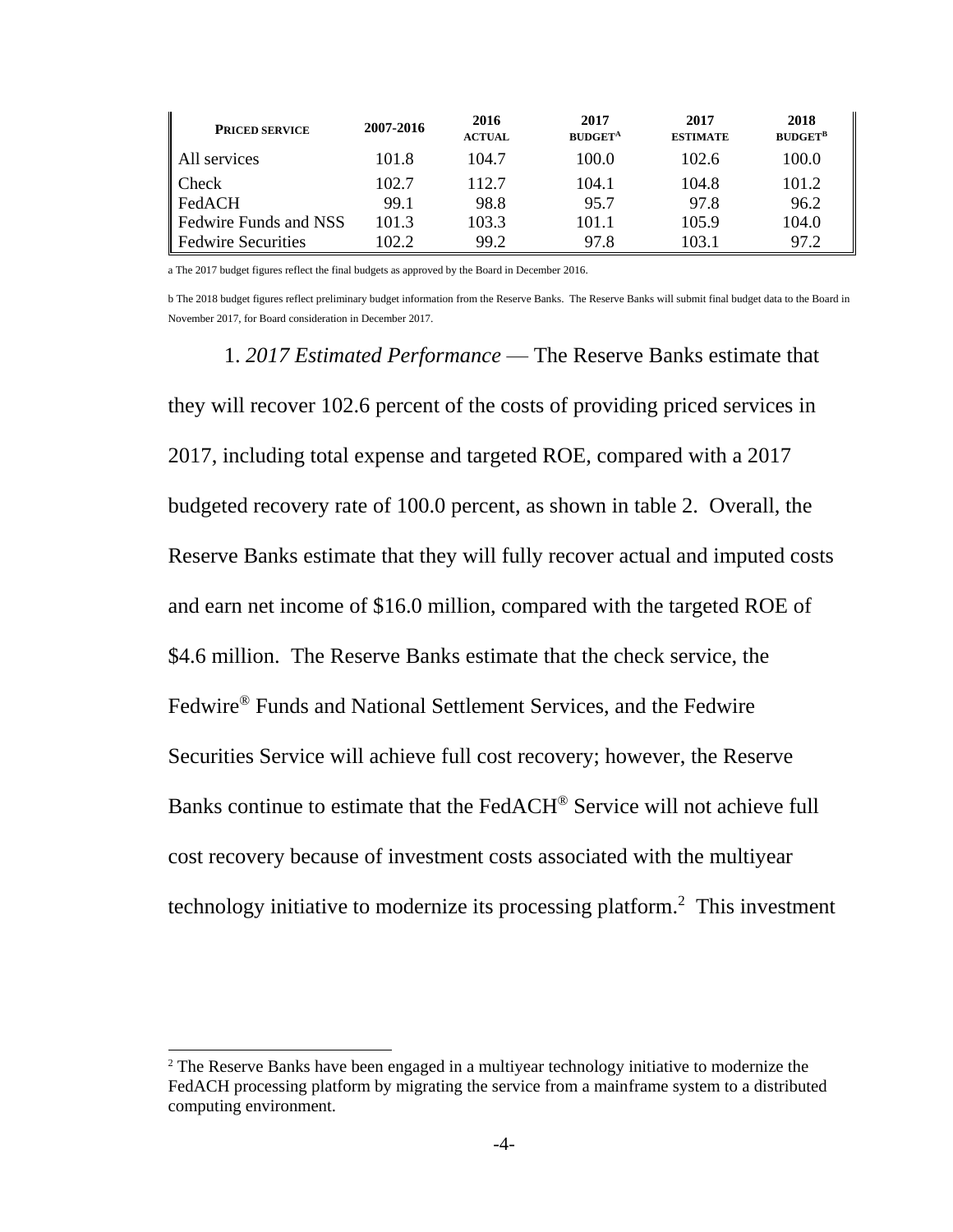| **Priced service** | **2007-2016** | **2016 Actual** | **2017 Budget**[a] | **2017 Estimate** | **2018 Budget**[b] |
|---|---|---|---|---|---|
| All services | 101.8 | 104.7 | 100.0 | 102.6 | 100.0 |
| Check | 102.7 | 112.7 | 104.1 | 104.8 | 101.2 |
| FedACH | 99.1 | 98.8 | 95.7 | 97.8 | 96.2 |
| Fedwire Funds and NSS | 101.3 | 103.3 | 101.1 | 105.9 | 104.0 |
| Fedwire Securities | 102.2 | 99.2 | 97.8 | 103.1 | 97.2 |

a The 2017 budget figures reflect the final budgets as approved by the Board in December 2016.

b The 2018 budget figures reflect preliminary budget information from the Reserve Banks. The Reserve Banks will submit final budget data to the Board in November 2017, for Board consideration in December 2017.

1. *2017 Estimated Performance* — The Reserve Banks estimate that they will recover 102.6 percent of the costs of providing priced services in 2017, including total expense and targeted ROE, compared with a 2017 budgeted recovery rate of 100.0 percent, as shown in table 2. Overall, the Reserve Banks estimate that they will fully recover actual and imputed costs and earn net income of $16.0 million, compared with the targeted ROE of $4.6 million. The Reserve Banks estimate that the check service, the Fedwire® Funds and National Settlement Services, and the Fedwire Securities Service will achieve full cost recovery; however, the Reserve Banks continue to estimate that the FedACH® Service will not achieve full cost recovery because of investment costs associated with the multiyear technology initiative to modernize its processing platform.[2] This investment

[2] The Reserve Banks have been engaged in a multiyear technology initiative to modernize the FedACH processing platform by migrating the service from a mainframe system to a distributed computing environment.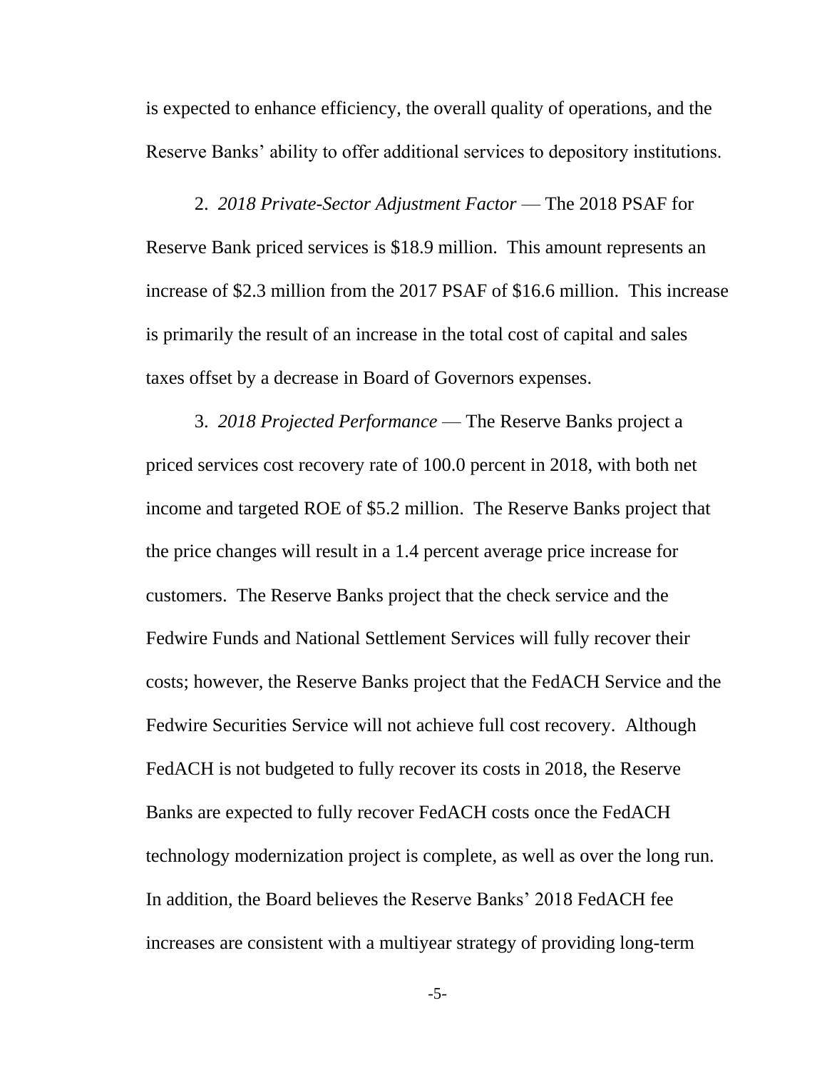is expected to enhance efficiency, the overall quality of operations, and the Reserve Banks' ability to offer additional services to depository institutions.

2. *2018 Private-Sector Adjustment Factor* — The 2018 PSAF for Reserve Bank priced services is $18.9 million. This amount represents an increase of $2.3 million from the 2017 PSAF of $16.6 million. This increase is primarily the result of an increase in the total cost of capital and sales taxes offset by a decrease in Board of Governors expenses.

3. *2018 Projected Performance* — The Reserve Banks project a priced services cost recovery rate of 100.0 percent in 2018, with both net income and targeted ROE of $5.2 million. The Reserve Banks project that the price changes will result in a 1.4 percent average price increase for customers. The Reserve Banks project that the check service and the Fedwire Funds and National Settlement Services will fully recover their costs; however, the Reserve Banks project that the FedACH Service and the Fedwire Securities Service will not achieve full cost recovery. Although FedACH is not budgeted to fully recover its costs in 2018, the Reserve Banks are expected to fully recover FedACH costs once the FedACH technology modernization project is complete, as well as over the long run. In addition, the Board believes the Reserve Banks' 2018 FedACH fee increases are consistent with a multiyear strategy of providing long-term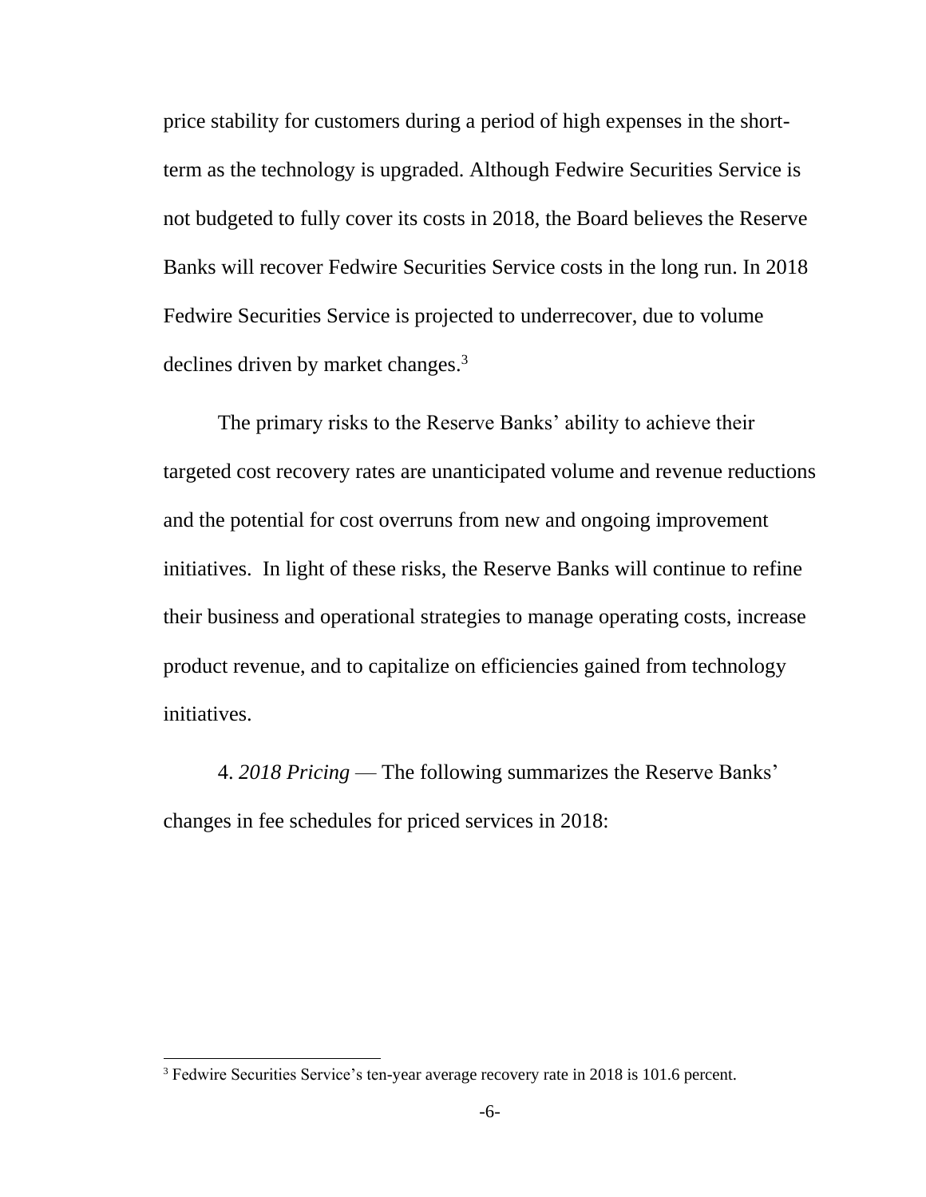price stability for customers during a period of high expenses in the short-term as the technology is upgraded. Although Fedwire Securities Service is not budgeted to fully cover its costs in 2018, the Board believes the Reserve Banks will recover Fedwire Securities Service costs in the long run. In 2018 Fedwire Securities Service is projected to underrecover, due to volume declines driven by market changes.[3]

The primary risks to the Reserve Banks' ability to achieve their targeted cost recovery rates are unanticipated volume and revenue reductions and the potential for cost overruns from new and ongoing improvement initiatives. In light of these risks, the Reserve Banks will continue to refine their business and operational strategies to manage operating costs, increase product revenue, and to capitalize on efficiencies gained from technology initiatives.

4. *2018 Pricing* — The following summarizes the Reserve Banks' changes in fee schedules for priced services in 2018:

[3] Fedwire Securities Service's ten-year average recovery rate in 2018 is 101.6 percent.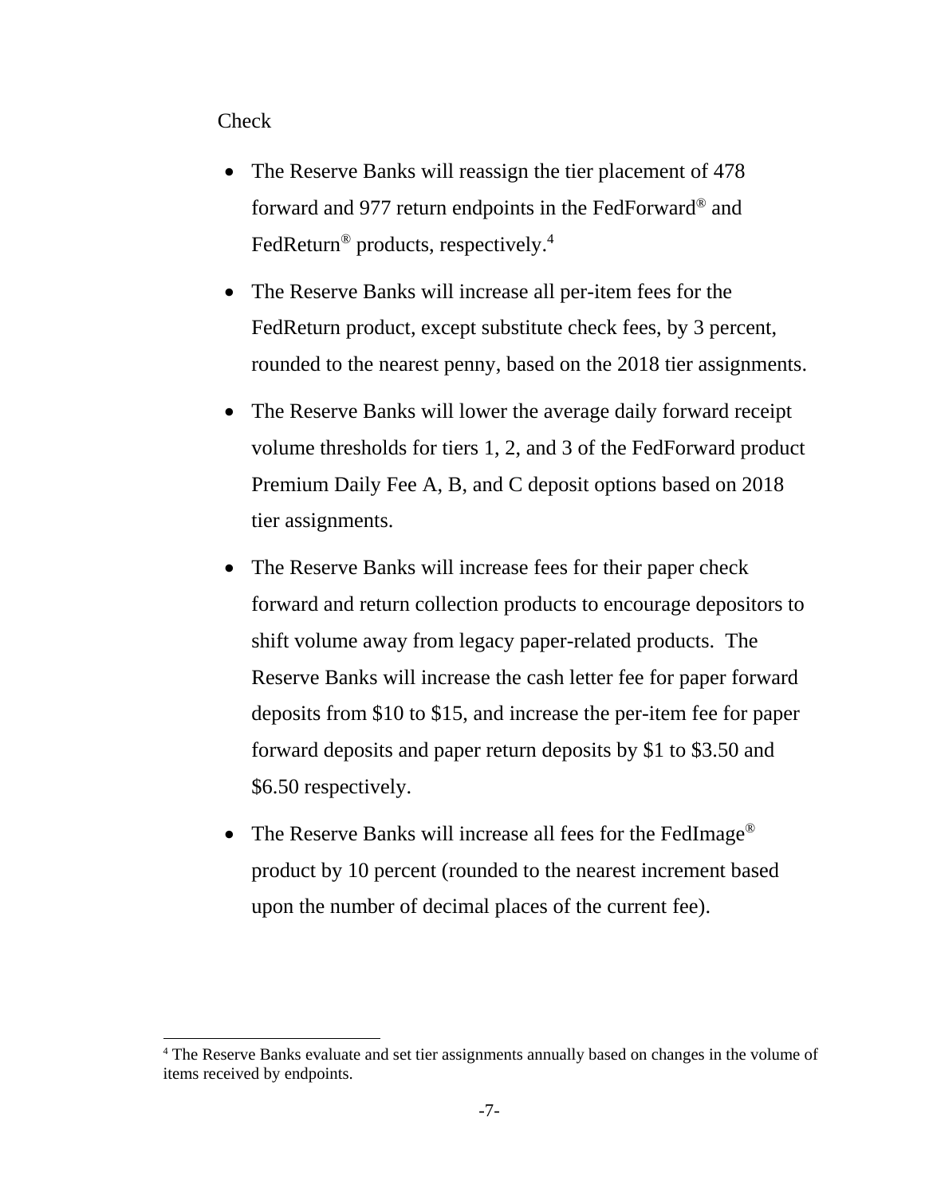Check

- The Reserve Banks will reassign the tier placement of 478 forward and 977 return endpoints in the FedForward® and FedReturn® products, respectively.[4]

- The Reserve Banks will increase all per-item fees for the FedReturn product, except substitute check fees, by 3 percent, rounded to the nearest penny, based on the 2018 tier assignments.

- The Reserve Banks will lower the average daily forward receipt volume thresholds for tiers 1, 2, and 3 of the FedForward product Premium Daily Fee A, B, and C deposit options based on 2018 tier assignments.

- The Reserve Banks will increase fees for their paper check forward and return collection products to encourage depositors to shift volume away from legacy paper-related products. The Reserve Banks will increase the cash letter fee for paper forward deposits from $10 to $15, and increase the per-item fee for paper forward deposits and paper return deposits by $1 to $3.50 and $6.50 respectively.

- The Reserve Banks will increase all fees for the FedImage® product by 10 percent (rounded to the nearest increment based upon the number of decimal places of the current fee).

[4] The Reserve Banks evaluate and set tier assignments annually based on changes in the volume of items received by endpoints.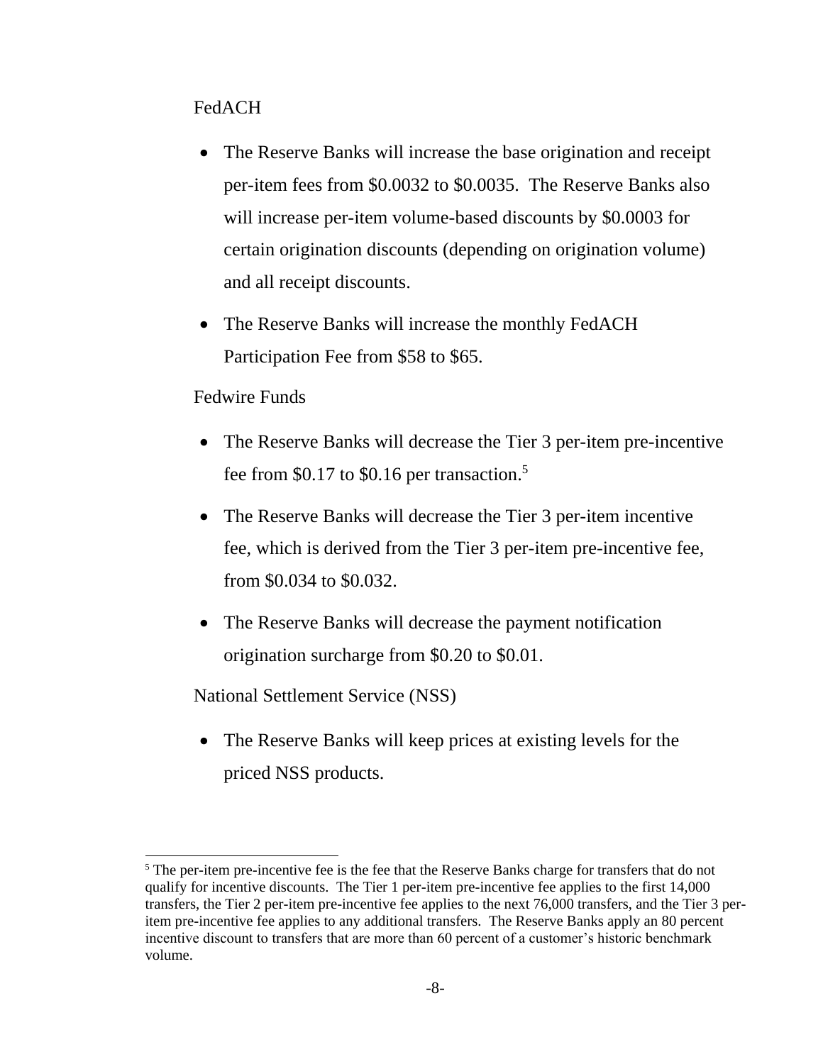FedACH

- The Reserve Banks will increase the base origination and receipt per-item fees from $0.0032 to $0.0035. The Reserve Banks also will increase per-item volume-based discounts by $0.0003 for certain origination discounts (depending on origination volume) and all receipt discounts.
- The Reserve Banks will increase the monthly FedACH Participation Fee from $58 to $65.

Fedwire Funds

- The Reserve Banks will decrease the Tier 3 per-item pre-incentive fee from $0.17 to $0.16 per transaction.[5]
- The Reserve Banks will decrease the Tier 3 per-item incentive fee, which is derived from the Tier 3 per-item pre-incentive fee, from $0.034 to $0.032.
- The Reserve Banks will decrease the payment notification origination surcharge from $0.20 to $0.01.

National Settlement Service (NSS)

- The Reserve Banks will keep prices at existing levels for the priced NSS products.

---

[5] The per-item pre-incentive fee is the fee that the Reserve Banks charge for transfers that do not qualify for incentive discounts. The Tier 1 per-item pre-incentive fee applies to the first 14,000 transfers, the Tier 2 per-item pre-incentive fee applies to the next 76,000 transfers, and the Tier 3 per-item pre-incentive fee applies to any additional transfers. The Reserve Banks apply an 80 percent incentive discount to transfers that are more than 60 percent of a customer's historic benchmark volume.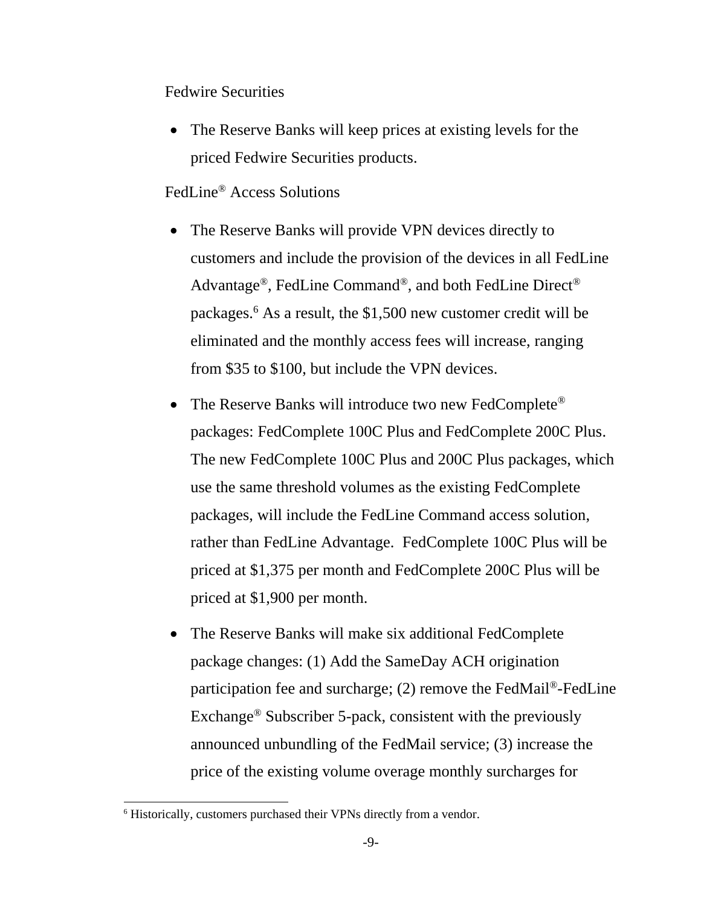Fedwire Securities

- The Reserve Banks will keep prices at existing levels for the priced Fedwire Securities products.

FedLine® Access Solutions

- The Reserve Banks will provide VPN devices directly to customers and include the provision of the devices in all FedLine Advantage®, FedLine Command®, and both FedLine Direct® packages.[6] As a result, the $1,500 new customer credit will be eliminated and the monthly access fees will increase, ranging from $35 to $100, but include the VPN devices.
- The Reserve Banks will introduce two new FedComplete® packages: FedComplete 100C Plus and FedComplete 200C Plus. The new FedComplete 100C Plus and 200C Plus packages, which use the same threshold volumes as the existing FedComplete packages, will include the FedLine Command access solution, rather than FedLine Advantage. FedComplete 100C Plus will be priced at $1,375 per month and FedComplete 200C Plus will be priced at $1,900 per month.
- The Reserve Banks will make six additional FedComplete package changes: (1) Add the SameDay ACH origination participation fee and surcharge; (2) remove the FedMail®-FedLine Exchange® Subscriber 5-pack, consistent with the previously announced unbundling of the FedMail service; (3) increase the price of the existing volume overage monthly surcharges for

[6] Historically, customers purchased their VPNs directly from a vendor.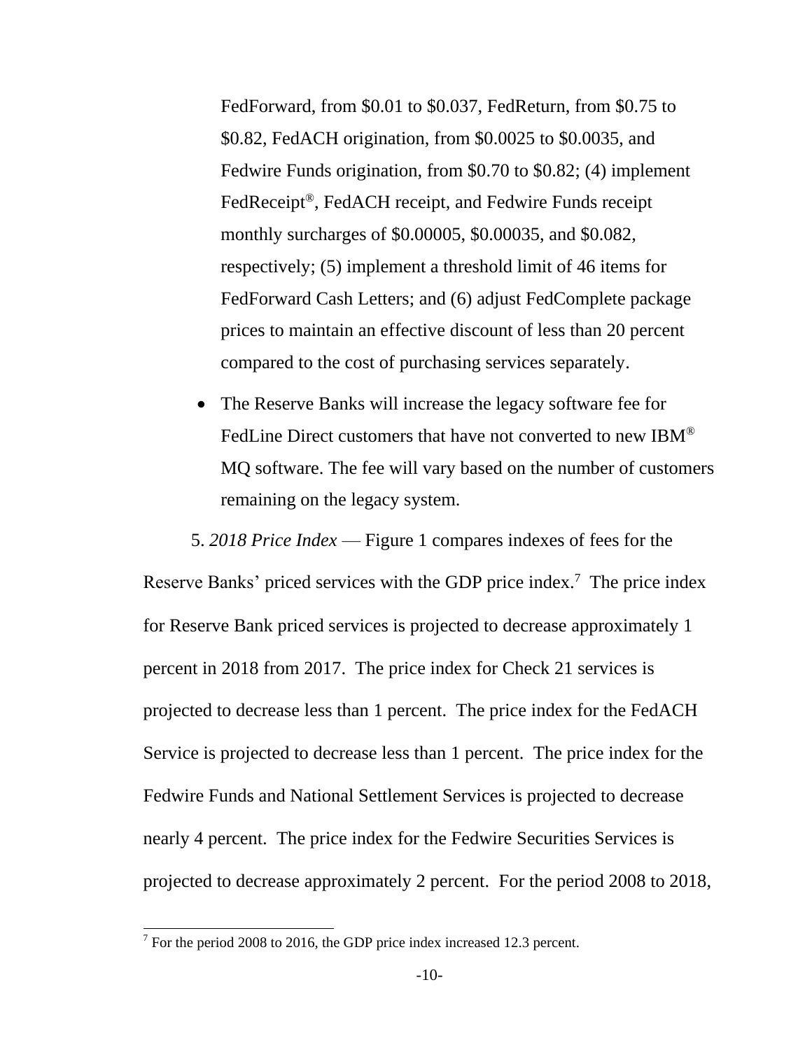FedForward, from \$0.01 to \$0.037, FedReturn, from \$0.75 to \$0.82, FedACH origination, from \$0.0025 to \$0.0035, and Fedwire Funds origination, from \$0.70 to \$0.82; (4) implement FedReceipt®, FedACH receipt, and Fedwire Funds receipt monthly surcharges of \$0.00005, \$0.00035, and \$0.082, respectively; (5) implement a threshold limit of 46 items for FedForward Cash Letters; and (6) adjust FedComplete package prices to maintain an effective discount of less than 20 percent compared to the cost of purchasing services separately.

- The Reserve Banks will increase the legacy software fee for FedLine Direct customers that have not converted to new IBM® MQ software. The fee will vary based on the number of customers remaining on the legacy system.

5. *2018 Price Index* — Figure 1 compares indexes of fees for the Reserve Banks' priced services with the GDP price index.[7] The price index for Reserve Bank priced services is projected to decrease approximately 1 percent in 2018 from 2017. The price index for Check 21 services is projected to decrease less than 1 percent. The price index for the FedACH Service is projected to decrease less than 1 percent. The price index for the Fedwire Funds and National Settlement Services is projected to decrease nearly 4 percent. The price index for the Fedwire Securities Services is projected to decrease approximately 2 percent. For the period 2008 to 2018,

[7] For the period 2008 to 2016, the GDP price index increased 12.3 percent.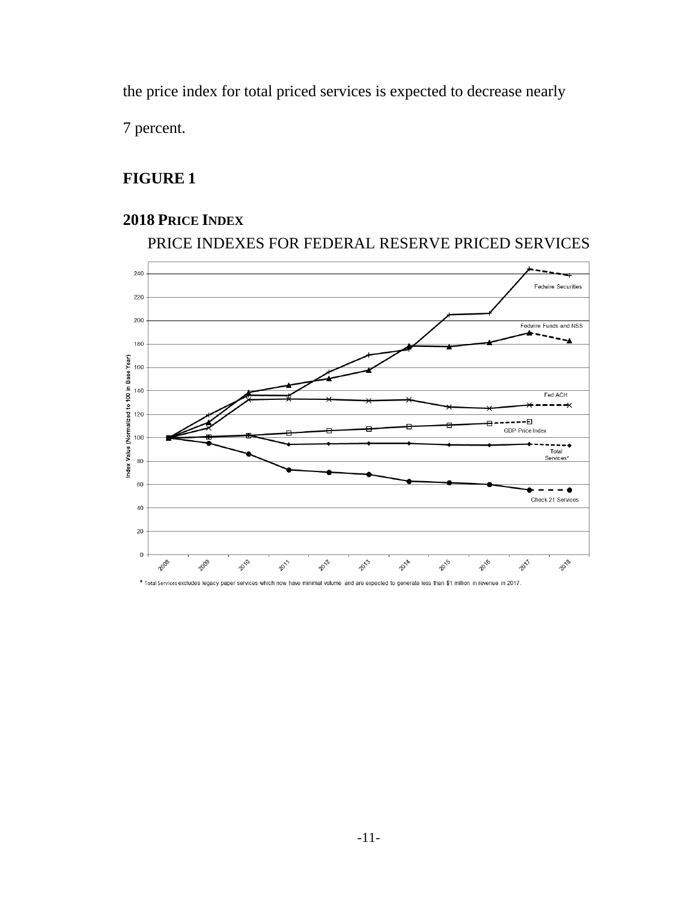the price index for total priced services is expected to decrease nearly 7 percent.

**FIGURE 1**

**2018 PRICE INDEX**

PRICE INDEXES FOR FEDERAL RESERVE PRICED SERVICES

Index Value (Normalized to 100 in Base Year)

240
220
200
180
160
140
120
100
80
60
40
20
0

2008 2009 2010 2011 2012 2013 2014 2015 2016 2017 2018

Fedwire Securities

Fedwire Funds and NSS

Fed ACH

GDP Price Index

Total Services*

Check 21 Services

* Total Services excludes legacy paper services which now have minimal volume and are expected to generate less than $1 million in revenue in 2017.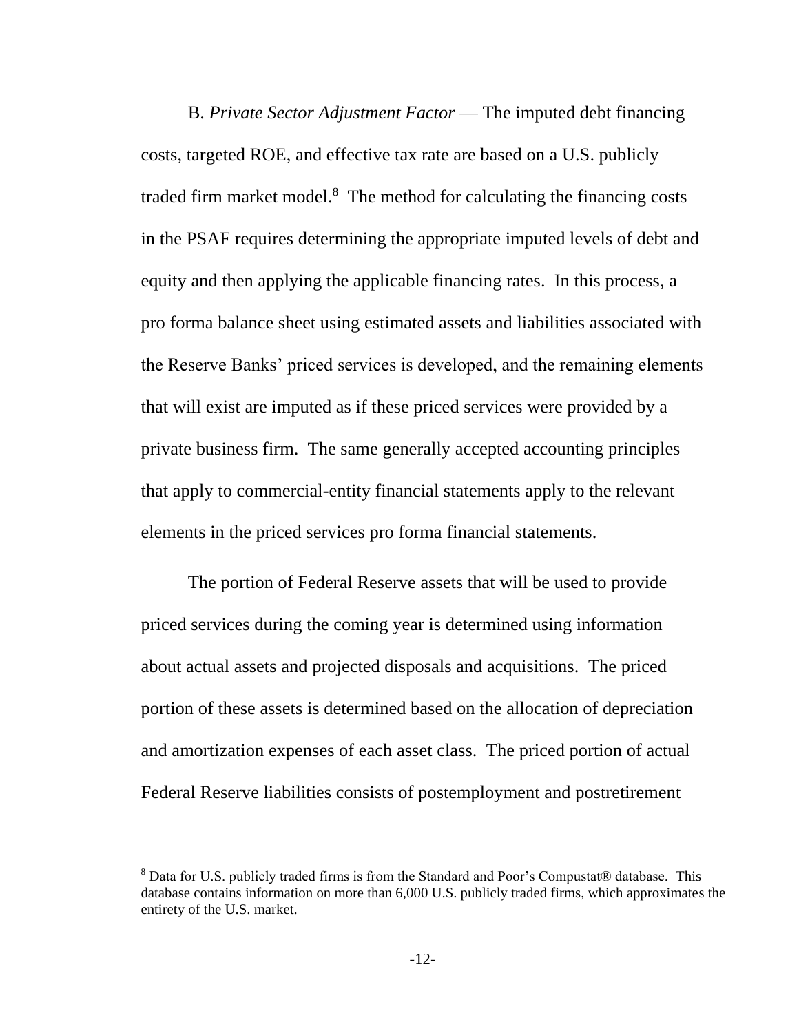B. *Private Sector Adjustment Factor* — The imputed debt financing costs, targeted ROE, and effective tax rate are based on a U.S. publicly traded firm market model.[8] The method for calculating the financing costs in the PSAF requires determining the appropriate imputed levels of debt and equity and then applying the applicable financing rates. In this process, a pro forma balance sheet using estimated assets and liabilities associated with the Reserve Banks' priced services is developed, and the remaining elements that will exist are imputed as if these priced services were provided by a private business firm. The same generally accepted accounting principles that apply to commercial-entity financial statements apply to the relevant elements in the priced services pro forma financial statements.

The portion of Federal Reserve assets that will be used to provide priced services during the coming year is determined using information about actual assets and projected disposals and acquisitions. The priced portion of these assets is determined based on the allocation of depreciation and amortization expenses of each asset class. The priced portion of actual Federal Reserve liabilities consists of postemployment and postretirement

[8] Data for U.S. publicly traded firms is from the Standard and Poor's Compustat® database. This database contains information on more than 6,000 U.S. publicly traded firms, which approximates the entirety of the U.S. market.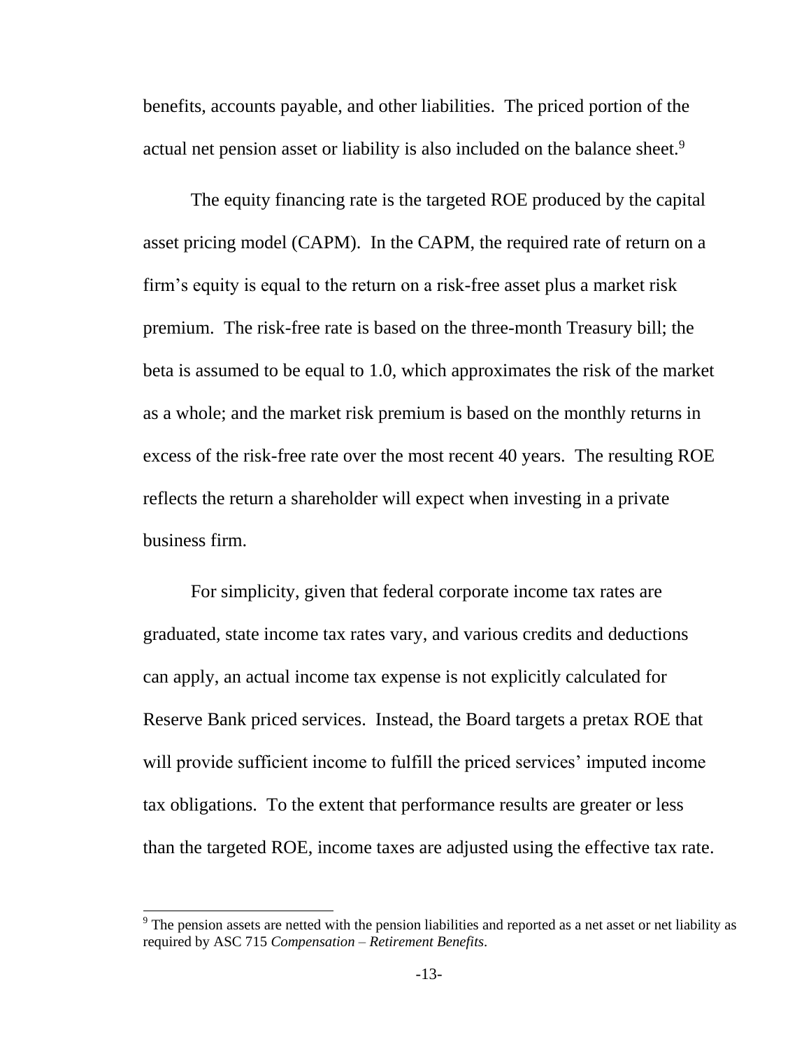benefits, accounts payable, and other liabilities. The priced portion of the actual net pension asset or liability is also included on the balance sheet.[9]

The equity financing rate is the targeted ROE produced by the capital asset pricing model (CAPM). In the CAPM, the required rate of return on a firm's equity is equal to the return on a risk-free asset plus a market risk premium. The risk-free rate is based on the three-month Treasury bill; the beta is assumed to be equal to 1.0, which approximates the risk of the market as a whole; and the market risk premium is based on the monthly returns in excess of the risk-free rate over the most recent 40 years. The resulting ROE reflects the return a shareholder will expect when investing in a private business firm.

For simplicity, given that federal corporate income tax rates are graduated, state income tax rates vary, and various credits and deductions can apply, an actual income tax expense is not explicitly calculated for Reserve Bank priced services. Instead, the Board targets a pretax ROE that will provide sufficient income to fulfill the priced services' imputed income tax obligations. To the extent that performance results are greater or less than the targeted ROE, income taxes are adjusted using the effective tax rate.

[9] The pension assets are netted with the pension liabilities and reported as a net asset or net liability as required by ASC 715 *Compensation – Retirement Benefits*.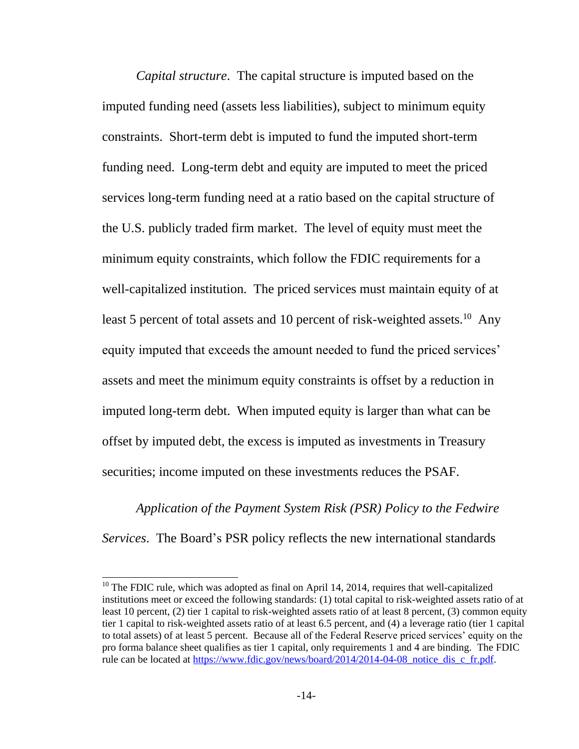*Capital structure*. The capital structure is imputed based on the imputed funding need (assets less liabilities), subject to minimum equity constraints. Short-term debt is imputed to fund the imputed short-term funding need. Long-term debt and equity are imputed to meet the priced services long-term funding need at a ratio based on the capital structure of the U.S. publicly traded firm market. The level of equity must meet the minimum equity constraints, which follow the FDIC requirements for a well-capitalized institution. The priced services must maintain equity of at least 5 percent of total assets and 10 percent of risk-weighted assets.[10] Any equity imputed that exceeds the amount needed to fund the priced services' assets and meet the minimum equity constraints is offset by a reduction in imputed long-term debt. When imputed equity is larger than what can be offset by imputed debt, the excess is imputed as investments in Treasury securities; income imputed on these investments reduces the PSAF.

*Application of the Payment System Risk (PSR) Policy to the Fedwire Services*. The Board's PSR policy reflects the new international standards

[10] The FDIC rule, which was adopted as final on April 14, 2014, requires that well-capitalized institutions meet or exceed the following standards: (1) total capital to risk-weighted assets ratio of at least 10 percent, (2) tier 1 capital to risk-weighted assets ratio of at least 8 percent, (3) common equity tier 1 capital to risk-weighted assets ratio of at least 6.5 percent, and (4) a leverage ratio (tier 1 capital to total assets) of at least 5 percent. Because all of the Federal Reserve priced services' equity on the pro forma balance sheet qualifies as tier 1 capital, only requirements 1 and 4 are binding. The FDIC rule can be located at https://www.fdic.gov/news/board/2014/2014-04-08_notice_dis_c_fr.pdf.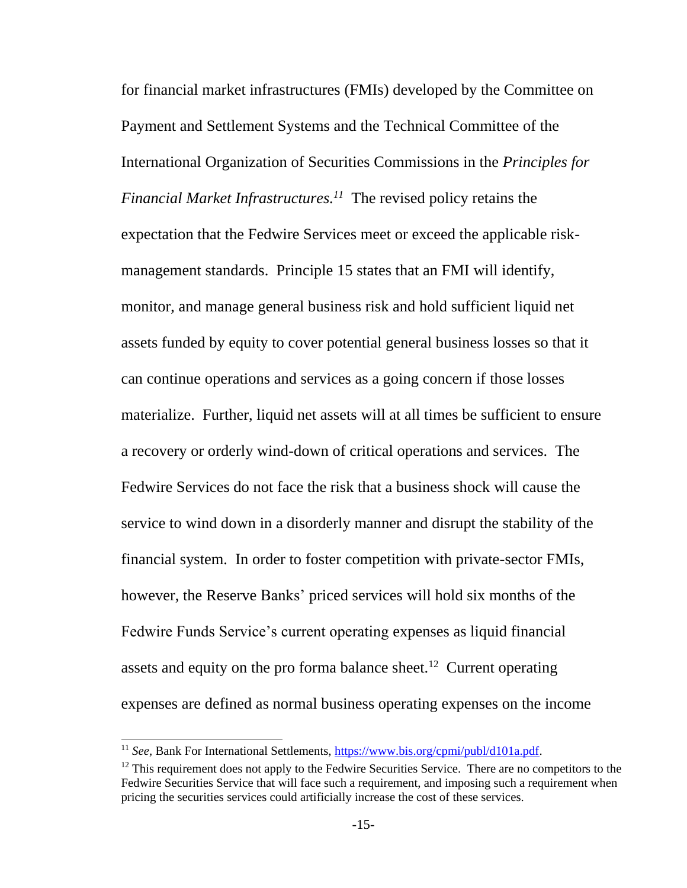for financial market infrastructures (FMIs) developed by the Committee on Payment and Settlement Systems and the Technical Committee of the International Organization of Securities Commissions in the *Principles for Financial Market Infrastructures.*[11] The revised policy retains the expectation that the Fedwire Services meet or exceed the applicable risk-management standards. Principle 15 states that an FMI will identify, monitor, and manage general business risk and hold sufficient liquid net assets funded by equity to cover potential general business losses so that it can continue operations and services as a going concern if those losses materialize. Further, liquid net assets will at all times be sufficient to ensure a recovery or orderly wind-down of critical operations and services. The Fedwire Services do not face the risk that a business shock will cause the service to wind down in a disorderly manner and disrupt the stability of the financial system. In order to foster competition with private-sector FMIs, however, the Reserve Banks' priced services will hold six months of the Fedwire Funds Service's current operating expenses as liquid financial assets and equity on the pro forma balance sheet.[12] Current operating expenses are defined as normal business operating expenses on the income

---

[11] *See*, Bank For International Settlements, https://www.bis.org/cpmi/publ/d101a.pdf.

[12] This requirement does not apply to the Fedwire Securities Service. There are no competitors to the Fedwire Securities Service that will face such a requirement, and imposing such a requirement when pricing the securities services could artificially increase the cost of these services.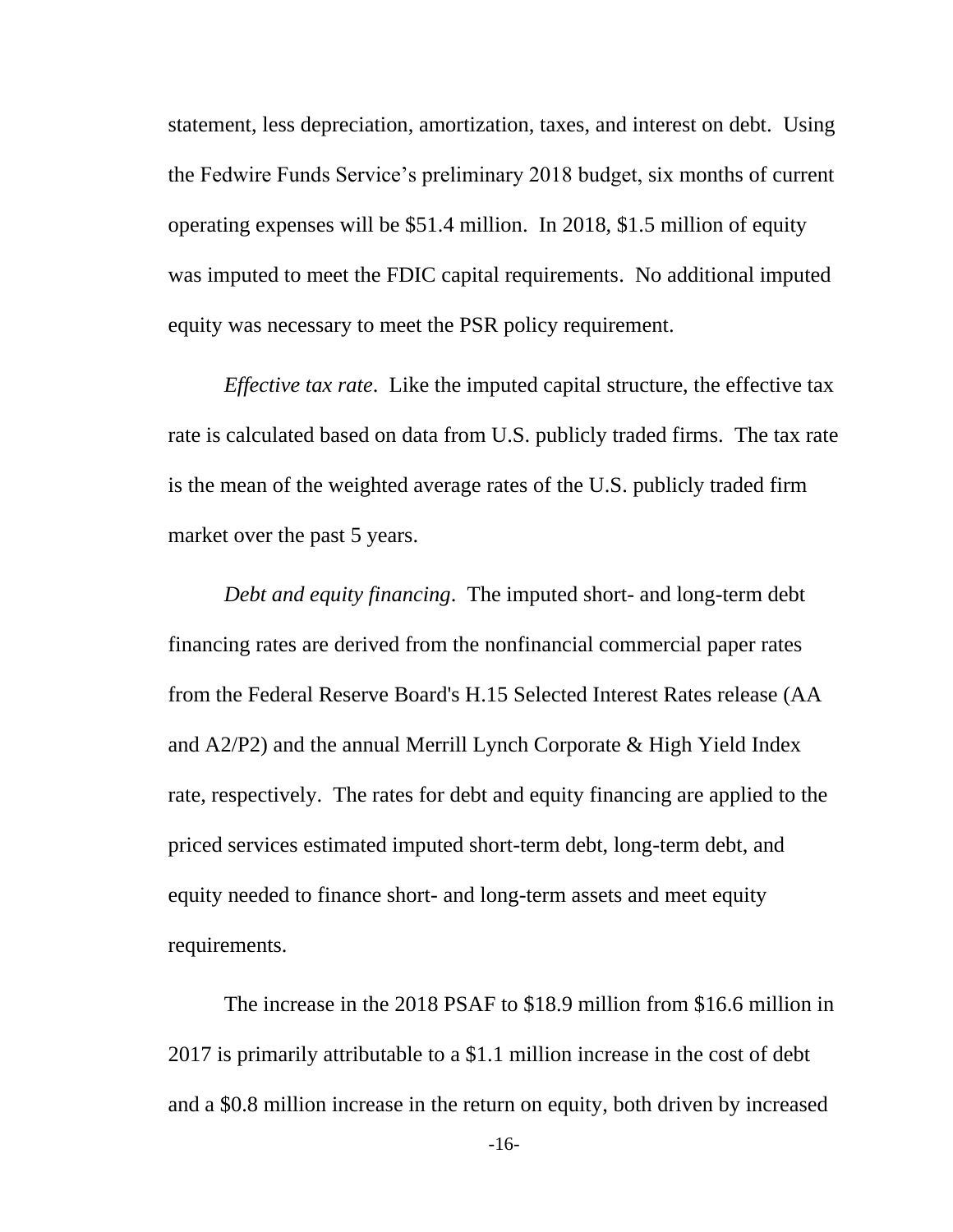statement, less depreciation, amortization, taxes, and interest on debt. Using the Fedwire Funds Service's preliminary 2018 budget, six months of current operating expenses will be $51.4 million. In 2018, $1.5 million of equity was imputed to meet the FDIC capital requirements. No additional imputed equity was necessary to meet the PSR policy requirement.

*Effective tax rate*. Like the imputed capital structure, the effective tax rate is calculated based on data from U.S. publicly traded firms. The tax rate is the mean of the weighted average rates of the U.S. publicly traded firm market over the past 5 years.

*Debt and equity financing*. The imputed short- and long-term debt financing rates are derived from the nonfinancial commercial paper rates from the Federal Reserve Board's H.15 Selected Interest Rates release (AA and A2/P2) and the annual Merrill Lynch Corporate & High Yield Index rate, respectively. The rates for debt and equity financing are applied to the priced services estimated imputed short-term debt, long-term debt, and equity needed to finance short- and long-term assets and meet equity requirements.

The increase in the 2018 PSAF to $18.9 million from $16.6 million in 2017 is primarily attributable to a $1.1 million increase in the cost of debt and a $0.8 million increase in the return on equity, both driven by increased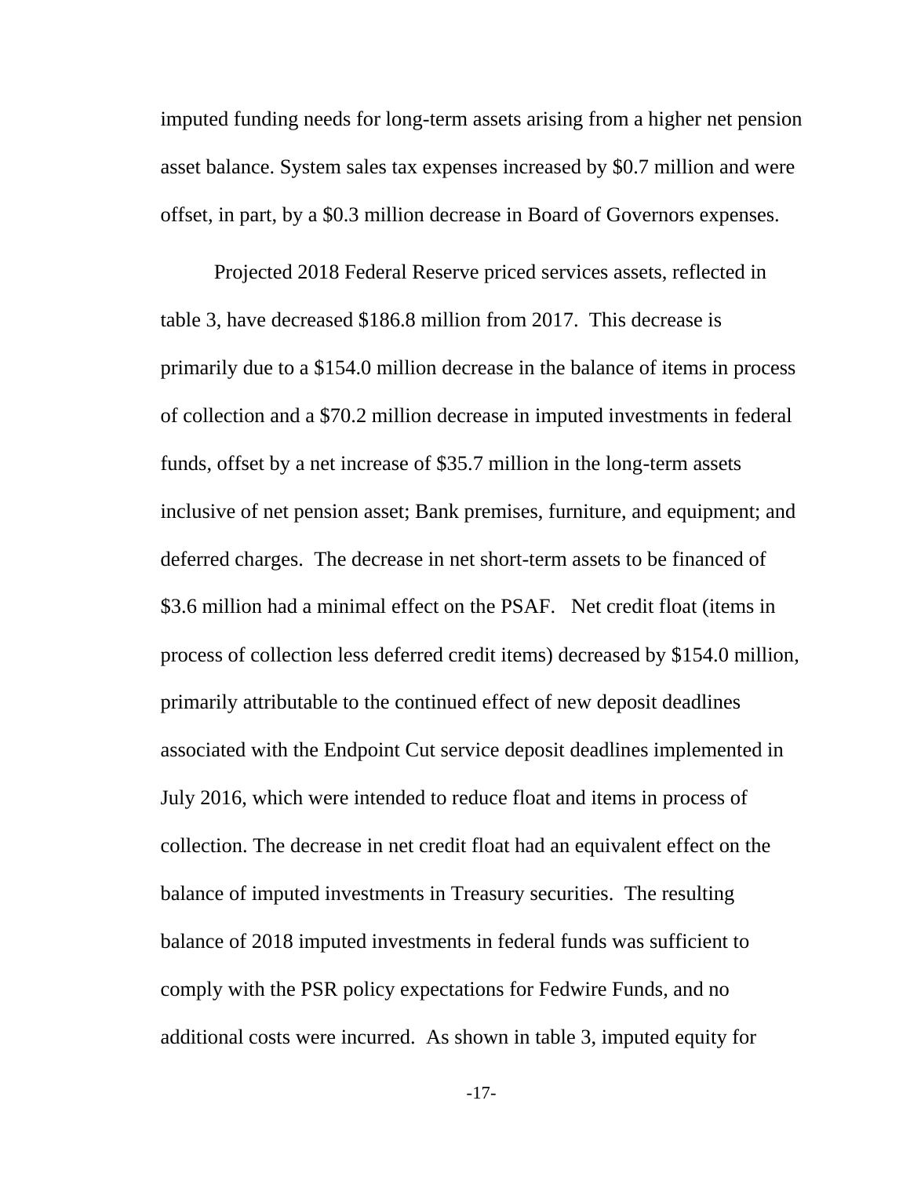imputed funding needs for long-term assets arising from a higher net pension asset balance. System sales tax expenses increased by $0.7 million and were offset, in part, by a $0.3 million decrease in Board of Governors expenses.

Projected 2018 Federal Reserve priced services assets, reflected in table 3, have decreased $186.8 million from 2017. This decrease is primarily due to a $154.0 million decrease in the balance of items in process of collection and a $70.2 million decrease in imputed investments in federal funds, offset by a net increase of $35.7 million in the long-term assets inclusive of net pension asset; Bank premises, furniture, and equipment; and deferred charges. The decrease in net short-term assets to be financed of $3.6 million had a minimal effect on the PSAF. Net credit float (items in process of collection less deferred credit items) decreased by $154.0 million, primarily attributable to the continued effect of new deposit deadlines associated with the Endpoint Cut service deposit deadlines implemented in July 2016, which were intended to reduce float and items in process of collection. The decrease in net credit float had an equivalent effect on the balance of imputed investments in Treasury securities. The resulting balance of 2018 imputed investments in federal funds was sufficient to comply with the PSR policy expectations for Fedwire Funds, and no additional costs were incurred. As shown in table 3, imputed equity for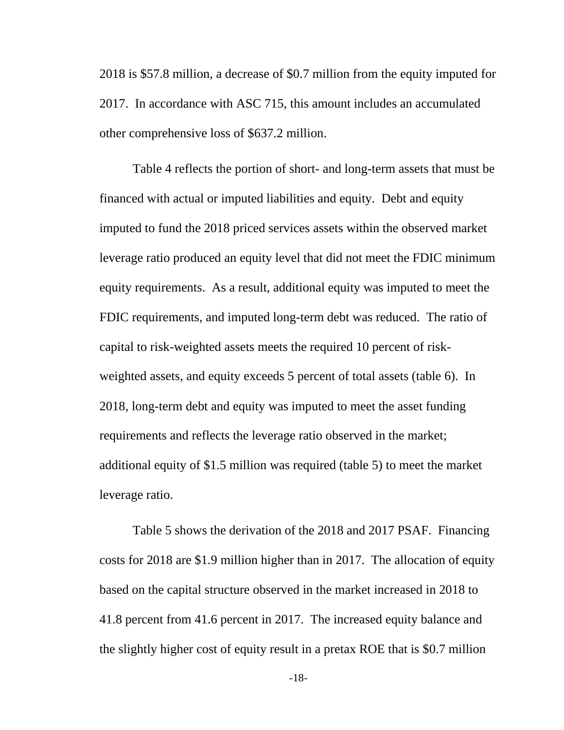2018 is $57.8 million, a decrease of $0.7 million from the equity imputed for 2017. In accordance with ASC 715, this amount includes an accumulated other comprehensive loss of $637.2 million.

Table 4 reflects the portion of short- and long-term assets that must be financed with actual or imputed liabilities and equity. Debt and equity imputed to fund the 2018 priced services assets within the observed market leverage ratio produced an equity level that did not meet the FDIC minimum equity requirements. As a result, additional equity was imputed to meet the FDIC requirements, and imputed long-term debt was reduced. The ratio of capital to risk-weighted assets meets the required 10 percent of risk-weighted assets, and equity exceeds 5 percent of total assets (table 6). In 2018, long-term debt and equity was imputed to meet the asset funding requirements and reflects the leverage ratio observed in the market; additional equity of $1.5 million was required (table 5) to meet the market leverage ratio.

Table 5 shows the derivation of the 2018 and 2017 PSAF. Financing costs for 2018 are $1.9 million higher than in 2017. The allocation of equity based on the capital structure observed in the market increased in 2018 to 41.8 percent from 41.6 percent in 2017. The increased equity balance and the slightly higher cost of equity result in a pretax ROE that is $0.7 million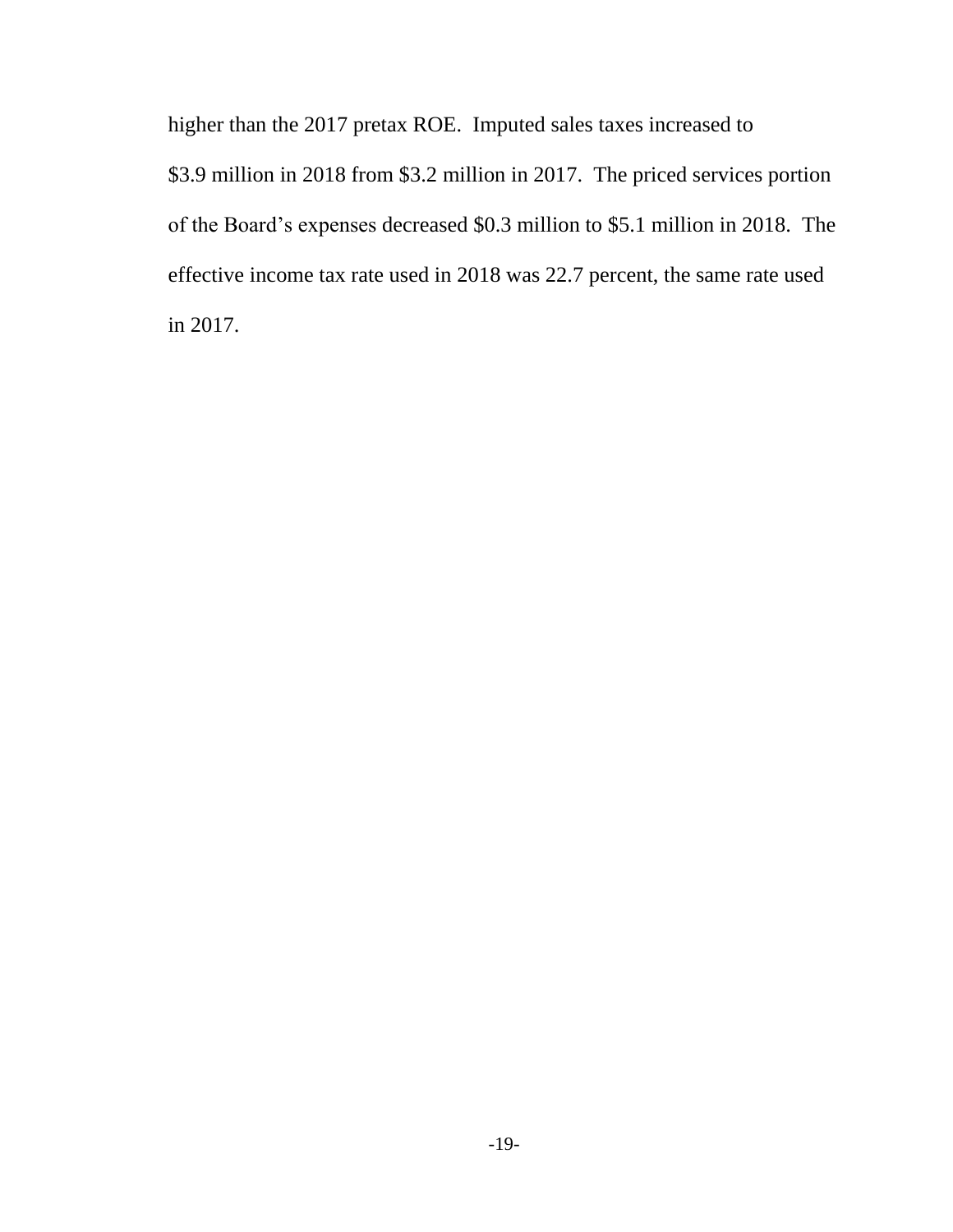higher than the 2017 pretax ROE. Imputed sales taxes increased to $3.9 million in 2018 from $3.2 million in 2017. The priced services portion of the Board's expenses decreased $0.3 million to $5.1 million in 2018. The effective income tax rate used in 2018 was 22.7 percent, the same rate used in 2017.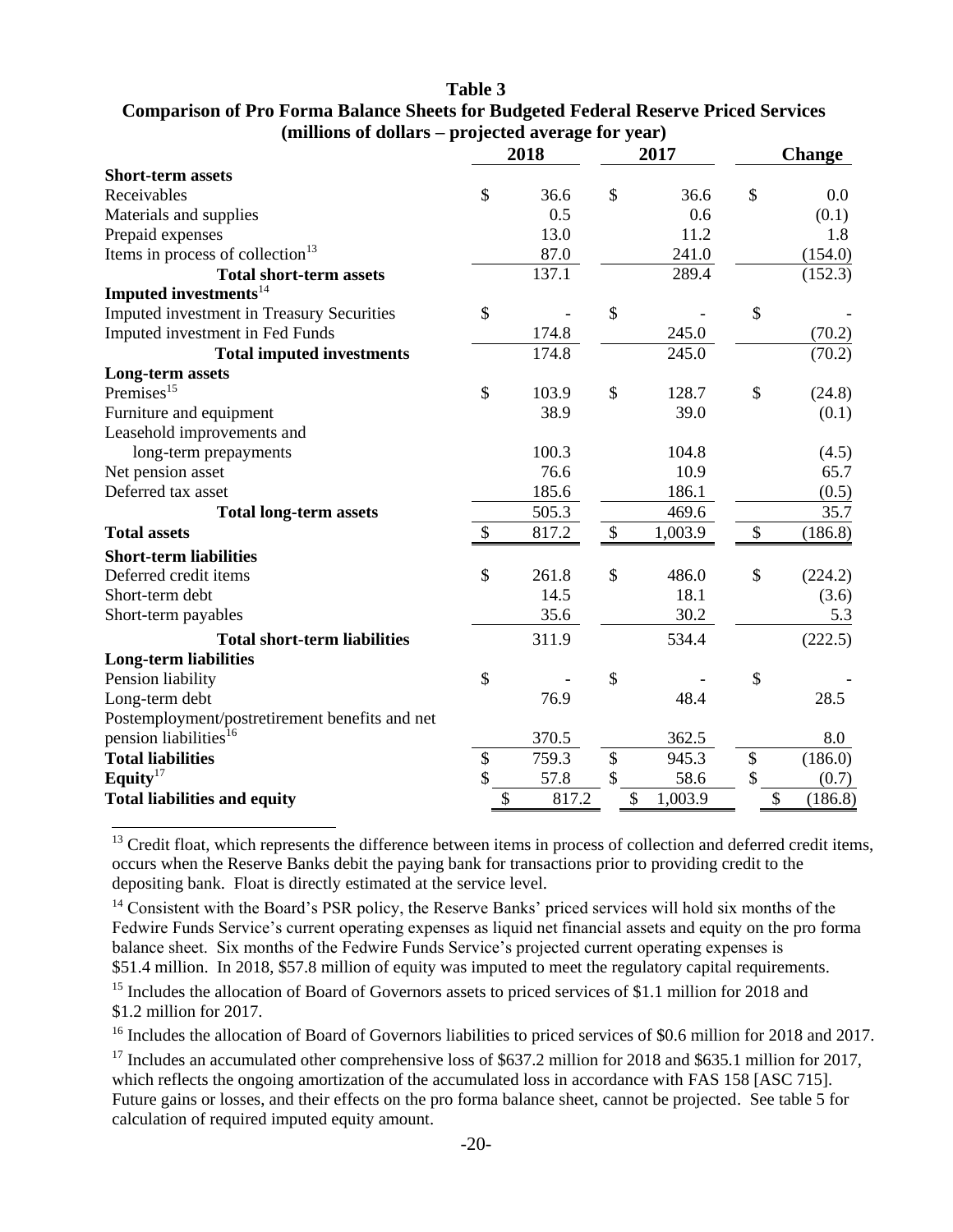**Table 3**
**Comparison of Pro Forma Balance Sheets for Budgeted Federal Reserve Priced Services**
**(millions of dollars – projected average for year)**

| | 2018 | 2017 | Change |
|---|---|---|---|
| **Short-term assets** | | | |
| Receivables | $ 36.6 | $ 36.6 | $ 0.0 |
| Materials and supplies | 0.5 | 0.6 | (0.1) |
| Prepaid expenses | 13.0 | 11.2 | 1.8 |
| Items in process of collection[13] | 87.0 | 241.0 | (154.0) |
| **Total short-term assets** | 137.1 | 289.4 | (152.3) |
| **Imputed investments**[14] | | | |
| Imputed investment in Treasury Securities | $ - | $ - | $ - |
| Imputed investment in Fed Funds | 174.8 | 245.0 | (70.2) |
| **Total imputed investments** | 174.8 | 245.0 | (70.2) |
| **Long-term assets** | | | |
| Premises[15] | $ 103.9 | $ 128.7 | $ (24.8) |
| Furniture and equipment | 38.9 | 39.0 | (0.1) |
| Leasehold improvements and long-term prepayments | 100.3 | 104.8 | (4.5) |
| Net pension asset | 76.6 | 10.9 | 65.7 |
| Deferred tax asset | 185.6 | 186.1 | (0.5) |
| **Total long-term assets** | 505.3 | 469.6 | 35.7 |
| **Total assets** | $ 817.2 | $ 1,003.9 | $ (186.8) |
| **Short-term liabilities** | | | |
| Deferred credit items | $ 261.8 | $ 486.0 | $ (224.2) |
| Short-term debt | 14.5 | 18.1 | (3.6) |
| Short-term payables | 35.6 | 30.2 | 5.3 |
| **Total short-term liabilities** | 311.9 | 534.4 | (222.5) |
| **Long-term liabilities** | | | |
| Pension liability | $ - | $ - | $ - |
| Long-term debt | 76.9 | 48.4 | 28.5 |
| Postemployment/postretirement benefits and net pension liabilities[16] | 370.5 | 362.5 | 8.0 |
| **Total liabilities** | $ 759.3 | $ 945.3 | $ (186.0) |
| **Equity**[17] | $ 57.8 | $ 58.6 | $ (0.7) |
| **Total liabilities and equity** | $ 817.2 | $ 1,003.9 | $ (186.8) |

[13] Credit float, which represents the difference between items in process of collection and deferred credit items, occurs when the Reserve Banks debit the paying bank for transactions prior to providing credit to the depositing bank. Float is directly estimated at the service level.

[14] Consistent with the Board's PSR policy, the Reserve Banks' priced services will hold six months of the Fedwire Funds Service's current operating expenses as liquid net financial assets and equity on the pro forma balance sheet. Six months of the Fedwire Funds Service's projected current operating expenses is $51.4 million. In 2018, $57.8 million of equity was imputed to meet the regulatory capital requirements.

[15] Includes the allocation of Board of Governors assets to priced services of $1.1 million for 2018 and $1.2 million for 2017.

[16] Includes the allocation of Board of Governors liabilities to priced services of $0.6 million for 2018 and 2017.

[17] Includes an accumulated other comprehensive loss of $637.2 million for 2018 and $635.1 million for 2017, which reflects the ongoing amortization of the accumulated loss in accordance with FAS 158 [ASC 715]. Future gains or losses, and their effects on the pro forma balance sheet, cannot be projected. See table 5 for calculation of required imputed equity amount.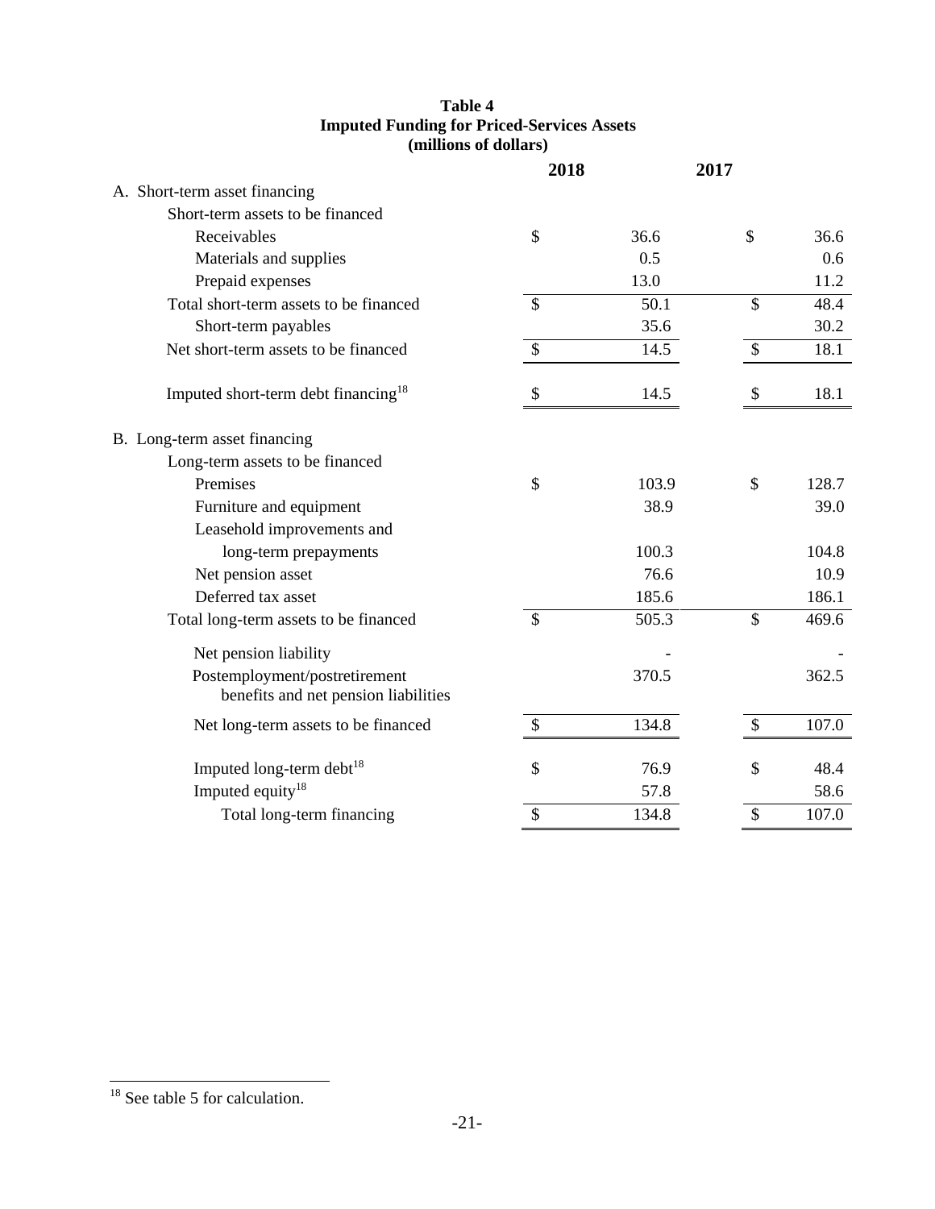**Table 4**
**Imputed Funding for Priced-Services Assets**
**(millions of dollars)**

| | 2018 | 2017 |
|---|---|---|
| A. Short-term asset financing | | |
| Short-term assets to be financed | | |
| Receivables | $ 36.6 | $ 36.6 |
| Materials and supplies | 0.5 | 0.6 |
| Prepaid expenses | 13.0 | 11.2 |
| Total short-term assets to be financed | $ 50.1 | $ 48.4 |
| Short-term payables | 35.6 | 30.2 |
| Net short-term assets to be financed | $ 14.5 | $ 18.1 |
| Imputed short-term debt financing[18] | $ 14.5 | $ 18.1 |
| B. Long-term asset financing | | |
| Long-term assets to be financed | | |
| Premises | $ 103.9 | $ 128.7 |
| Furniture and equipment | 38.9 | 39.0 |
| Leasehold improvements and long-term prepayments | 100.3 | 104.8 |
| Net pension asset | 76.6 | 10.9 |
| Deferred tax asset | 185.6 | 186.1 |
| Total long-term assets to be financed | $ 505.3 | $ 469.6 |
| Net pension liability | - | - |
| Postemployment/postretirement benefits and net pension liabilities | 370.5 | 362.5 |
| Net long-term assets to be financed | $ 134.8 | $ 107.0 |
| Imputed long-term debt[18] | $ 76.9 | $ 48.4 |
| Imputed equity[18] | 57.8 | 58.6 |
| Total long-term financing | $ 134.8 | $ 107.0 |

[18] See table 5 for calculation.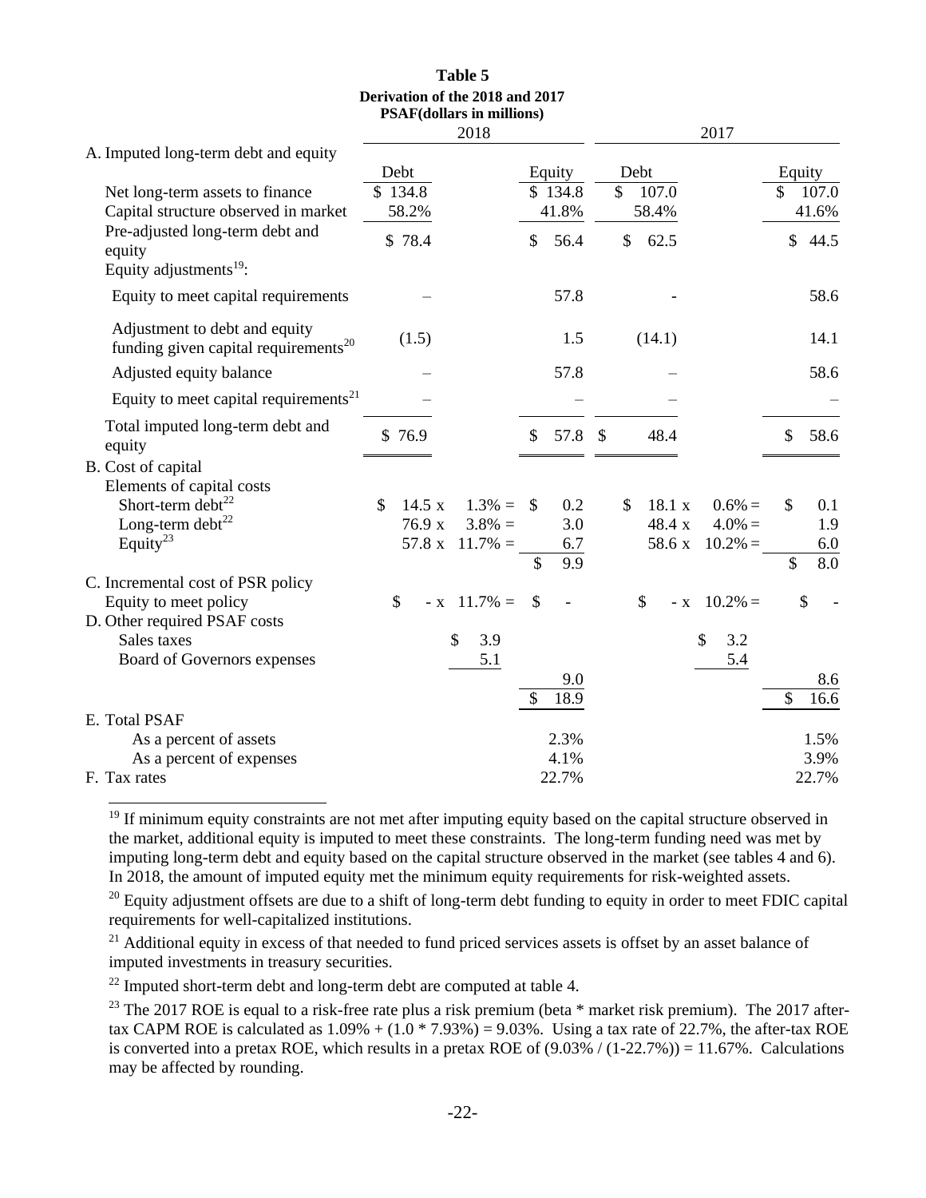**Table 5**
**Derivation of the 2018 and 2017 PSAF(dollars in millions)**

| | 2018 | | | 2017 | | |
|---|---|---|---|---|---|---|
| A. Imputed long-term debt and equity | Debt | | Equity | Debt | | Equity |
| Net long-term assets to finance | $ 134.8 | | $ 134.8 | $ 107.0 | | $ 107.0 |
| Capital structure observed in market | 58.2% | | 41.8% | 58.4% | | 41.6% |
| Pre-adjusted long-term debt and equity | $ 78.4 | | $ 56.4 | $ 62.5 | | $ 44.5 |
| Equity adjustments[19]: | | | | | | |
| Equity to meet capital requirements | – | | 57.8 | - | | 58.6 |
| Adjustment to debt and equity funding given capital requirements[20] | (1.5) | | 1.5 | (14.1) | | 14.1 |
| Adjusted equity balance | – | | 57.8 | – | | 58.6 |
| Equity to meet capital requirements[21] | – | | – | – | | – |
| Total imputed long-term debt and equity | $ 76.9 | | $ 57.8 | $ 48.4 | | $ 58.6 |
| B. Cost of capital | | | | | | |
| Elements of capital costs | | | | | | |
| Short-term debt[22] | $ 14.5 x | 1.3% = | $ 0.2 | $ 18.1 x | 0.6% = | $ 0.1 |
| Long-term debt[22] | 76.9 x | 3.8% = | 3.0 | 48.4 x | 4.0% = | 1.9 |
| Equity[23] | 57.8 x | 11.7% = | 6.7 | 58.6 x | 10.2% = | 6.0 |
| | | | $ 9.9 | | | $ 8.0 |
| C. Incremental cost of PSR policy | | | | | | |
| Equity to meet policy | $ - x | 11.7% = | $ - | $ - x | 10.2% = | $ - |
| D. Other required PSAF costs | | | | | | |
| Sales taxes | | $ 3.9 | | | $ 3.2 | |
| Board of Governors expenses | | 5.1 | | | 5.4 | |
| | | | 9.0 | | | 8.6 |
| | | | $ 18.9 | | | $ 16.6 |
| E. Total PSAF | | | | | | |
| As a percent of assets | | | 2.3% | | | 1.5% |
| As a percent of expenses | | | 4.1% | | | 3.9% |
| F. Tax rates | | | 22.7% | | | 22.7% |

[19] If minimum equity constraints are not met after imputing equity based on the capital structure observed in the market, additional equity is imputed to meet these constraints. The long-term funding need was met by imputing long-term debt and equity based on the capital structure observed in the market (see tables 4 and 6). In 2018, the amount of imputed equity met the minimum equity requirements for risk-weighted assets.

[20] Equity adjustment offsets are due to a shift of long-term debt funding to equity in order to meet FDIC capital requirements for well-capitalized institutions.

[21] Additional equity in excess of that needed to fund priced services assets is offset by an asset balance of imputed investments in treasury securities.

[22] Imputed short-term debt and long-term debt are computed at table 4.

[23] The 2017 ROE is equal to a risk-free rate plus a risk premium (beta * market risk premium). The 2017 after-tax CAPM ROE is calculated as 1.09% + (1.0 * 7.93%) = 9.03%. Using a tax rate of 22.7%, the after-tax ROE is converted into a pretax ROE, which results in a pretax ROE of (9.03% / (1-22.7%)) = 11.67%. Calculations may be affected by rounding.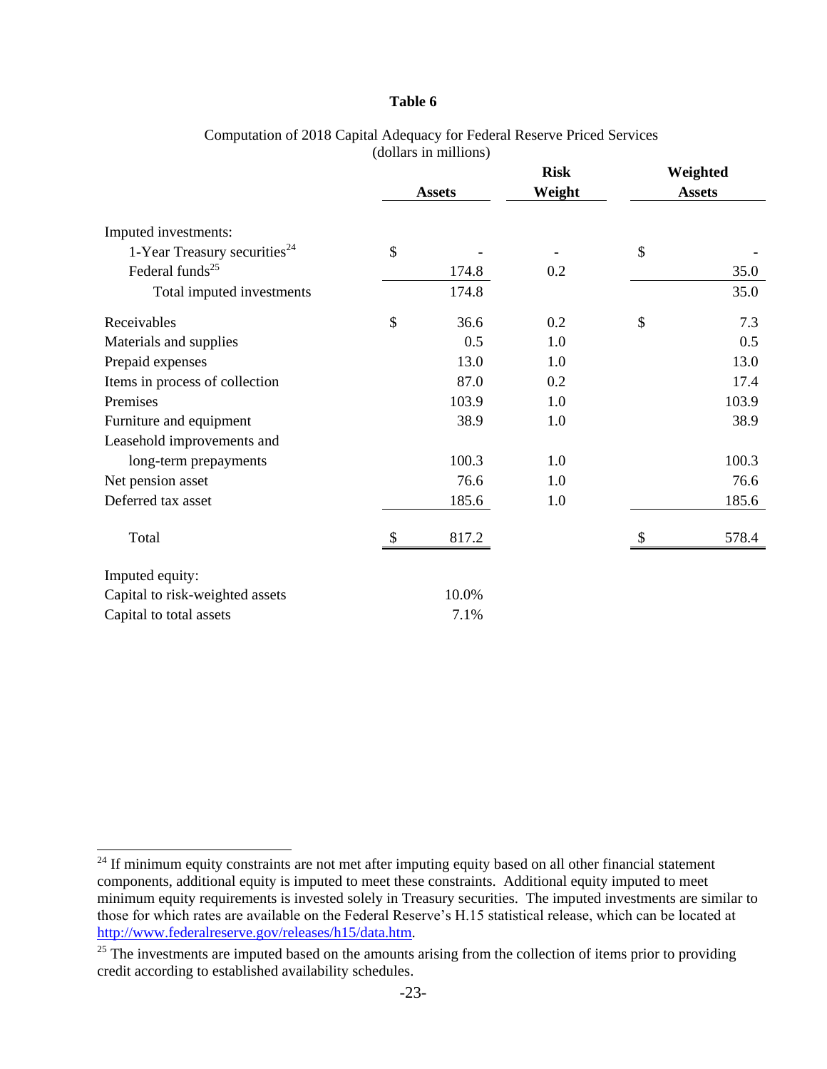**Table 6**

Computation of 2018 Capital Adequacy for Federal Reserve Priced Services
(dollars in millions)

| | Assets | Risk Weight | Weighted Assets |
|---|---|---|---|
| Imputed investments: | | | |
| 1-Year Treasury securities[24] | $ - | - | $ - |
| Federal funds[25] | 174.8 | 0.2 | 35.0 |
| Total imputed investments | 174.8 | | 35.0 |
| Receivables | $ 36.6 | 0.2 | $ 7.3 |
| Materials and supplies | 0.5 | 1.0 | 0.5 |
| Prepaid expenses | 13.0 | 1.0 | 13.0 |
| Items in process of collection | 87.0 | 0.2 | 17.4 |
| Premises | 103.9 | 1.0 | 103.9 |
| Furniture and equipment | 38.9 | 1.0 | 38.9 |
| Leasehold improvements and long-term prepayments | 100.3 | 1.0 | 100.3 |
| Net pension asset | 76.6 | 1.0 | 76.6 |
| Deferred tax asset | 185.6 | 1.0 | 185.6 |
| Total | $ 817.2 | | $ 578.4 |
| Imputed equity: | | | |
| Capital to risk-weighted assets | 10.0% | | |
| Capital to total assets | 7.1% | | |

[24] If minimum equity constraints are not met after imputing equity based on all other financial statement components, additional equity is imputed to meet these constraints. Additional equity imputed to meet minimum equity requirements is invested solely in Treasury securities. The imputed investments are similar to those for which rates are available on the Federal Reserve's H.15 statistical release, which can be located at http://www.federalreserve.gov/releases/h15/data.htm.

[25] The investments are imputed based on the amounts arising from the collection of items prior to providing credit according to established availability schedules.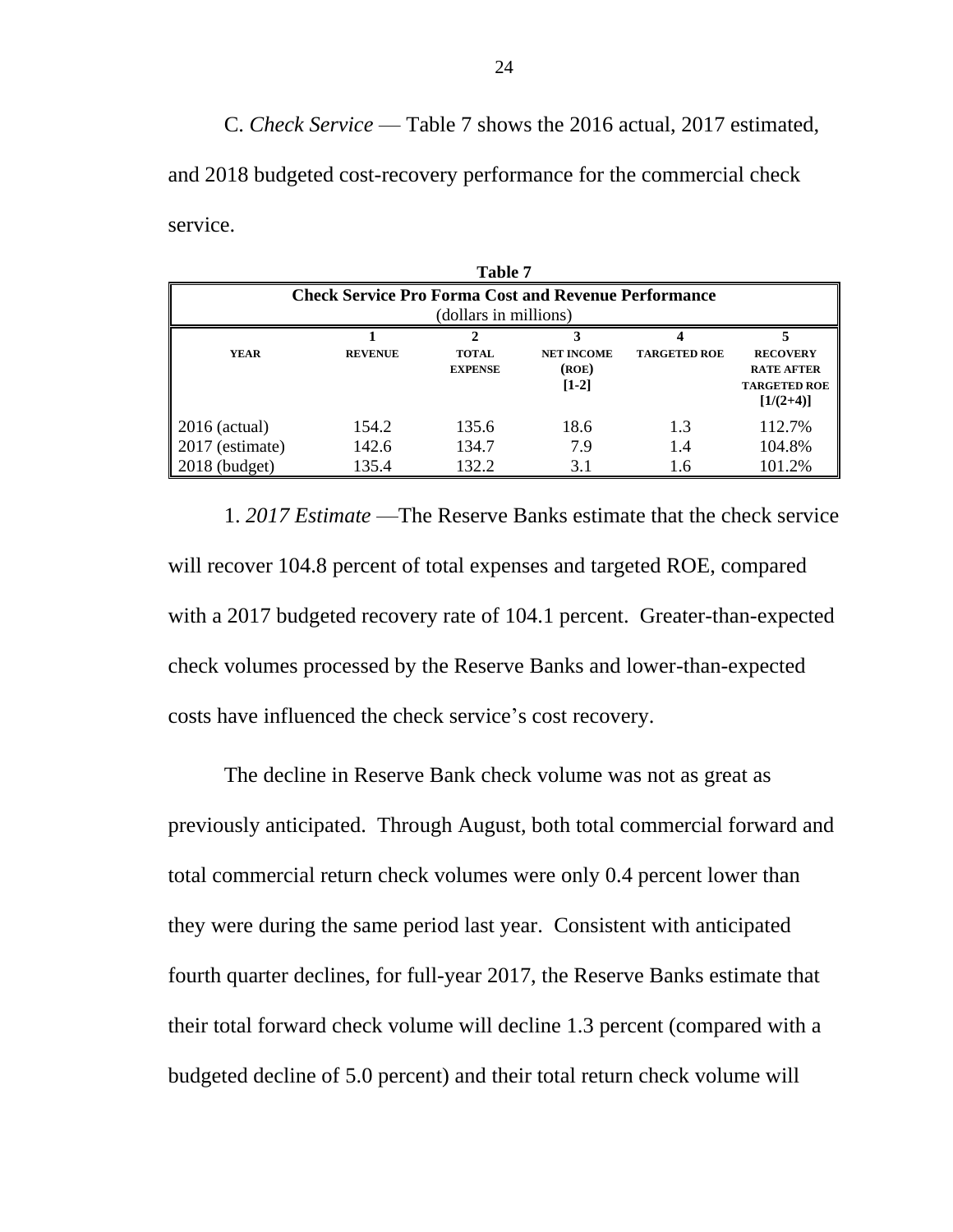C. *Check Service* — Table 7 shows the 2016 actual, 2017 estimated, and 2018 budgeted cost-recovery performance for the commercial check service.

**Table 7**

**Check Service Pro Forma Cost and Revenue Performance**
(dollars in millions)

| YEAR | 1<br>REVENUE | 2<br>TOTAL EXPENSE | 3<br>NET INCOME (ROE) [1-2] | 4<br>TARGETED ROE | 5<br>RECOVERY RATE AFTER TARGETED ROE [1/(2+4)] |
|---|---|---|---|---|---|
| 2016 (actual) | 154.2 | 135.6 | 18.6 | 1.3 | 112.7% |
| 2017 (estimate) | 142.6 | 134.7 | 7.9 | 1.4 | 104.8% |
| 2018 (budget) | 135.4 | 132.2 | 3.1 | 1.6 | 101.2% |

1. *2017 Estimate* —The Reserve Banks estimate that the check service will recover 104.8 percent of total expenses and targeted ROE, compared with a 2017 budgeted recovery rate of 104.1 percent. Greater-than-expected check volumes processed by the Reserve Banks and lower-than-expected costs have influenced the check service's cost recovery.

The decline in Reserve Bank check volume was not as great as previously anticipated. Through August, both total commercial forward and total commercial return check volumes were only 0.4 percent lower than they were during the same period last year. Consistent with anticipated fourth quarter declines, for full-year 2017, the Reserve Banks estimate that their total forward check volume will decline 1.3 percent (compared with a budgeted decline of 5.0 percent) and their total return check volume will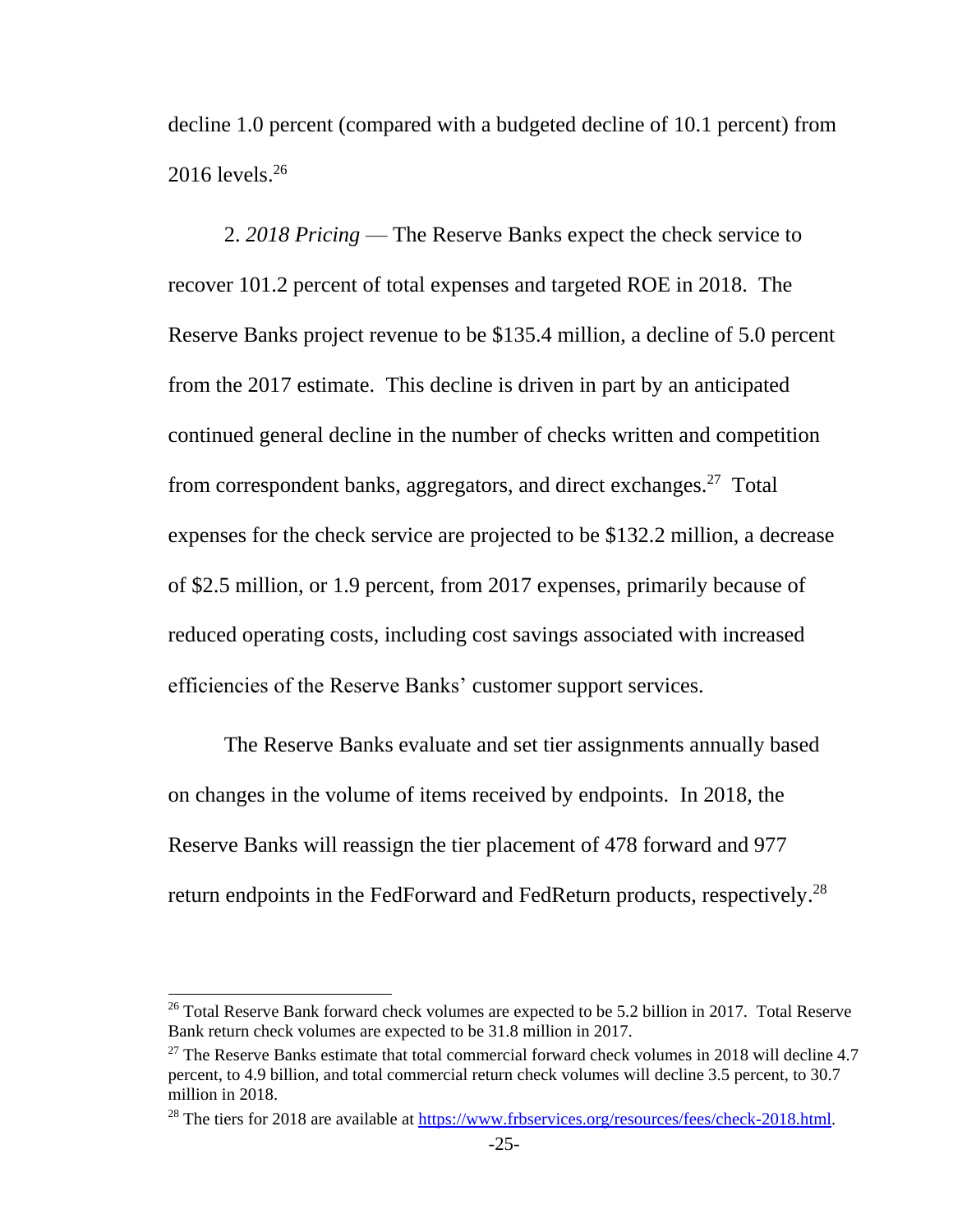decline 1.0 percent (compared with a budgeted decline of 10.1 percent) from 2016 levels.[26]

2. *2018 Pricing* — The Reserve Banks expect the check service to recover 101.2 percent of total expenses and targeted ROE in 2018. The Reserve Banks project revenue to be $135.4 million, a decline of 5.0 percent from the 2017 estimate. This decline is driven in part by an anticipated continued general decline in the number of checks written and competition from correspondent banks, aggregators, and direct exchanges.[27] Total expenses for the check service are projected to be $132.2 million, a decrease of $2.5 million, or 1.9 percent, from 2017 expenses, primarily because of reduced operating costs, including cost savings associated with increased efficiencies of the Reserve Banks' customer support services.

The Reserve Banks evaluate and set tier assignments annually based on changes in the volume of items received by endpoints. In 2018, the Reserve Banks will reassign the tier placement of 478 forward and 977 return endpoints in the FedForward and FedReturn products, respectively.[28]

---

[26] Total Reserve Bank forward check volumes are expected to be 5.2 billion in 2017. Total Reserve Bank return check volumes are expected to be 31.8 million in 2017.

[27] The Reserve Banks estimate that total commercial forward check volumes in 2018 will decline 4.7 percent, to 4.9 billion, and total commercial return check volumes will decline 3.5 percent, to 30.7 million in 2018.

[28] The tiers for 2018 are available at https://www.frbservices.org/resources/fees/check-2018.html.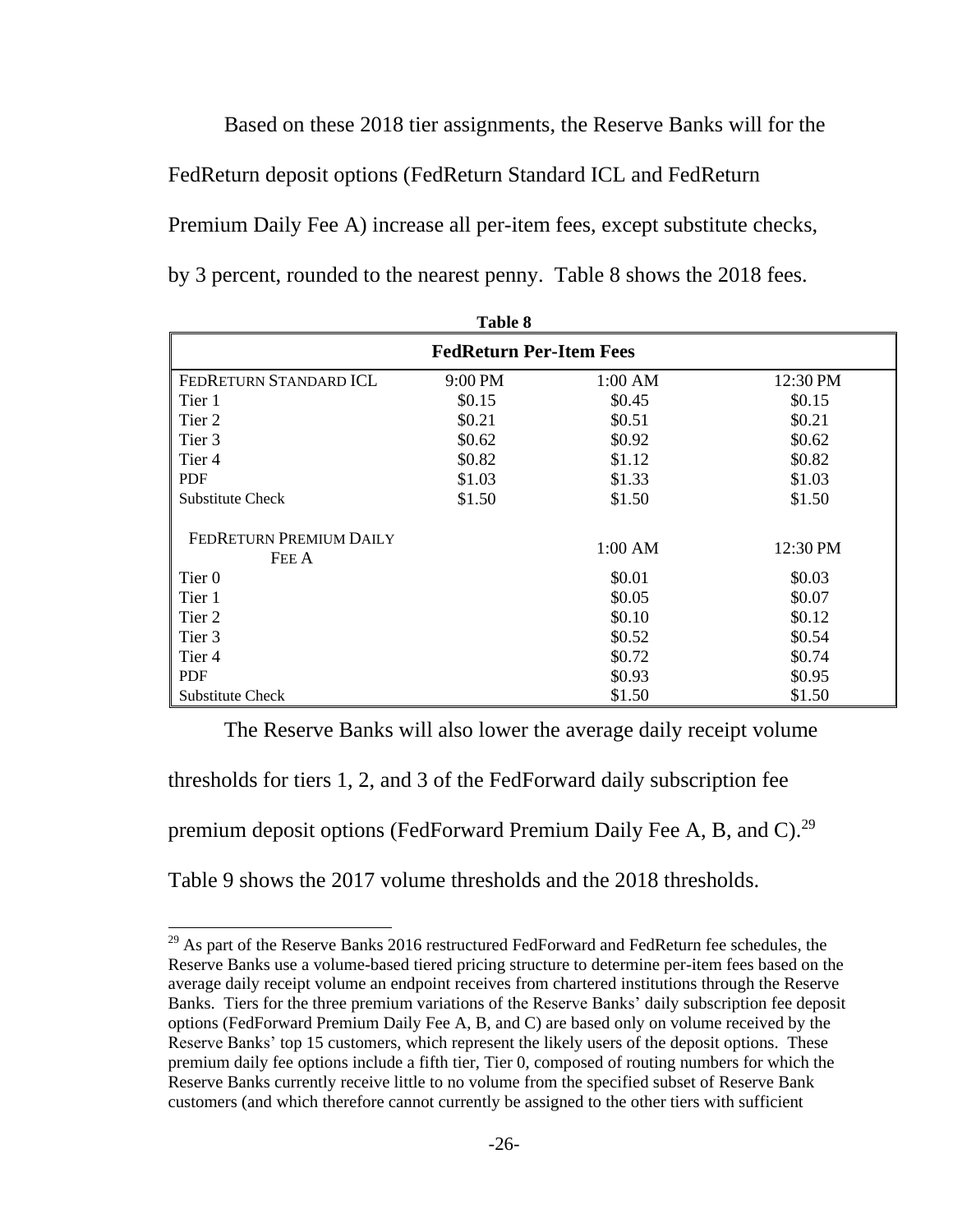Based on these 2018 tier assignments, the Reserve Banks will for the FedReturn deposit options (FedReturn Standard ICL and FedReturn Premium Daily Fee A) increase all per-item fees, except substitute checks, by 3 percent, rounded to the nearest penny. Table 8 shows the 2018 fees.

**Table 8**

| FedReturn Per-Item Fees | | | |
|---|---|---|---|
| FEDRETURN STANDARD ICL | 9:00 PM | 1:00 AM | 12:30 PM |
| Tier 1 | $0.15 | $0.45 | $0.15 |
| Tier 2 | $0.21 | $0.51 | $0.21 |
| Tier 3 | $0.62 | $0.92 | $0.62 |
| Tier 4 | $0.82 | $1.12 | $0.82 |
| PDF | $1.03 | $1.33 | $1.03 |
| Substitute Check | $1.50 | $1.50 | $1.50 |
| | | | |
| FEDRETURN PREMIUM DAILY FEE A | | 1:00 AM | 12:30 PM |
| Tier 0 | | $0.01 | $0.03 |
| Tier 1 | | $0.05 | $0.07 |
| Tier 2 | | $0.10 | $0.12 |
| Tier 3 | | $0.52 | $0.54 |
| Tier 4 | | $0.72 | $0.74 |
| PDF | | $0.93 | $0.95 |
| Substitute Check | | $1.50 | $1.50 |

The Reserve Banks will also lower the average daily receipt volume thresholds for tiers 1, 2, and 3 of the FedForward daily subscription fee premium deposit options (FedForward Premium Daily Fee A, B, and C).[29] Table 9 shows the 2017 volume thresholds and the 2018 thresholds.

[29] As part of the Reserve Banks 2016 restructured FedForward and FedReturn fee schedules, the Reserve Banks use a volume-based tiered pricing structure to determine per-item fees based on the average daily receipt volume an endpoint receives from chartered institutions through the Reserve Banks. Tiers for the three premium variations of the Reserve Banks' daily subscription fee deposit options (FedForward Premium Daily Fee A, B, and C) are based only on volume received by the Reserve Banks' top 15 customers, which represent the likely users of the deposit options. These premium daily fee options include a fifth tier, Tier 0, composed of routing numbers for which the Reserve Banks currently receive little to no volume from the specified subset of Reserve Bank customers (and which therefore cannot currently be assigned to the other tiers with sufficient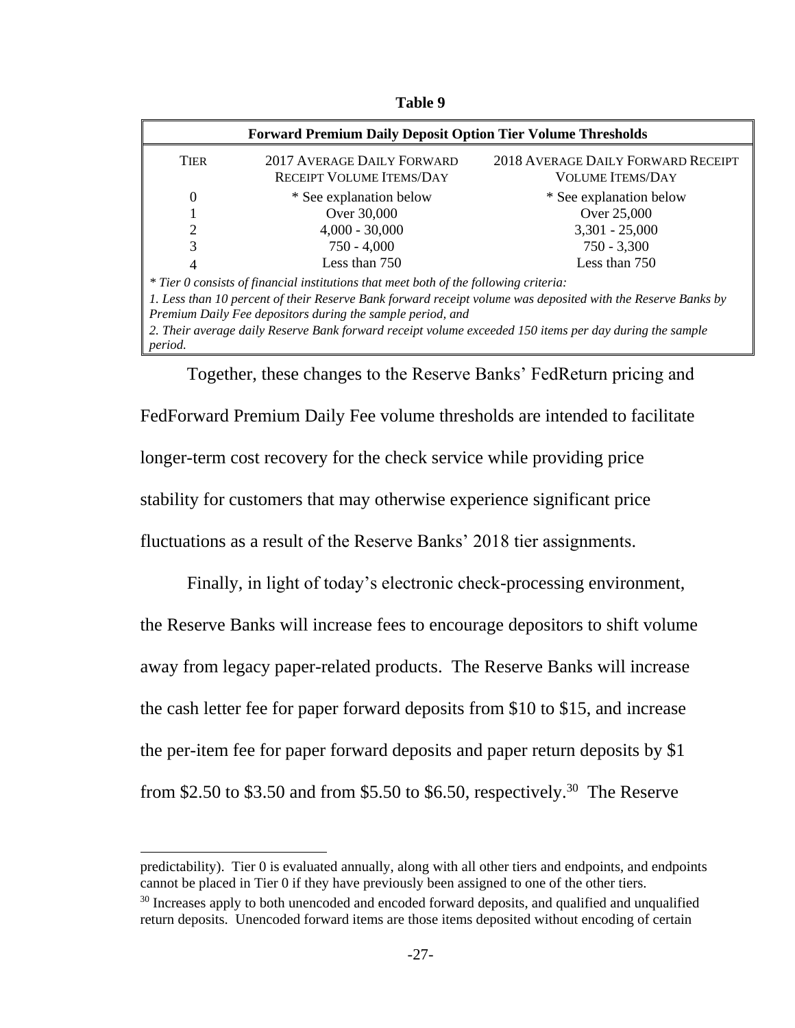**Table 9**

| Forward Premium Daily Deposit Option Tier Volume Thresholds | | |
|---|---|---|
| TIER | 2017 AVERAGE DAILY FORWARD RECEIPT VOLUME ITEMS/DAY | 2018 AVERAGE DAILY FORWARD RECEIPT VOLUME ITEMS/DAY |
| 0 | * See explanation below | * See explanation below |
| 1 | Over 30,000 | Over 25,000 |
| 2 | 4,000 - 30,000 | 3,301 - 25,000 |
| 3 | 750 - 4,000 | 750 - 3,300 |
| 4 | Less than 750 | Less than 750 |

*\* Tier 0 consists of financial institutions that meet both of the following criteria:*
*1. Less than 10 percent of their Reserve Bank forward receipt volume was deposited with the Reserve Banks by Premium Daily Fee depositors during the sample period, and*
*2. Their average daily Reserve Bank forward receipt volume exceeded 150 items per day during the sample period.*

Together, these changes to the Reserve Banks' FedReturn pricing and FedForward Premium Daily Fee volume thresholds are intended to facilitate longer-term cost recovery for the check service while providing price stability for customers that may otherwise experience significant price fluctuations as a result of the Reserve Banks' 2018 tier assignments.

Finally, in light of today's electronic check-processing environment, the Reserve Banks will increase fees to encourage depositors to shift volume away from legacy paper-related products. The Reserve Banks will increase the cash letter fee for paper forward deposits from $10 to $15, and increase the per-item fee for paper forward deposits and paper return deposits by $1 from $2.50 to $3.50 and from $5.50 to $6.50, respectively.[30] The Reserve

predictability). Tier 0 is evaluated annually, along with all other tiers and endpoints, and endpoints cannot be placed in Tier 0 if they have previously been assigned to one of the other tiers.

[30] Increases apply to both unencoded and encoded forward deposits, and qualified and unqualified return deposits. Unencoded forward items are those items deposited without encoding of certain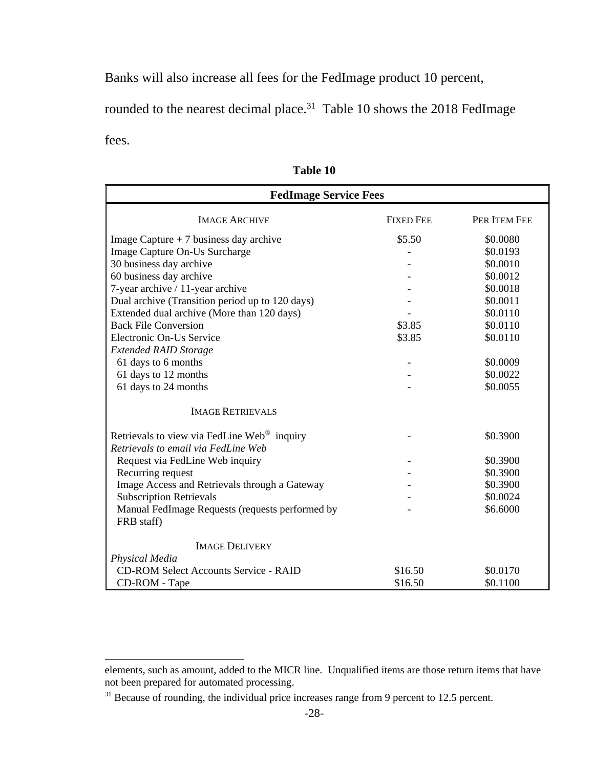Banks will also increase all fees for the FedImage product 10 percent, rounded to the nearest decimal place.[31] Table 10 shows the 2018 FedImage fees.

**Table 10**

| FedImage Service Fees | | |
|---|---|---|
| IMAGE ARCHIVE | FIXED FEE | PER ITEM FEE |
| Image Capture + 7 business day archive | $5.50 | $0.0080 |
| Image Capture On-Us Surcharge | - | $0.0193 |
| 30 business day archive | - | $0.0010 |
| 60 business day archive | - | $0.0012 |
| 7-year archive / 11-year archive | - | $0.0018 |
| Dual archive (Transition period up to 120 days) | - | $0.0011 |
| Extended dual archive (More than 120 days) | - | $0.0110 |
| Back File Conversion | $3.85 | $0.0110 |
| Electronic On-Us Service | $3.85 | $0.0110 |
| *Extended RAID Storage* | | |
| 61 days to 6 months | - | $0.0009 |
| 61 days to 12 months | - | $0.0022 |
| 61 days to 24 months | - | $0.0055 |
| IMAGE RETRIEVALS | | |
| Retrievals to view via FedLine Web® inquiry | - | $0.3900 |
| *Retrievals to email via FedLine Web* | | |
| Request via FedLine Web inquiry | - | $0.3900 |
| Recurring request | - | $0.3900 |
| Image Access and Retrievals through a Gateway | - | $0.3900 |
| Subscription Retrievals | - | $0.0024 |
| Manual FedImage Requests (requests performed by FRB staff) | - | $6.6000 |
| IMAGE DELIVERY | | |
| *Physical Media* | | |
| CD-ROM Select Accounts Service - RAID | $16.50 | $0.0170 |
| CD-ROM - Tape | $16.50 | $0.1100 |

elements, such as amount, added to the MICR line. Unqualified items are those return items that have not been prepared for automated processing.

[31] Because of rounding, the individual price increases range from 9 percent to 12.5 percent.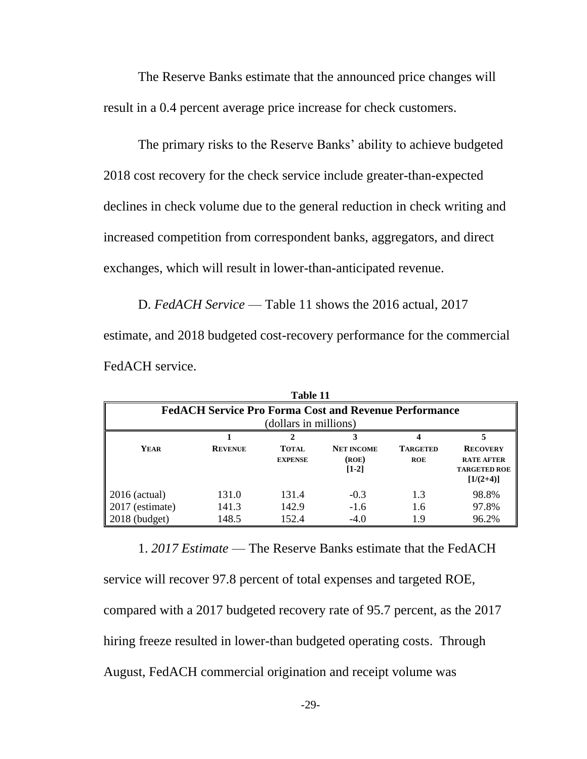The Reserve Banks estimate that the announced price changes will result in a 0.4 percent average price increase for check customers.

The primary risks to the Reserve Banks' ability to achieve budgeted 2018 cost recovery for the check service include greater-than-expected declines in check volume due to the general reduction in check writing and increased competition from correspondent banks, aggregators, and direct exchanges, which will result in lower-than-anticipated revenue.

D. *FedACH Service* — Table 11 shows the 2016 actual, 2017 estimate, and 2018 budgeted cost-recovery performance for the commercial FedACH service.

**Table 11**

**FedACH Service Pro Forma Cost and Revenue Performance**
(dollars in millions)

| | 1 | 2 | 3 | 4 | 5 |
|---|---|---|---|---|---|
| **Year** | **Revenue** | **Total expense** | **Net income (ROE) [1-2]** | **Targeted ROE** | **Recovery rate after targeted ROE [1/(2+4)]** |
| 2016 (actual) | 131.0 | 131.4 | -0.3 | 1.3 | 98.8% |
| 2017 (estimate) | 141.3 | 142.9 | -1.6 | 1.6 | 97.8% |
| 2018 (budget) | 148.5 | 152.4 | -4.0 | 1.9 | 96.2% |

1. *2017 Estimate* — The Reserve Banks estimate that the FedACH service will recover 97.8 percent of total expenses and targeted ROE, compared with a 2017 budgeted recovery rate of 95.7 percent, as the 2017 hiring freeze resulted in lower-than budgeted operating costs. Through August, FedACH commercial origination and receipt volume was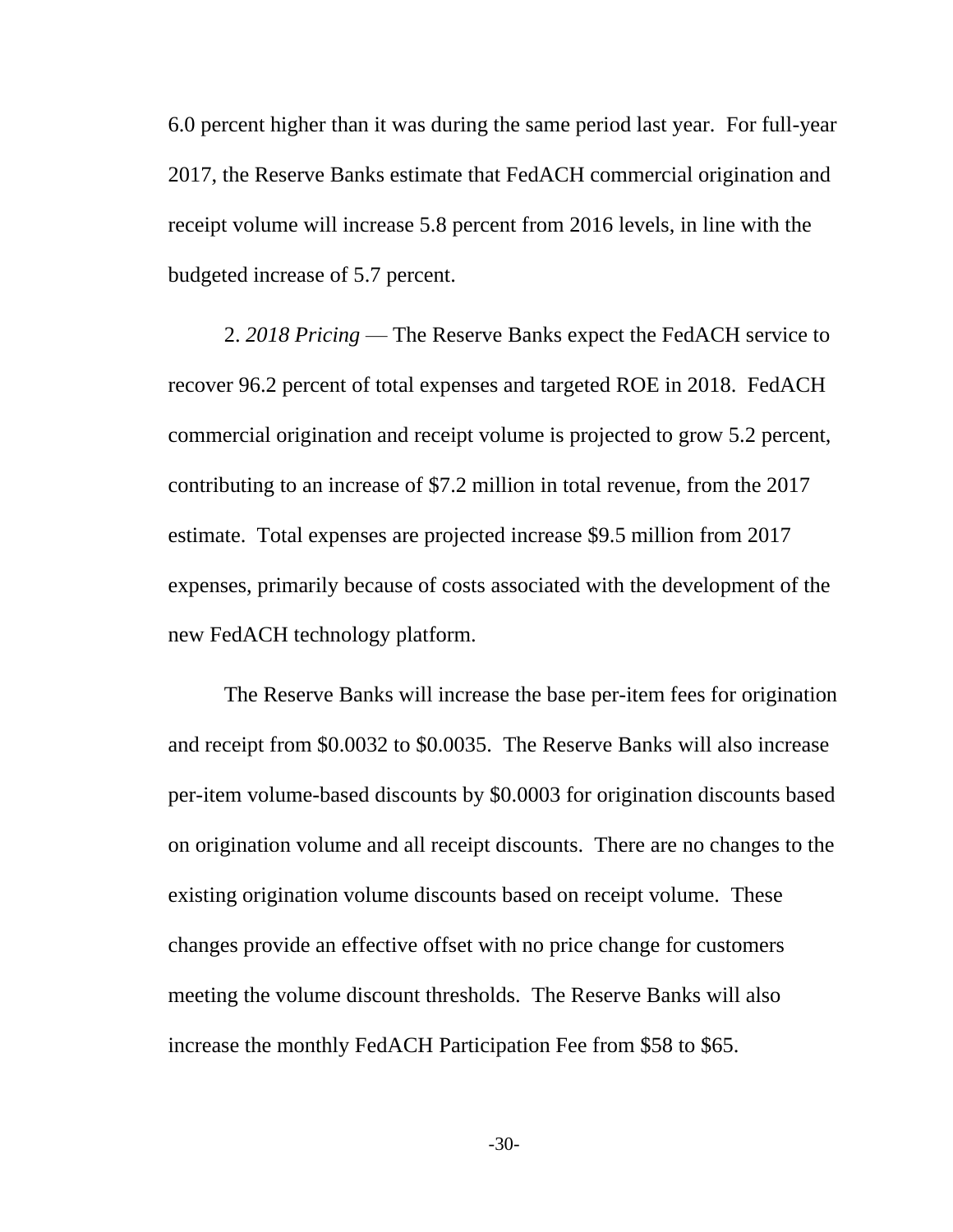6.0 percent higher than it was during the same period last year. For full-year 2017, the Reserve Banks estimate that FedACH commercial origination and receipt volume will increase 5.8 percent from 2016 levels, in line with the budgeted increase of 5.7 percent.

2. *2018 Pricing* — The Reserve Banks expect the FedACH service to recover 96.2 percent of total expenses and targeted ROE in 2018. FedACH commercial origination and receipt volume is projected to grow 5.2 percent, contributing to an increase of $7.2 million in total revenue, from the 2017 estimate. Total expenses are projected increase $9.5 million from 2017 expenses, primarily because of costs associated with the development of the new FedACH technology platform.

The Reserve Banks will increase the base per-item fees for origination and receipt from $0.0032 to $0.0035. The Reserve Banks will also increase per-item volume-based discounts by $0.0003 for origination discounts based on origination volume and all receipt discounts. There are no changes to the existing origination volume discounts based on receipt volume. These changes provide an effective offset with no price change for customers meeting the volume discount thresholds. The Reserve Banks will also increase the monthly FedACH Participation Fee from $58 to $65.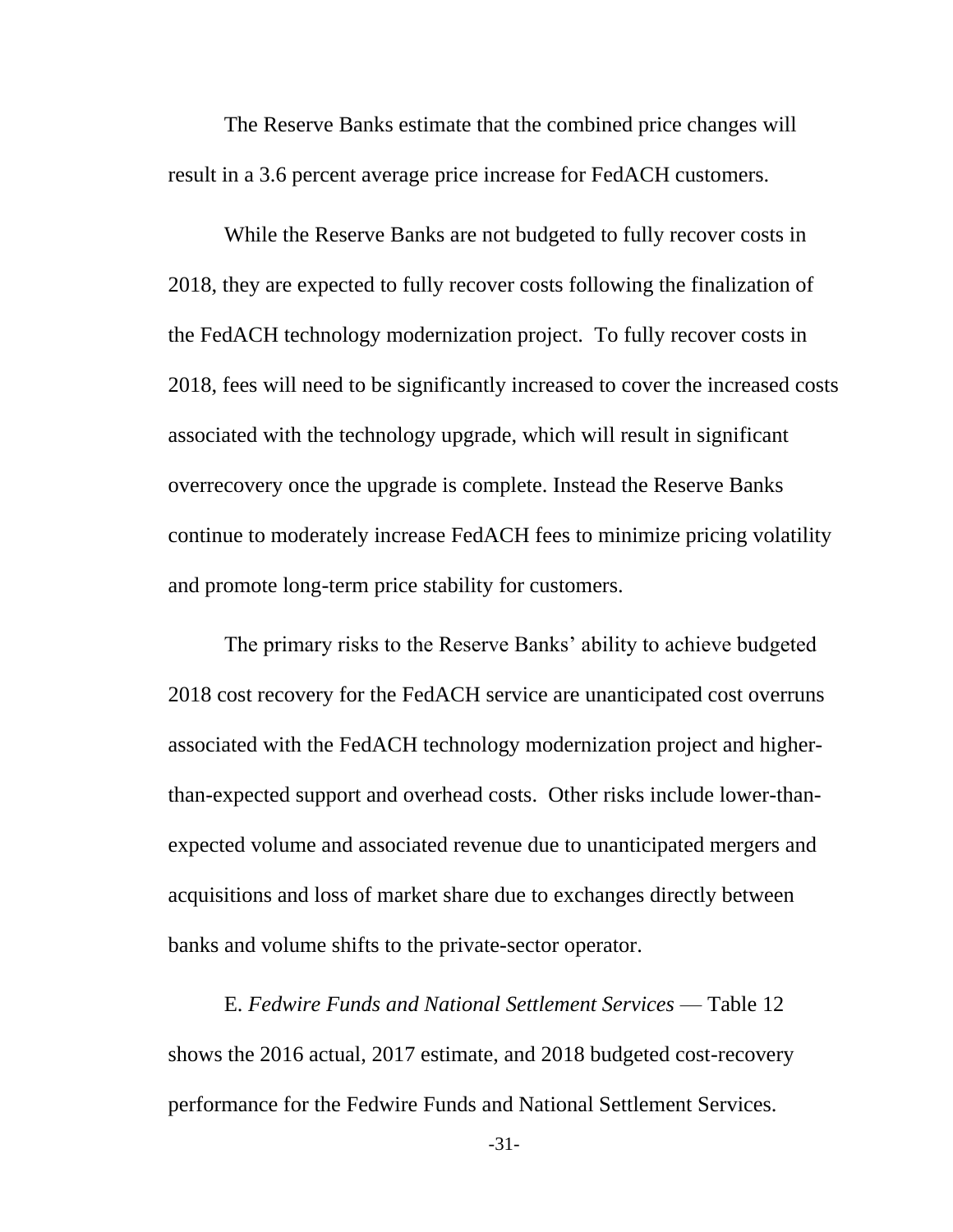The Reserve Banks estimate that the combined price changes will result in a 3.6 percent average price increase for FedACH customers.

While the Reserve Banks are not budgeted to fully recover costs in 2018, they are expected to fully recover costs following the finalization of the FedACH technology modernization project. To fully recover costs in 2018, fees will need to be significantly increased to cover the increased costs associated with the technology upgrade, which will result in significant overrecovery once the upgrade is complete. Instead the Reserve Banks continue to moderately increase FedACH fees to minimize pricing volatility and promote long-term price stability for customers.

The primary risks to the Reserve Banks' ability to achieve budgeted 2018 cost recovery for the FedACH service are unanticipated cost overruns associated with the FedACH technology modernization project and higher-than-expected support and overhead costs. Other risks include lower-than-expected volume and associated revenue due to unanticipated mergers and acquisitions and loss of market share due to exchanges directly between banks and volume shifts to the private-sector operator.

E. *Fedwire Funds and National Settlement Services* — Table 12 shows the 2016 actual, 2017 estimate, and 2018 budgeted cost-recovery performance for the Fedwire Funds and National Settlement Services.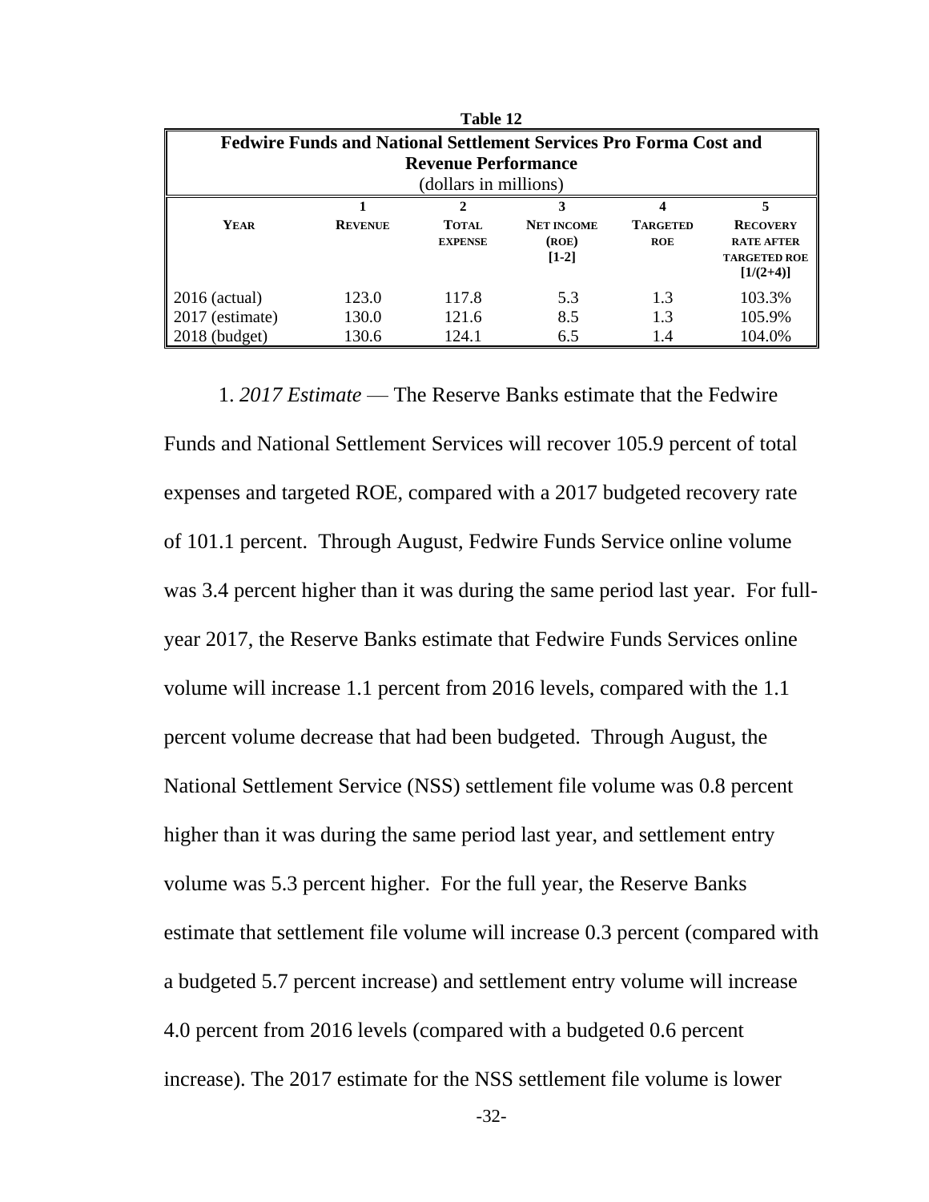**Table 12**

**Fedwire Funds and National Settlement Services Pro Forma Cost and Revenue Performance**

(dollars in millions)

| | 1 | 2 | 3 | 4 | 5 |
|---|---|---|---|---|---|
| **Year** | **Revenue** | **Total Expense** | **Net Income (ROE) [1-2]** | **Targeted ROE** | **Recovery Rate After Targeted ROE [1/(2+4)]** |
| 2016 (actual) | 123.0 | 117.8 | 5.3 | 1.3 | 103.3% |
| 2017 (estimate) | 130.0 | 121.6 | 8.5 | 1.3 | 105.9% |
| 2018 (budget) | 130.6 | 124.1 | 6.5 | 1.4 | 104.0% |

1. *2017 Estimate* — The Reserve Banks estimate that the Fedwire Funds and National Settlement Services will recover 105.9 percent of total expenses and targeted ROE, compared with a 2017 budgeted recovery rate of 101.1 percent. Through August, Fedwire Funds Service online volume was 3.4 percent higher than it was during the same period last year. For full-year 2017, the Reserve Banks estimate that Fedwire Funds Services online volume will increase 1.1 percent from 2016 levels, compared with the 1.1 percent volume decrease that had been budgeted. Through August, the National Settlement Service (NSS) settlement file volume was 0.8 percent higher than it was during the same period last year, and settlement entry volume was 5.3 percent higher. For the full year, the Reserve Banks estimate that settlement file volume will increase 0.3 percent (compared with a budgeted 5.7 percent increase) and settlement entry volume will increase 4.0 percent from 2016 levels (compared with a budgeted 0.6 percent increase). The 2017 estimate for the NSS settlement file volume is lower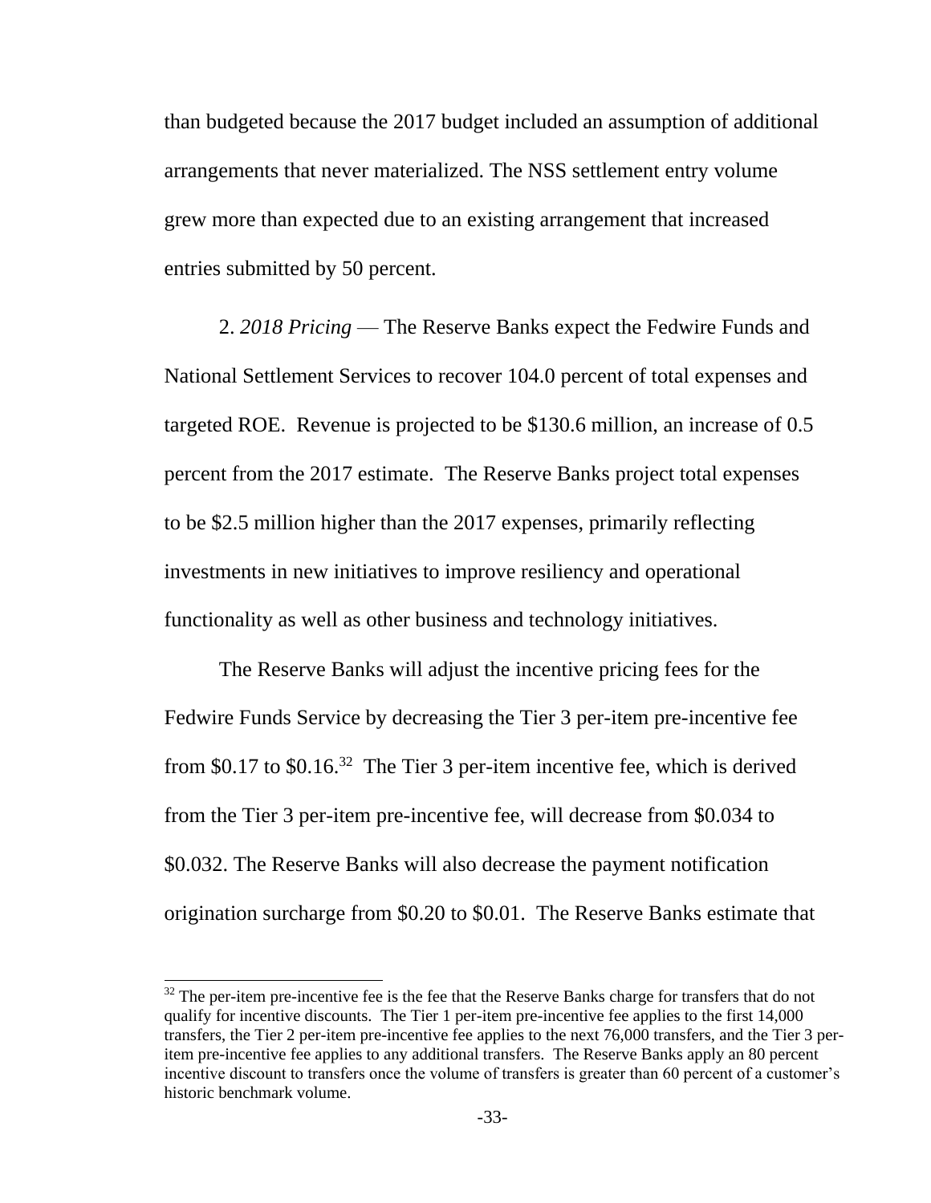than budgeted because the 2017 budget included an assumption of additional arrangements that never materialized. The NSS settlement entry volume grew more than expected due to an existing arrangement that increased entries submitted by 50 percent.

2. *2018 Pricing* — The Reserve Banks expect the Fedwire Funds and National Settlement Services to recover 104.0 percent of total expenses and targeted ROE. Revenue is projected to be \$130.6 million, an increase of 0.5 percent from the 2017 estimate. The Reserve Banks project total expenses to be \$2.5 million higher than the 2017 expenses, primarily reflecting investments in new initiatives to improve resiliency and operational functionality as well as other business and technology initiatives.

The Reserve Banks will adjust the incentive pricing fees for the Fedwire Funds Service by decreasing the Tier 3 per-item pre-incentive fee from \$0.17 to \$0.16.[32] The Tier 3 per-item incentive fee, which is derived from the Tier 3 per-item pre-incentive fee, will decrease from \$0.034 to \$0.032. The Reserve Banks will also decrease the payment notification origination surcharge from \$0.20 to \$0.01. The Reserve Banks estimate that

[32] The per-item pre-incentive fee is the fee that the Reserve Banks charge for transfers that do not qualify for incentive discounts. The Tier 1 per-item pre-incentive fee applies to the first 14,000 transfers, the Tier 2 per-item pre-incentive fee applies to the next 76,000 transfers, and the Tier 3 per-item pre-incentive fee applies to any additional transfers. The Reserve Banks apply an 80 percent incentive discount to transfers once the volume of transfers is greater than 60 percent of a customer's historic benchmark volume.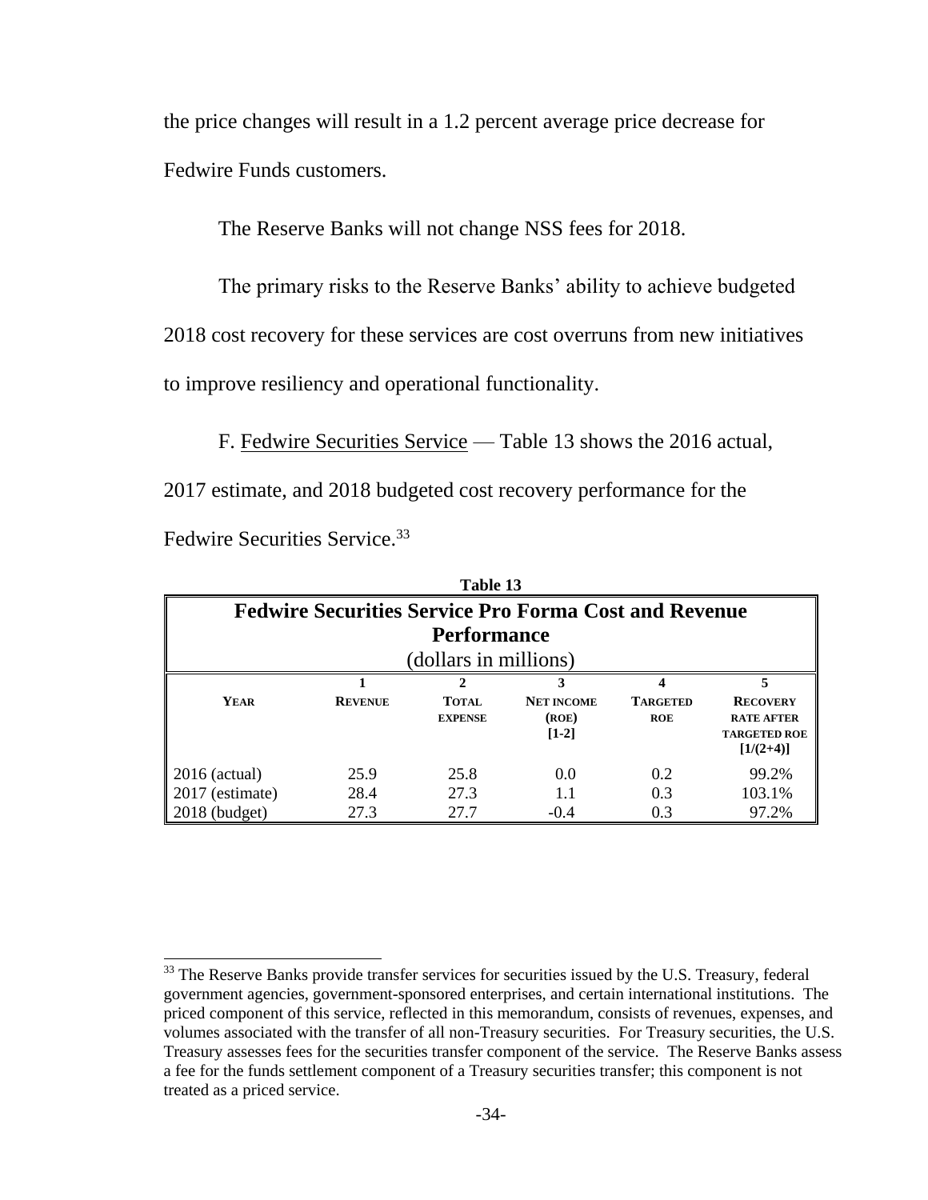the price changes will result in a 1.2 percent average price decrease for Fedwire Funds customers.

The Reserve Banks will not change NSS fees for 2018.

The primary risks to the Reserve Banks' ability to achieve budgeted 2018 cost recovery for these services are cost overruns from new initiatives to improve resiliency and operational functionality.

F. Fedwire Securities Service — Table 13 shows the 2016 actual, 2017 estimate, and 2018 budgeted cost recovery performance for the Fedwire Securities Service.[33]

**Table 13**

**Fedwire Securities Service Pro Forma Cost and Revenue Performance**
(dollars in millions)

| | 1 | 2 | 3 | 4 | 5 |
|---|---|---|---|---|---|
| **Year** | **Revenue** | **Total Expense** | **Net Income (ROE) [1-2]** | **Targeted ROE** | **Recovery Rate After Targeted ROE [1/(2+4)]** |
| 2016 (actual) | 25.9 | 25.8 | 0.0 | 0.2 | 99.2% |
| 2017 (estimate) | 28.4 | 27.3 | 1.1 | 0.3 | 103.1% |
| 2018 (budget) | 27.3 | 27.7 | -0.4 | 0.3 | 97.2% |

[33] The Reserve Banks provide transfer services for securities issued by the U.S. Treasury, federal government agencies, government-sponsored enterprises, and certain international institutions. The priced component of this service, reflected in this memorandum, consists of revenues, expenses, and volumes associated with the transfer of all non-Treasury securities. For Treasury securities, the U.S. Treasury assesses fees for the securities transfer component of the service. The Reserve Banks assess a fee for the funds settlement component of a Treasury securities transfer; this component is not treated as a priced service.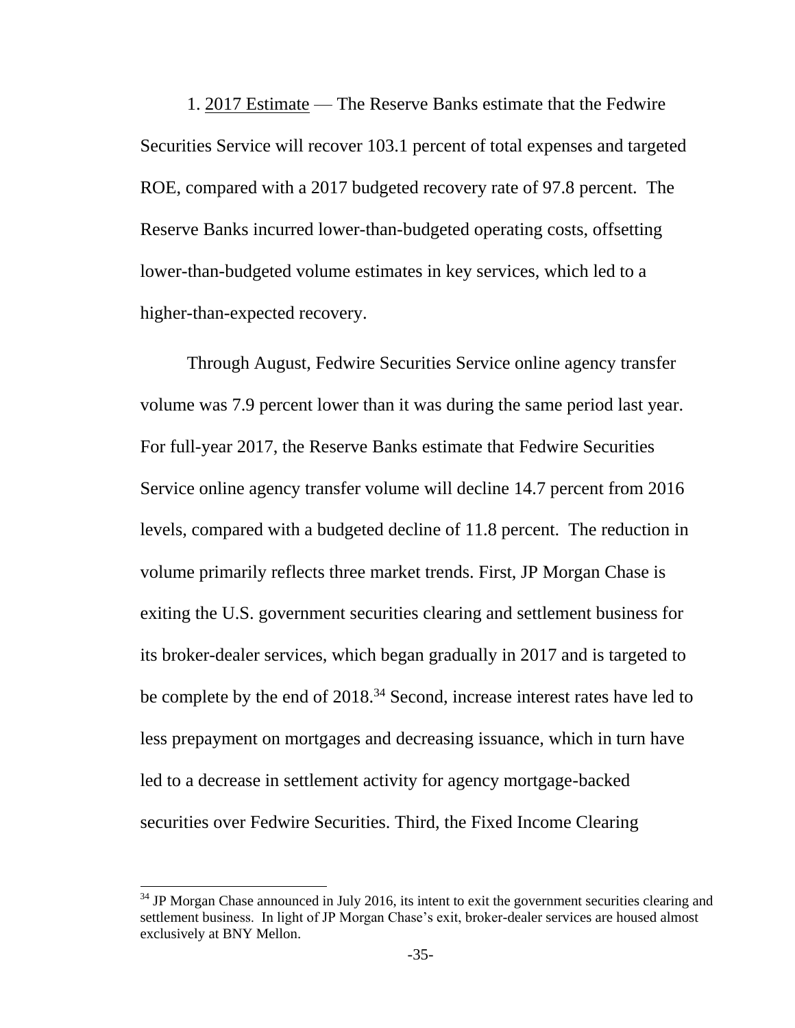1. <u>2017 Estimate</u> — The Reserve Banks estimate that the Fedwire Securities Service will recover 103.1 percent of total expenses and targeted ROE, compared with a 2017 budgeted recovery rate of 97.8 percent. The Reserve Banks incurred lower-than-budgeted operating costs, offsetting lower-than-budgeted volume estimates in key services, which led to a higher-than-expected recovery.

Through August, Fedwire Securities Service online agency transfer volume was 7.9 percent lower than it was during the same period last year. For full-year 2017, the Reserve Banks estimate that Fedwire Securities Service online agency transfer volume will decline 14.7 percent from 2016 levels, compared with a budgeted decline of 11.8 percent. The reduction in volume primarily reflects three market trends. First, JP Morgan Chase is exiting the U.S. government securities clearing and settlement business for its broker-dealer services, which began gradually in 2017 and is targeted to be complete by the end of 2018.[34] Second, increase interest rates have led to less prepayment on mortgages and decreasing issuance, which in turn have led to a decrease in settlement activity for agency mortgage-backed securities over Fedwire Securities. Third, the Fixed Income Clearing

[34] JP Morgan Chase announced in July 2016, its intent to exit the government securities clearing and settlement business. In light of JP Morgan Chase's exit, broker-dealer services are housed almost exclusively at BNY Mellon.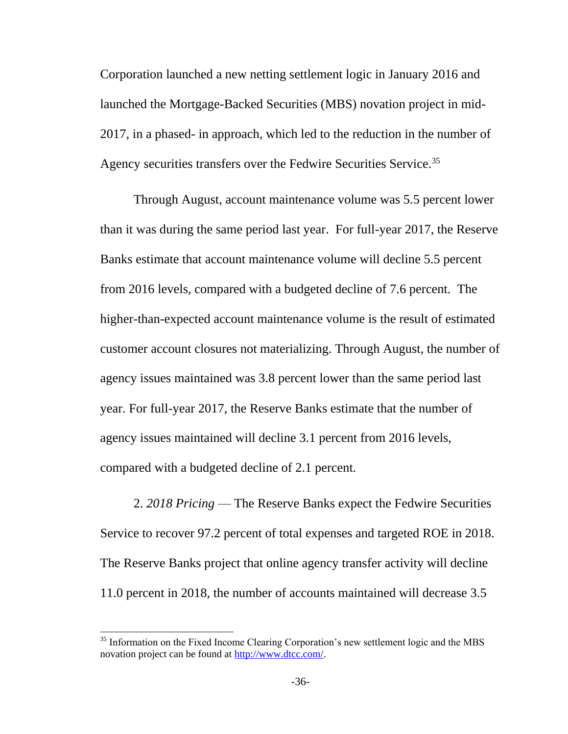Corporation launched a new netting settlement logic in January 2016 and launched the Mortgage-Backed Securities (MBS) novation project in mid-2017, in a phased- in approach, which led to the reduction in the number of Agency securities transfers over the Fedwire Securities Service.[35]

Through August, account maintenance volume was 5.5 percent lower than it was during the same period last year. For full-year 2017, the Reserve Banks estimate that account maintenance volume will decline 5.5 percent from 2016 levels, compared with a budgeted decline of 7.6 percent. The higher-than-expected account maintenance volume is the result of estimated customer account closures not materializing. Through August, the number of agency issues maintained was 3.8 percent lower than the same period last year. For full-year 2017, the Reserve Banks estimate that the number of agency issues maintained will decline 3.1 percent from 2016 levels, compared with a budgeted decline of 2.1 percent.

2. *2018 Pricing* — The Reserve Banks expect the Fedwire Securities Service to recover 97.2 percent of total expenses and targeted ROE in 2018. The Reserve Banks project that online agency transfer activity will decline 11.0 percent in 2018, the number of accounts maintained will decrease 3.5

[35] Information on the Fixed Income Clearing Corporation's new settlement logic and the MBS novation project can be found at http://www.dtcc.com/.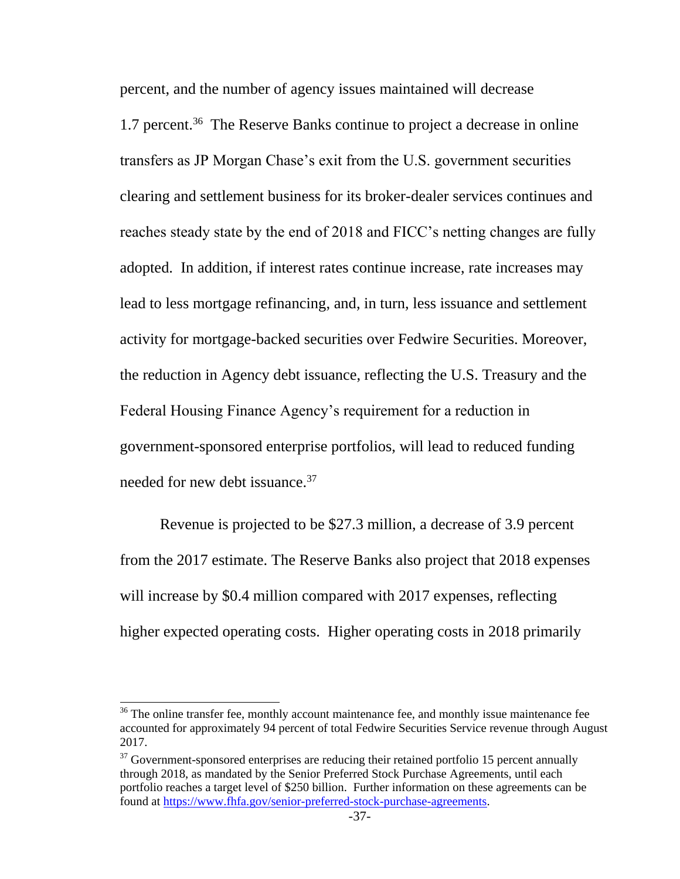percent, and the number of agency issues maintained will decrease 1.7 percent.[36] The Reserve Banks continue to project a decrease in online transfers as JP Morgan Chase's exit from the U.S. government securities clearing and settlement business for its broker-dealer services continues and reaches steady state by the end of 2018 and FICC's netting changes are fully adopted. In addition, if interest rates continue increase, rate increases may lead to less mortgage refinancing, and, in turn, less issuance and settlement activity for mortgage-backed securities over Fedwire Securities. Moreover, the reduction in Agency debt issuance, reflecting the U.S. Treasury and the Federal Housing Finance Agency's requirement for a reduction in government-sponsored enterprise portfolios, will lead to reduced funding needed for new debt issuance.[37]

Revenue is projected to be $27.3 million, a decrease of 3.9 percent from the 2017 estimate. The Reserve Banks also project that 2018 expenses will increase by $0.4 million compared with 2017 expenses, reflecting higher expected operating costs. Higher operating costs in 2018 primarily

---

[36] The online transfer fee, monthly account maintenance fee, and monthly issue maintenance fee accounted for approximately 94 percent of total Fedwire Securities Service revenue through August 2017.

[37] Government-sponsored enterprises are reducing their retained portfolio 15 percent annually through 2018, as mandated by the Senior Preferred Stock Purchase Agreements, until each portfolio reaches a target level of $250 billion. Further information on these agreements can be found at [https://www.fhfa.gov/senior-preferred-stock-purchase-agreements](https://www.fhfa.gov/senior-preferred-stock-purchase-agreements).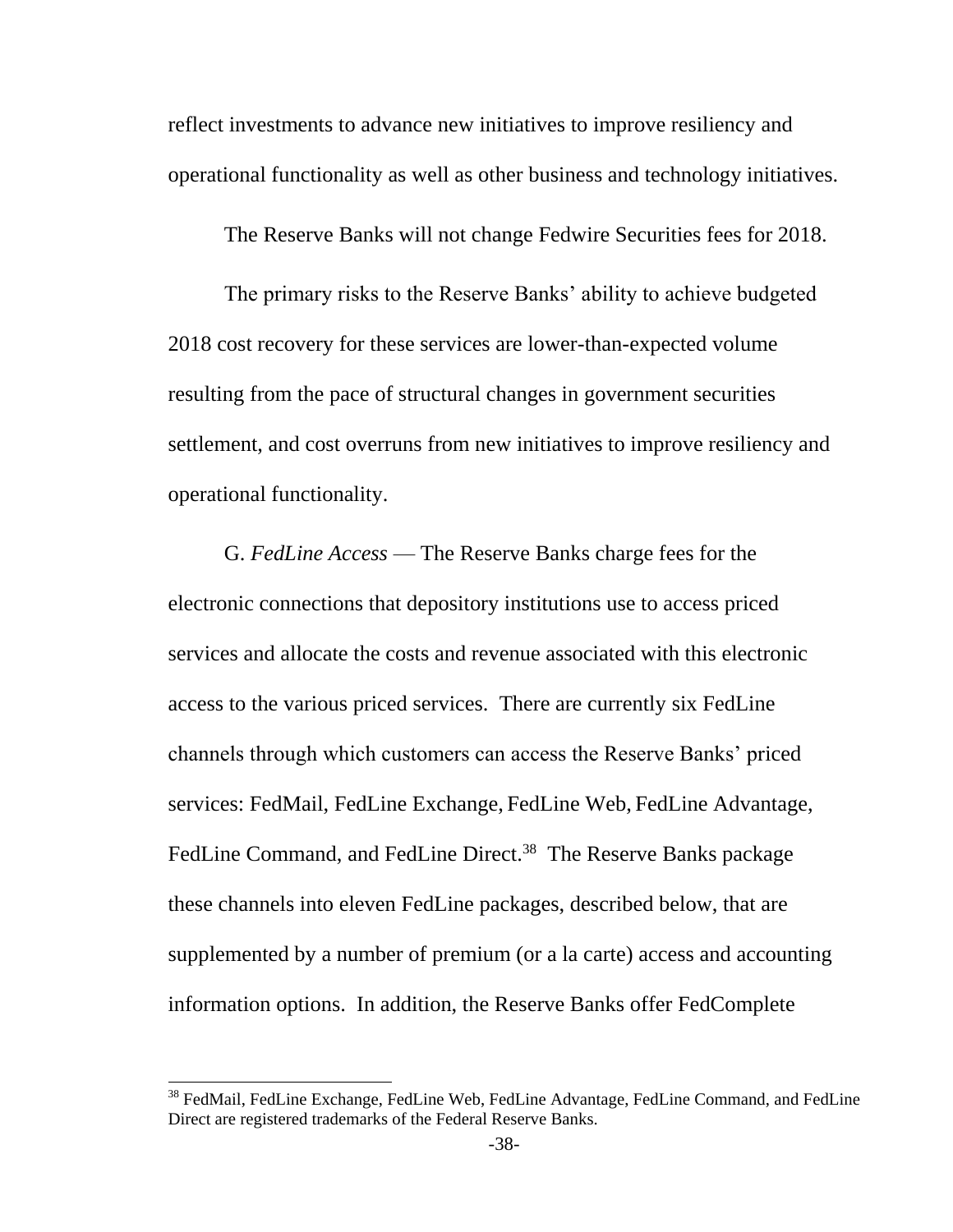reflect investments to advance new initiatives to improve resiliency and operational functionality as well as other business and technology initiatives.

The Reserve Banks will not change Fedwire Securities fees for 2018.

The primary risks to the Reserve Banks' ability to achieve budgeted 2018 cost recovery for these services are lower-than-expected volume resulting from the pace of structural changes in government securities settlement, and cost overruns from new initiatives to improve resiliency and operational functionality.

G. *FedLine Access* — The Reserve Banks charge fees for the electronic connections that depository institutions use to access priced services and allocate the costs and revenue associated with this electronic access to the various priced services. There are currently six FedLine channels through which customers can access the Reserve Banks' priced services: FedMail, FedLine Exchange, FedLine Web, FedLine Advantage, FedLine Command, and FedLine Direct.[38] The Reserve Banks package these channels into eleven FedLine packages, described below, that are supplemented by a number of premium (or a la carte) access and accounting information options. In addition, the Reserve Banks offer FedComplete

[38] FedMail, FedLine Exchange, FedLine Web, FedLine Advantage, FedLine Command, and FedLine Direct are registered trademarks of the Federal Reserve Banks.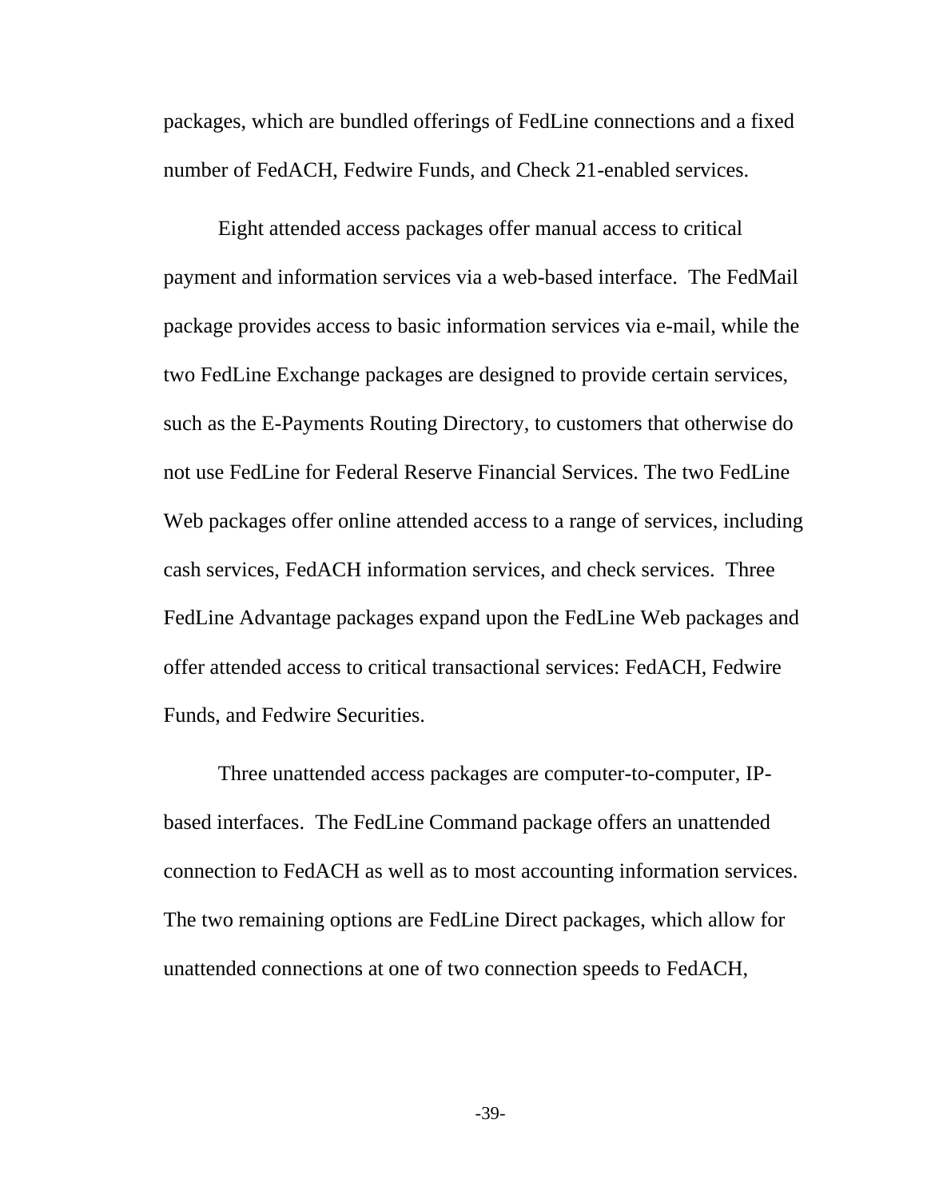packages, which are bundled offerings of FedLine connections and a fixed number of FedACH, Fedwire Funds, and Check 21-enabled services.

Eight attended access packages offer manual access to critical payment and information services via a web-based interface. The FedMail package provides access to basic information services via e-mail, while the two FedLine Exchange packages are designed to provide certain services, such as the E-Payments Routing Directory, to customers that otherwise do not use FedLine for Federal Reserve Financial Services. The two FedLine Web packages offer online attended access to a range of services, including cash services, FedACH information services, and check services. Three FedLine Advantage packages expand upon the FedLine Web packages and offer attended access to critical transactional services: FedACH, Fedwire Funds, and Fedwire Securities.

Three unattended access packages are computer-to-computer, IP-based interfaces. The FedLine Command package offers an unattended connection to FedACH as well as to most accounting information services. The two remaining options are FedLine Direct packages, which allow for unattended connections at one of two connection speeds to FedACH,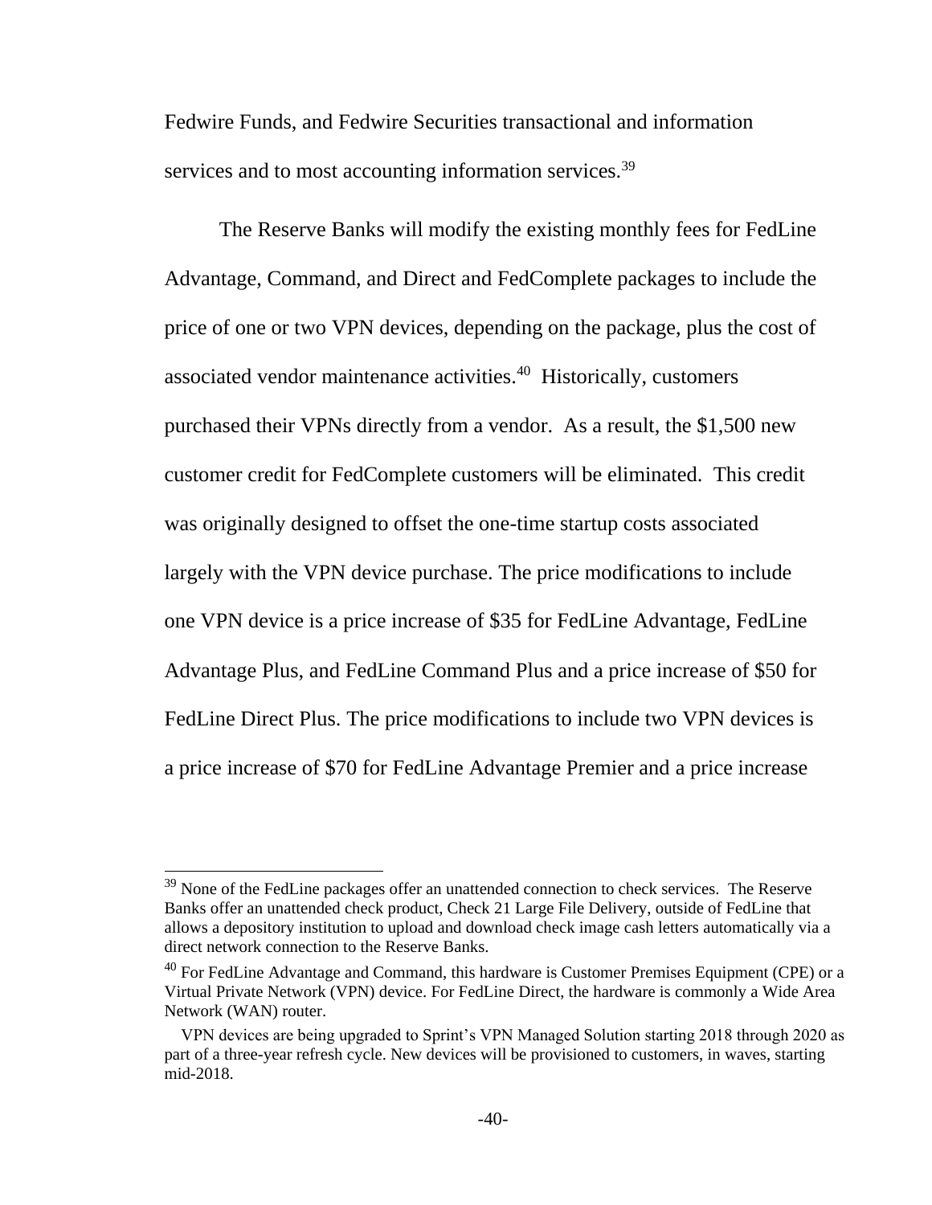Fedwire Funds, and Fedwire Securities transactional and information services and to most accounting information services.[39]

The Reserve Banks will modify the existing monthly fees for FedLine Advantage, Command, and Direct and FedComplete packages to include the price of one or two VPN devices, depending on the package, plus the cost of associated vendor maintenance activities.[40] Historically, customers purchased their VPNs directly from a vendor. As a result, the $1,500 new customer credit for FedComplete customers will be eliminated. This credit was originally designed to offset the one-time startup costs associated largely with the VPN device purchase. The price modifications to include one VPN device is a price increase of $35 for FedLine Advantage, FedLine Advantage Plus, and FedLine Command Plus and a price increase of $50 for FedLine Direct Plus. The price modifications to include two VPN devices is a price increase of $70 for FedLine Advantage Premier and a price increase

---

[39] None of the FedLine packages offer an unattended connection to check services. The Reserve Banks offer an unattended check product, Check 21 Large File Delivery, outside of FedLine that allows a depository institution to upload and download check image cash letters automatically via a direct network connection to the Reserve Banks.

[40] For FedLine Advantage and Command, this hardware is Customer Premises Equipment (CPE) or a Virtual Private Network (VPN) device. For FedLine Direct, the hardware is commonly a Wide Area Network (WAN) router.

VPN devices are being upgraded to Sprint's VPN Managed Solution starting 2018 through 2020 as part of a three-year refresh cycle. New devices will be provisioned to customers, in waves, starting mid-2018.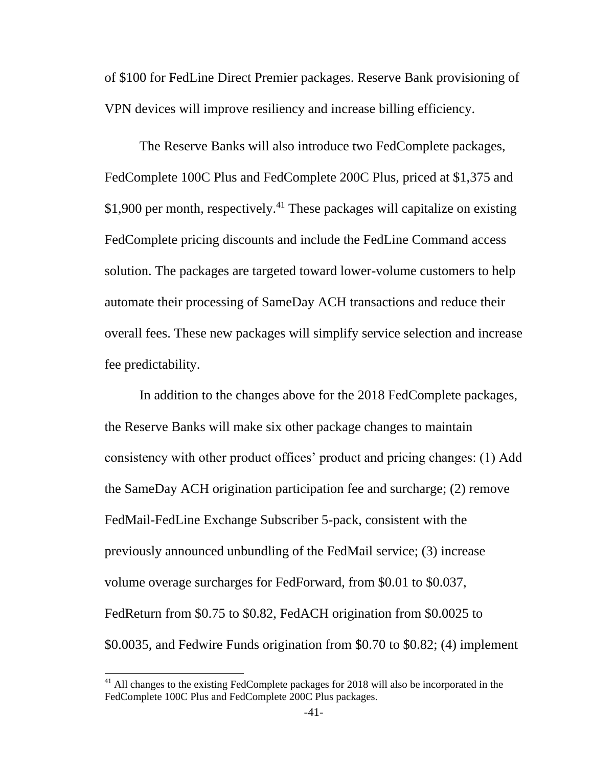of $100 for FedLine Direct Premier packages. Reserve Bank provisioning of VPN devices will improve resiliency and increase billing efficiency.

The Reserve Banks will also introduce two FedComplete packages, FedComplete 100C Plus and FedComplete 200C Plus, priced at $1,375 and $1,900 per month, respectively.[41] These packages will capitalize on existing FedComplete pricing discounts and include the FedLine Command access solution. The packages are targeted toward lower-volume customers to help automate their processing of SameDay ACH transactions and reduce their overall fees. These new packages will simplify service selection and increase fee predictability.

In addition to the changes above for the 2018 FedComplete packages, the Reserve Banks will make six other package changes to maintain consistency with other product offices' product and pricing changes: (1) Add the SameDay ACH origination participation fee and surcharge; (2) remove FedMail-FedLine Exchange Subscriber 5-pack, consistent with the previously announced unbundling of the FedMail service; (3) increase volume overage surcharges for FedForward, from $0.01 to $0.037, FedReturn from $0.75 to $0.82, FedACH origination from $0.0025 to $0.0035, and Fedwire Funds origination from $0.70 to $0.82; (4) implement

[41] All changes to the existing FedComplete packages for 2018 will also be incorporated in the FedComplete 100C Plus and FedComplete 200C Plus packages.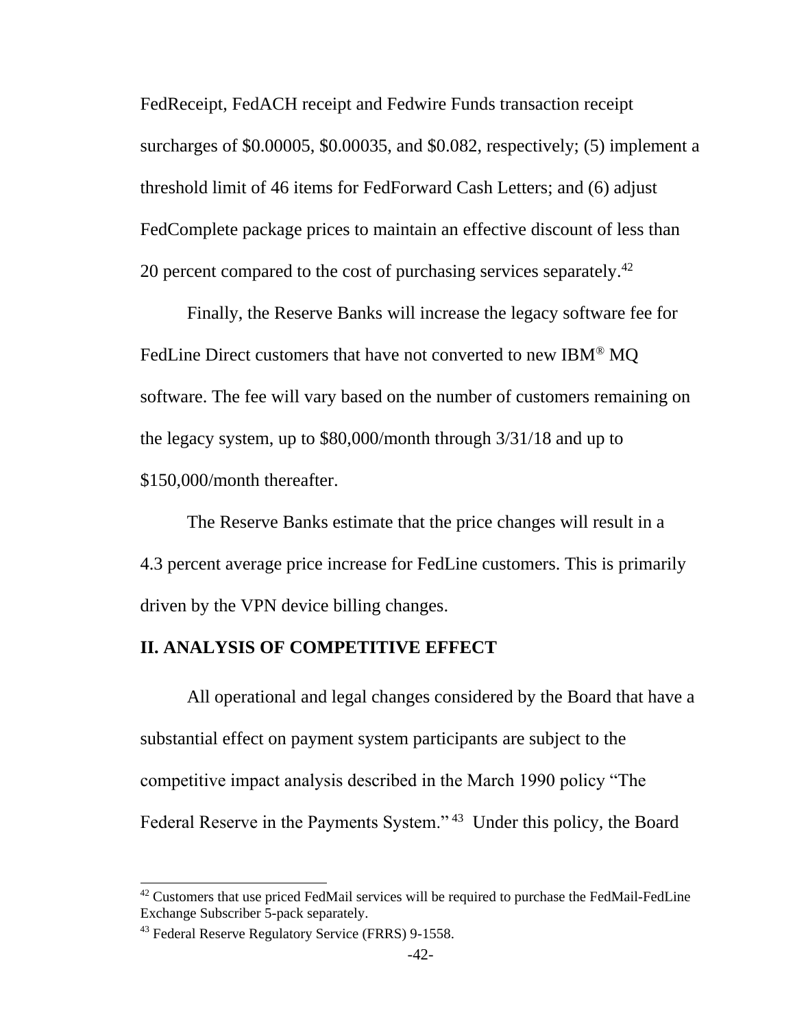FedReceipt, FedACH receipt and Fedwire Funds transaction receipt surcharges of $0.00005, $0.00035, and $0.082, respectively; (5) implement a threshold limit of 46 items for FedForward Cash Letters; and (6) adjust FedComplete package prices to maintain an effective discount of less than 20 percent compared to the cost of purchasing services separately.[42]

Finally, the Reserve Banks will increase the legacy software fee for FedLine Direct customers that have not converted to new IBM® MQ software. The fee will vary based on the number of customers remaining on the legacy system, up to $80,000/month through 3/31/18 and up to $150,000/month thereafter.

The Reserve Banks estimate that the price changes will result in a 4.3 percent average price increase for FedLine customers. This is primarily driven by the VPN device billing changes.

## II. ANALYSIS OF COMPETITIVE EFFECT

All operational and legal changes considered by the Board that have a substantial effect on payment system participants are subject to the competitive impact analysis described in the March 1990 policy "The Federal Reserve in the Payments System."[43] Under this policy, the Board

---

[42] Customers that use priced FedMail services will be required to purchase the FedMail-FedLine Exchange Subscriber 5-pack separately.

[43] Federal Reserve Regulatory Service (FRRS) 9-1558.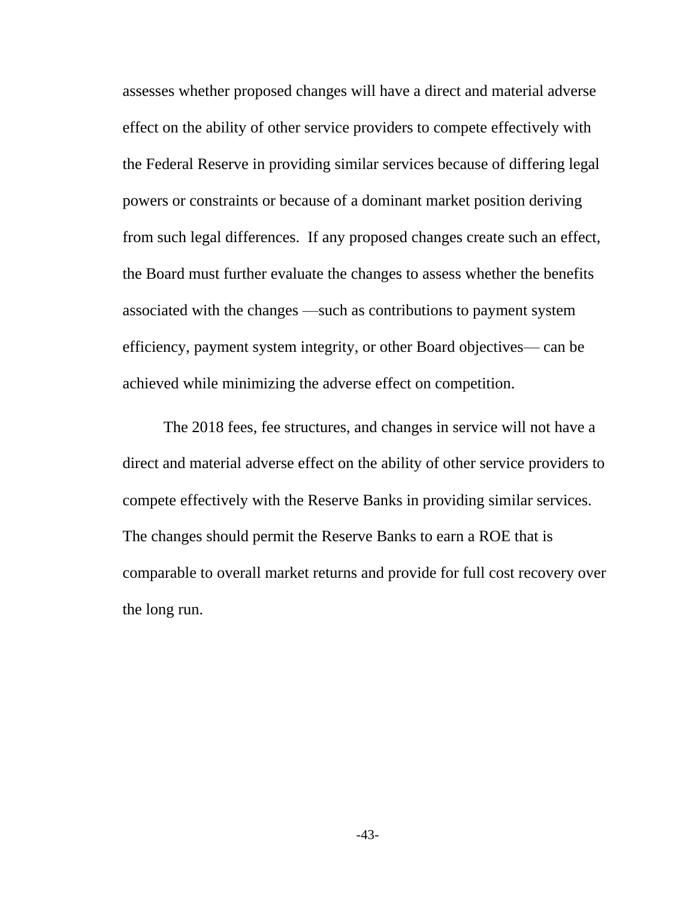assesses whether proposed changes will have a direct and material adverse effect on the ability of other service providers to compete effectively with the Federal Reserve in providing similar services because of differing legal powers or constraints or because of a dominant market position deriving from such legal differences. If any proposed changes create such an effect, the Board must further evaluate the changes to assess whether the benefits associated with the changes —such as contributions to payment system efficiency, payment system integrity, or other Board objectives— can be achieved while minimizing the adverse effect on competition.

The 2018 fees, fee structures, and changes in service will not have a direct and material adverse effect on the ability of other service providers to compete effectively with the Reserve Banks in providing similar services. The changes should permit the Reserve Banks to earn a ROE that is comparable to overall market returns and provide for full cost recovery over the long run.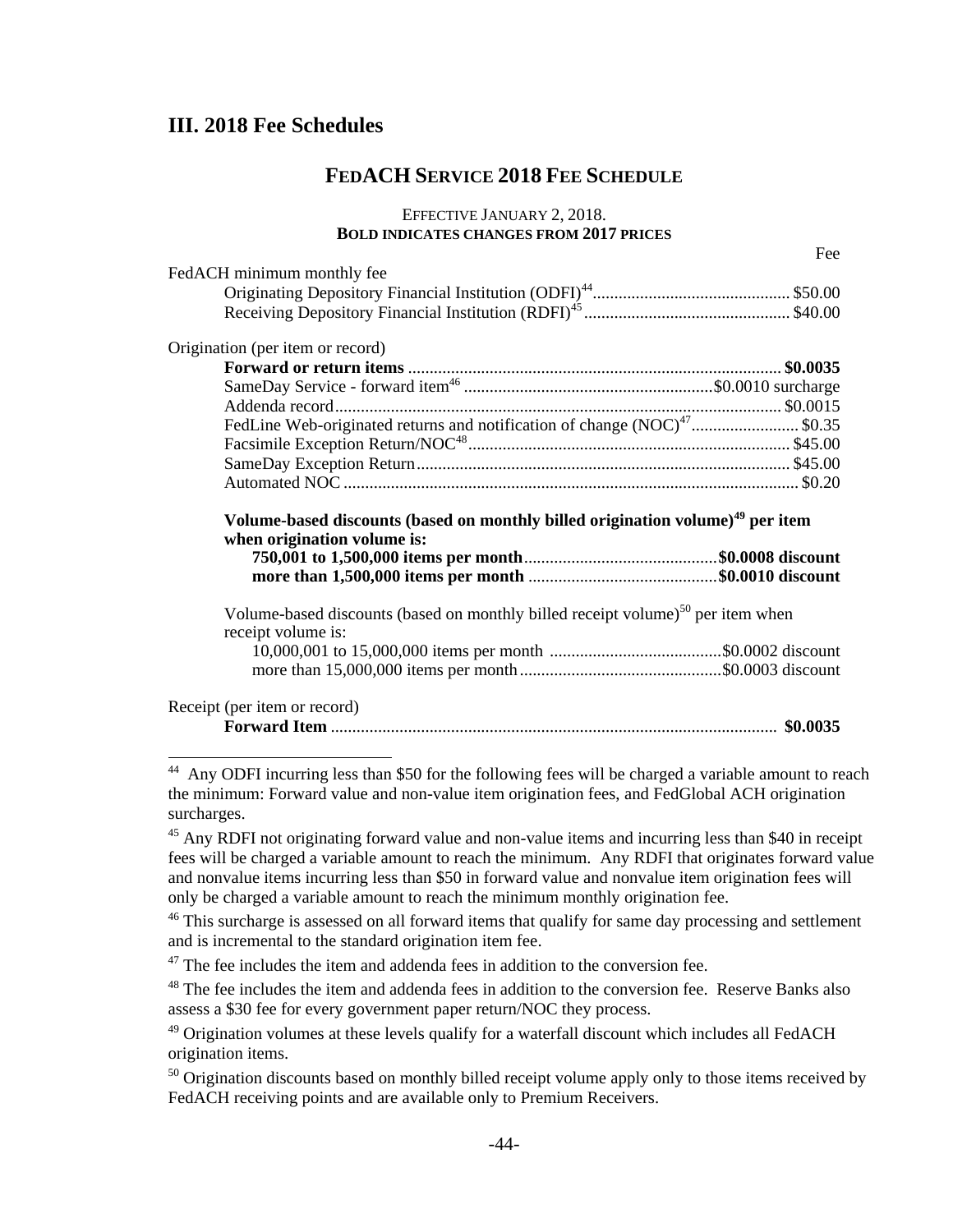## III. 2018 Fee Schedules

### FedACH Service 2018 Fee Schedule

Effective January 2, 2018.
**Bold indicates changes from 2017 prices**

| | Fee |
|---|---|
| FedACH minimum monthly fee | |
| Originating Depository Financial Institution (ODFI)[44] | $50.00 |
| Receiving Depository Financial Institution (RDFI)[45] | $40.00 |
| | |
| Origination (per item or record) | |
| **Forward or return items** | **$0.0035** |
| SameDay Service - forward item[46] | $0.0010 surcharge |
| Addenda record | $0.0015 |
| FedLine Web-originated returns and notification of change (NOC)[47] | $0.35 |
| Facsimile Exception Return/NOC[48] | $45.00 |
| SameDay Exception Return | $45.00 |
| Automated NOC | $0.20 |
| | |
| **Volume-based discounts (based on monthly billed origination volume)[49] per item when origination volume is:** | |
| **750,001 to 1,500,000 items per month** | **$0.0008 discount** |
| **more than 1,500,000 items per month** | **$0.0010 discount** |
| | |
| Volume-based discounts (based on monthly billed receipt volume)[50] per item when receipt volume is: | |
| 10,000,001 to 15,000,000 items per month | $0.0002 discount |
| more than 15,000,000 items per month | $0.0003 discount |
| | |
| Receipt (per item or record) | |
| **Forward Item** | **$0.0035** |

---

[44] Any ODFI incurring less than $50 for the following fees will be charged a variable amount to reach the minimum: Forward value and non-value item origination fees, and FedGlobal ACH origination surcharges.

[45] Any RDFI not originating forward value and non-value items and incurring less than $40 in receipt fees will be charged a variable amount to reach the minimum. Any RDFI that originates forward value and nonvalue items incurring less than $50 in forward value and nonvalue item origination fees will only be charged a variable amount to reach the minimum monthly origination fee.

[46] This surcharge is assessed on all forward items that qualify for same day processing and settlement and is incremental to the standard origination item fee.

[47] The fee includes the item and addenda fees in addition to the conversion fee.

[48] The fee includes the item and addenda fees in addition to the conversion fee. Reserve Banks also assess a $30 fee for every government paper return/NOC they process.

[49] Origination volumes at these levels qualify for a waterfall discount which includes all FedACH origination items.

[50] Origination discounts based on monthly billed receipt volume apply only to those items received by FedACH receiving points and are available only to Premium Receivers.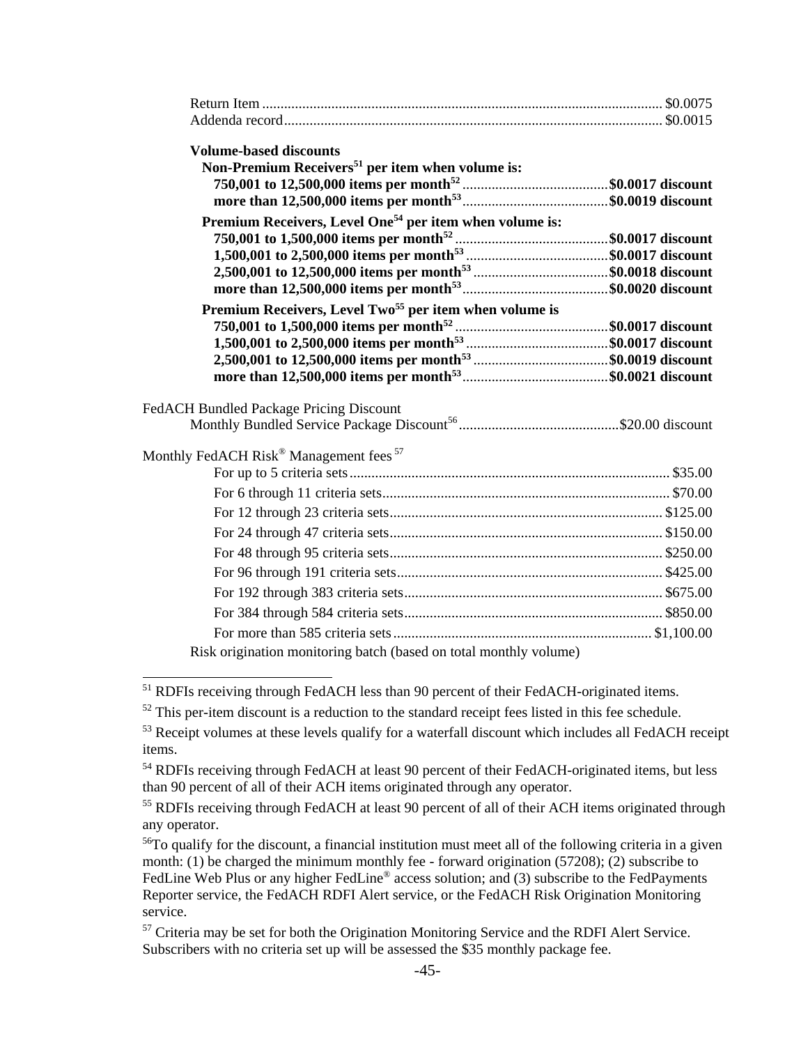Return Item ........................................................................................................... $0.0075
Addenda record........................................................................................................ $0.0015

**Volume-based discounts**

**Non-Premium Receivers[51] per item when volume is:**

**750,001 to 12,500,000 items per month[52] ..................................... $0.0017 discount**
**more than 12,500,000 items per month[53] ..................................... $0.0019 discount**

**Premium Receivers, Level One[54] per item when volume is:**

**750,001 to 1,500,000 items per month[52] ..................................... $0.0017 discount**
**1,500,001 to 2,500,000 items per month[53] ..................................... $0.0017 discount**
**2,500,001 to 12,500,000 items per month[53] ..................................... $0.0018 discount**
**more than 12,500,000 items per month[53] ..................................... $0.0020 discount**

**Premium Receivers, Level Two[55] per item when volume is**

**750,001 to 1,500,000 items per month[52] ..................................... $0.0017 discount**
**1,500,001 to 2,500,000 items per month[53] ..................................... $0.0017 discount**
**2,500,001 to 12,500,000 items per month[53] ..................................... $0.0019 discount**
**more than 12,500,000 items per month[53] ..................................... $0.0021 discount**

FedACH Bundled Package Pricing Discount

Monthly Bundled Service Package Discount[56] ..................................... $20.00 discount

Monthly FedACH Risk® Management fees [57]

For up to 5 criteria sets.................................................................................. $35.00
For 6 through 11 criteria sets.......................................................................... $70.00
For 12 through 23 criteria sets........................................................................ $125.00
For 24 through 47 criteria sets........................................................................ $150.00
For 48 through 95 criteria sets........................................................................ $250.00
For 96 through 191 criteria sets...................................................................... $425.00
For 192 through 383 criteria sets.................................................................... $675.00
For 384 through 584 criteria sets.................................................................... $850.00
For more than 585 criteria sets...................................................................... $1,100.00

Risk origination monitoring batch (based on total monthly volume)

---

[51] RDFIs receiving through FedACH less than 90 percent of their FedACH-originated items.

[52] This per-item discount is a reduction to the standard receipt fees listed in this fee schedule.

[53] Receipt volumes at these levels qualify for a waterfall discount which includes all FedACH receipt items.

[54] RDFIs receiving through FedACH at least 90 percent of their FedACH-originated items, but less than 90 percent of all of their ACH items originated through any operator.

[55] RDFIs receiving through FedACH at least 90 percent of all of their ACH items originated through any operator.

[56] To qualify for the discount, a financial institution must meet all of the following criteria in a given month: (1) be charged the minimum monthly fee - forward origination (57208); (2) subscribe to FedLine Web Plus or any higher FedLine® access solution; and (3) subscribe to the FedPayments Reporter service, the FedACH RDFI Alert service, or the FedACH Risk Origination Monitoring service.

[57] Criteria may be set for both the Origination Monitoring Service and the RDFI Alert Service. Subscribers with no criteria set up will be assessed the $35 monthly package fee.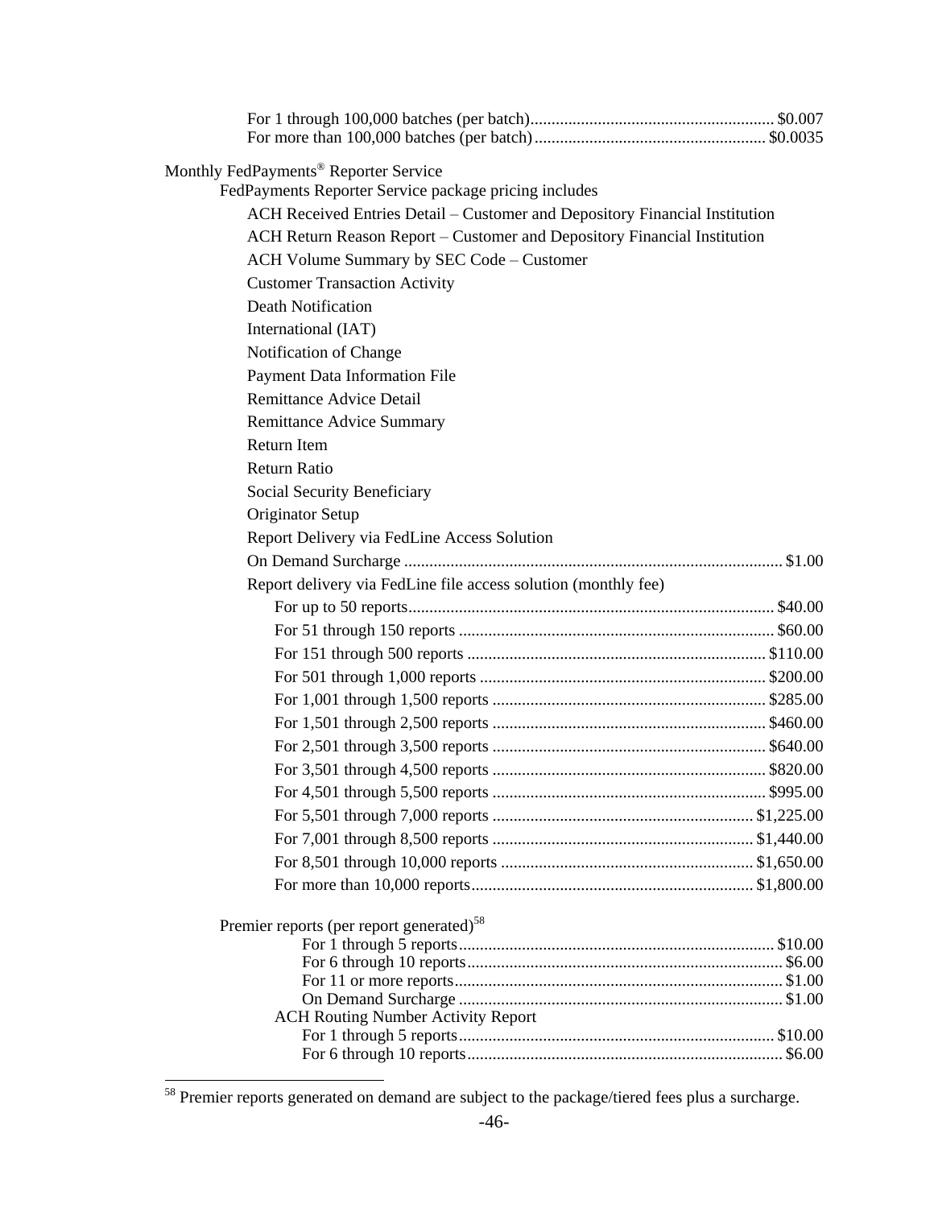For 1 through 100,000 batches (per batch)........................................................ $0.007
For more than 100,000 batches (per batch)...................................................... $0.0035

Monthly FedPayments® Reporter Service

FedPayments Reporter Service package pricing includes

ACH Received Entries Detail – Customer and Depository Financial Institution

ACH Return Reason Report – Customer and Depository Financial Institution

ACH Volume Summary by SEC Code – Customer

Customer Transaction Activity

Death Notification

International (IAT)

Notification of Change

Payment Data Information File

Remittance Advice Detail

Remittance Advice Summary

Return Item

Return Ratio

Social Security Beneficiary

Originator Setup

Report Delivery via FedLine Access Solution

On Demand Surcharge ......................................................................................... $1.00

Report delivery via FedLine file access solution (monthly fee)

For up to 50 reports...................................................................................... $40.00
For 51 through 150 reports .......................................................................... $60.00
For 151 through 500 reports ...................................................................... $110.00
For 501 through 1,000 reports ................................................................... $200.00
For 1,001 through 1,500 reports ................................................................ $285.00
For 1,501 through 2,500 reports ................................................................ $460.00
For 2,501 through 3,500 reports ................................................................ $640.00
For 3,501 through 4,500 reports ................................................................ $820.00
For 4,501 through 5,500 reports ................................................................ $995.00
For 5,501 through 7,000 reports ............................................................. $1,225.00
For 7,001 through 8,500 reports ............................................................. $1,440.00
For 8,501 through 10,000 reports ........................................................... $1,650.00
For more than 10,000 reports.................................................................. $1,800.00

Premier reports (per report generated)[58]

For 1 through 5 reports.......................................................................... $10.00
For 6 through 10 reports.......................................................................... $6.00
For 11 or more reports............................................................................. $1.00
On Demand Surcharge ............................................................................. $1.00

ACH Routing Number Activity Report

For 1 through 5 reports.......................................................................... $10.00
For 6 through 10 reports.......................................................................... $6.00

[58] Premier reports generated on demand are subject to the package/tiered fees plus a surcharge.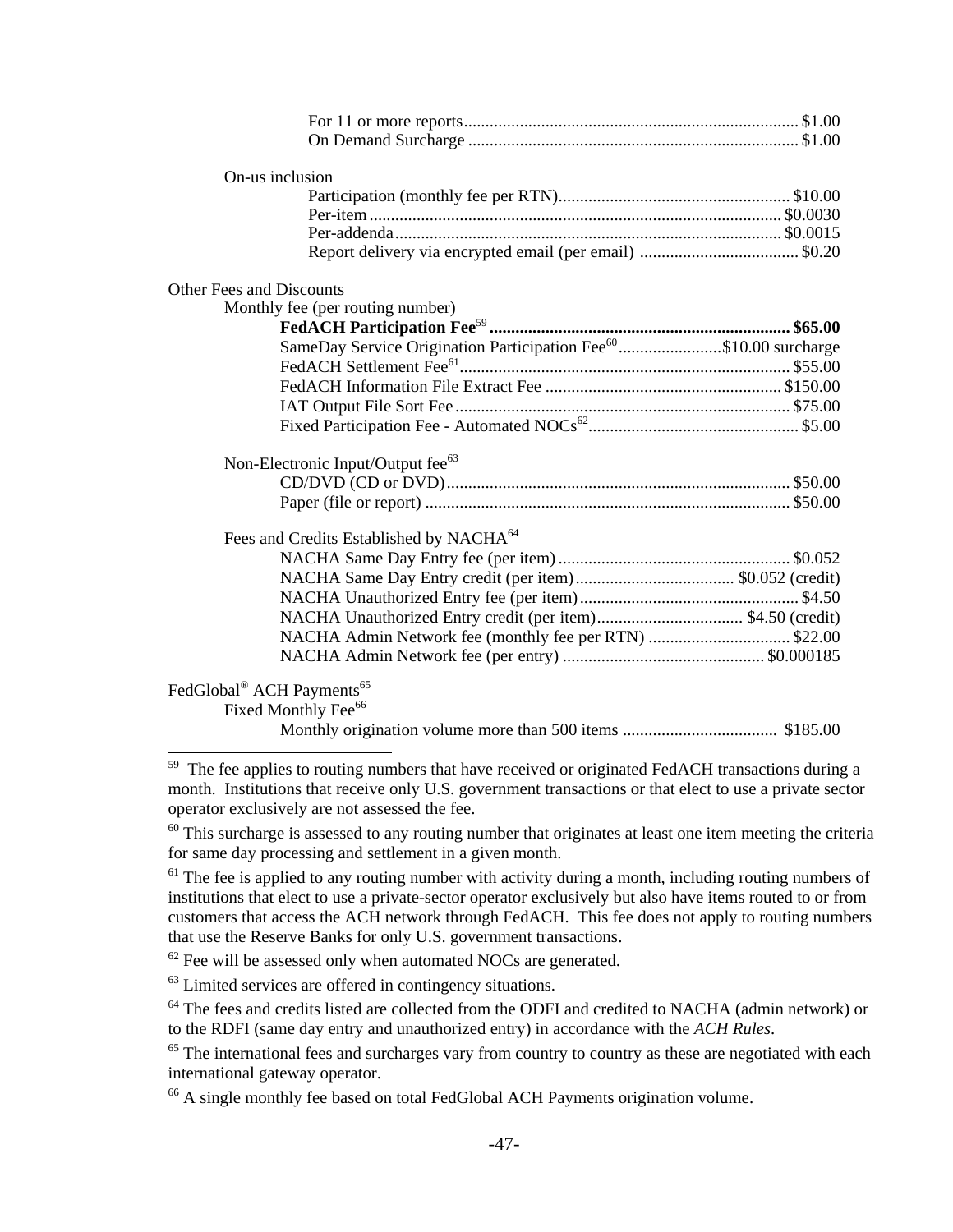For 11 or more reports ........................................................................... $1.00
On Demand Surcharge ........................................................................... $1.00

On-us inclusion

Participation (monthly fee per RTN)..................................................... $10.00
Per-item ............................................................................................ $0.0030
Per-addenda ....................................................................................... $0.0015
Report delivery via encrypted email (per email) .................................... $0.20

Other Fees and Discounts

Monthly fee (per routing number)

**FedACH Participation Fee[59] ........................................................................ $65.00**
SameDay Service Origination Participation Fee[60] ........................ $10.00 surcharge
FedACH Settlement Fee[61] ........................................................................... $55.00
FedACH Information File Extract Fee ...................................................... $150.00
IAT Output File Sort Fee ............................................................................ $75.00
Fixed Participation Fee - Automated NOCs[62] ................................................ $5.00

Non-Electronic Input/Output fee[63]

CD/DVD (CD or DVD) ................................................................................ $50.00
Paper (file or report) .................................................................................... $50.00

Fees and Credits Established by NACHA[64]

NACHA Same Day Entry fee (per item) ..................................................... $0.052
NACHA Same Day Entry credit (per item) ..................................... $0.052 (credit)
NACHA Unauthorized Entry fee (per item) .................................................. $4.50
NACHA Unauthorized Entry credit (per item) .................................. $4.50 (credit)
NACHA Admin Network fee (monthly fee per RTN) ................................ $22.00
NACHA Admin Network fee (per entry) .............................................. $0.000185

FedGlobal® ACH Payments[65]

Fixed Monthly Fee[66]

Monthly origination volume more than 500 items .................................... $185.00

---

[59] The fee applies to routing numbers that have received or originated FedACH transactions during a month. Institutions that receive only U.S. government transactions or that elect to use a private sector operator exclusively are not assessed the fee.

[60] This surcharge is assessed to any routing number that originates at least one item meeting the criteria for same day processing and settlement in a given month.

[61] The fee is applied to any routing number with activity during a month, including routing numbers of institutions that elect to use a private-sector operator exclusively but also have items routed to or from customers that access the ACH network through FedACH. This fee does not apply to routing numbers that use the Reserve Banks for only U.S. government transactions.

[62] Fee will be assessed only when automated NOCs are generated.

[63] Limited services are offered in contingency situations.

[64] The fees and credits listed are collected from the ODFI and credited to NACHA (admin network) or to the RDFI (same day entry and unauthorized entry) in accordance with the *ACH Rules*.

[65] The international fees and surcharges vary from country to country as these are negotiated with each international gateway operator.

[66] A single monthly fee based on total FedGlobal ACH Payments origination volume.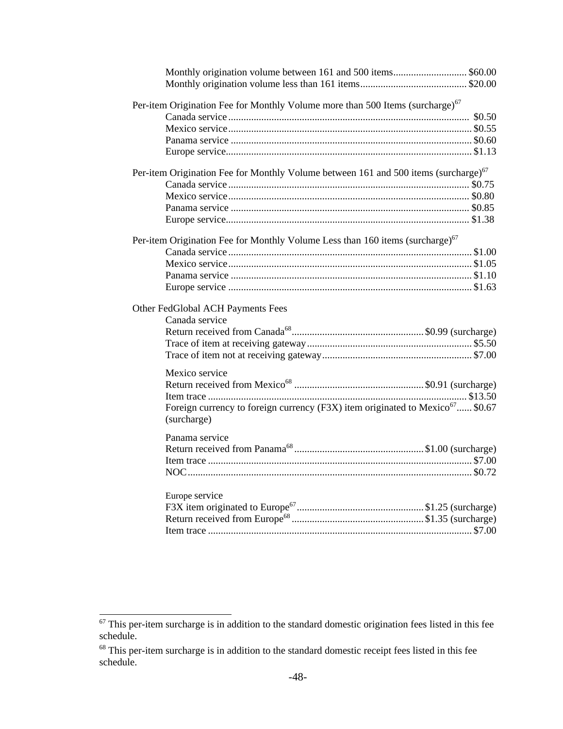Monthly origination volume between 161 and 500 items............................ $60.00
Monthly origination volume less than 161 items.......................................... $20.00

Per-item Origination Fee for Monthly Volume more than 500 Items (surcharge)[67]

Canada service.............................................................................................. $0.50
Mexico service.............................................................................................. $0.55
Panama service ............................................................................................. $0.60
Europe service................................................................................................ $1.13

Per-item Origination Fee for Monthly Volume between 161 and 500 items (surcharge)[67]

Canada service.............................................................................................. $0.75
Mexico service.............................................................................................. $0.80
Panama service ............................................................................................. $0.85
Europe service............................................................................................... $1.38

Per-item Origination Fee for Monthly Volume Less than 160 items (surcharge)[67]

Canada service.............................................................................................. $1.00
Mexico service.............................................................................................. $1.05
Panama service ............................................................................................. $1.10
Europe service .............................................................................................. $1.63

Other FedGlobal ACH Payments Fees

Canada service
Return received from Canada[68]................................................... $0.99 (surcharge)
Trace of item at receiving gateway................................................................ $5.50
Trace of item not at receiving gateway.......................................................... $7.00

Mexico service
Return received from Mexico[68] .................................................. $0.91 (surcharge)
Item trace ..................................................................................................... $13.50
Foreign currency to foreign currency (F3X) item originated to Mexico[67]...... $0.67 (surcharge)

Panama service
Return received from Panama[68].................................................. $1.00 (surcharge)
Item trace ....................................................................................................... $7.00
NOC............................................................................................................... $0.72

Europe service
F3X item originated to Europe[67]................................................. $1.25 (surcharge)
Return received from Europe[68] ................................................... $1.35 (surcharge)
Item trace ....................................................................................................... $7.00

---

[67] This per-item surcharge is in addition to the standard domestic origination fees listed in this fee schedule.

[68] This per-item surcharge is in addition to the standard domestic receipt fees listed in this fee schedule.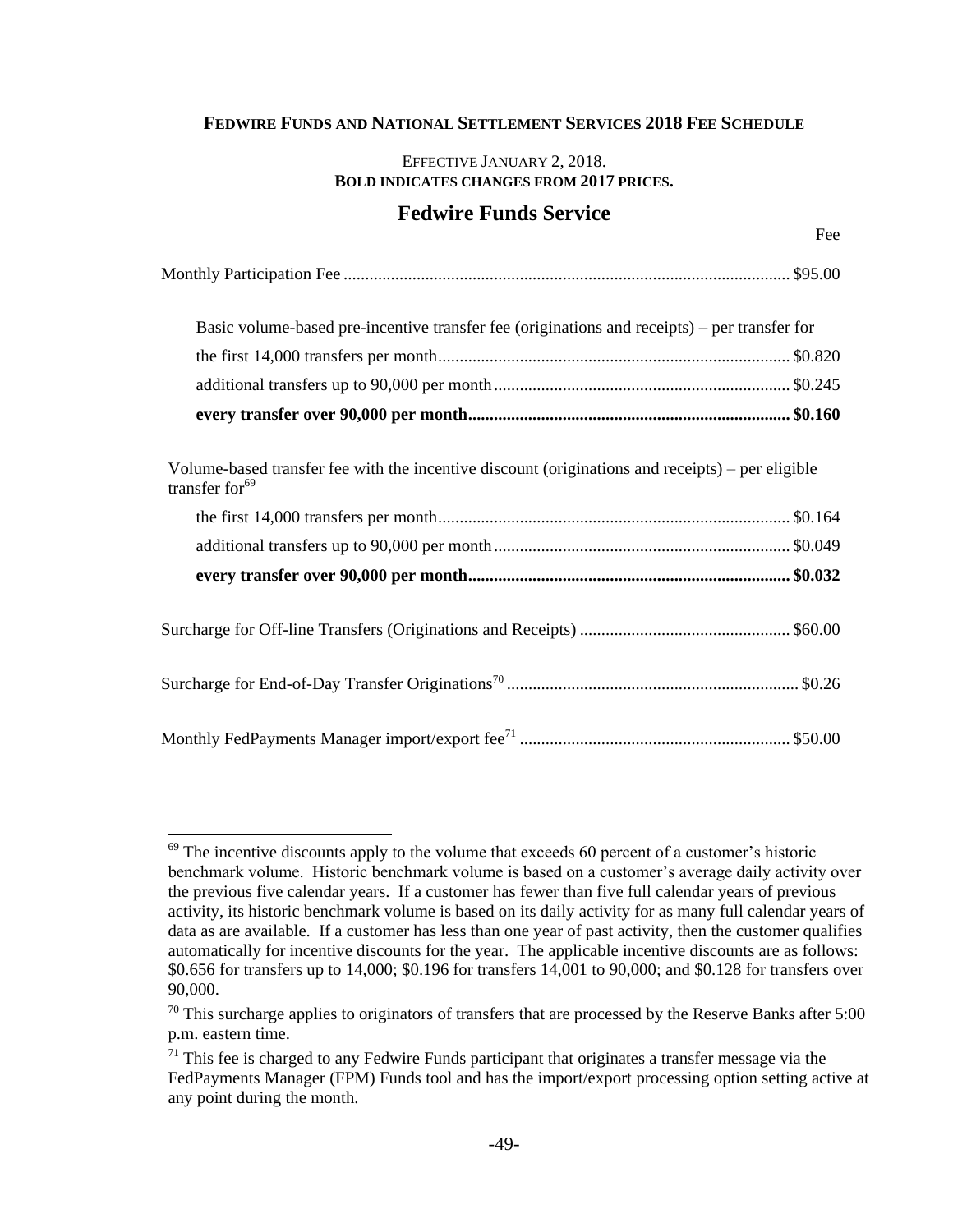**FEDWIRE FUNDS AND NATIONAL SETTLEMENT SERVICES 2018 FEE SCHEDULE**

EFFECTIVE JANUARY 2, 2018.
**BOLD INDICATES CHANGES FROM 2017 PRICES.**

## Fedwire Funds Service

| | Fee |
|---|---|
| Monthly Participation Fee | $95.00 |
| Basic volume-based pre-incentive transfer fee (originations and receipts) – per transfer for | |
| the first 14,000 transfers per month | $0.820 |
| additional transfers up to 90,000 per month | $0.245 |
| **every transfer over 90,000 per month** | **$0.160** |
| Volume-based transfer fee with the incentive discount (originations and receipts) – per eligible transfer for[69] | |
| the first 14,000 transfers per month | $0.164 |
| additional transfers up to 90,000 per month | $0.049 |
| **every transfer over 90,000 per month** | **$0.032** |
| Surcharge for Off-line Transfers (Originations and Receipts) | $60.00 |
| Surcharge for End-of-Day Transfer Originations[70] | $0.26 |
| Monthly FedPayments Manager import/export fee[71] | $50.00 |

[69] The incentive discounts apply to the volume that exceeds 60 percent of a customer's historic benchmark volume. Historic benchmark volume is based on a customer's average daily activity over the previous five calendar years. If a customer has fewer than five full calendar years of previous activity, its historic benchmark volume is based on its daily activity for as many full calendar years of data as are available. If a customer has less than one year of past activity, then the customer qualifies automatically for incentive discounts for the year. The applicable incentive discounts are as follows: $0.656 for transfers up to 14,000; $0.196 for transfers 14,001 to 90,000; and $0.128 for transfers over 90,000.

[70] This surcharge applies to originators of transfers that are processed by the Reserve Banks after 5:00 p.m. eastern time.

[71] This fee is charged to any Fedwire Funds participant that originates a transfer message via the FedPayments Manager (FPM) Funds tool and has the import/export processing option setting active at any point during the month.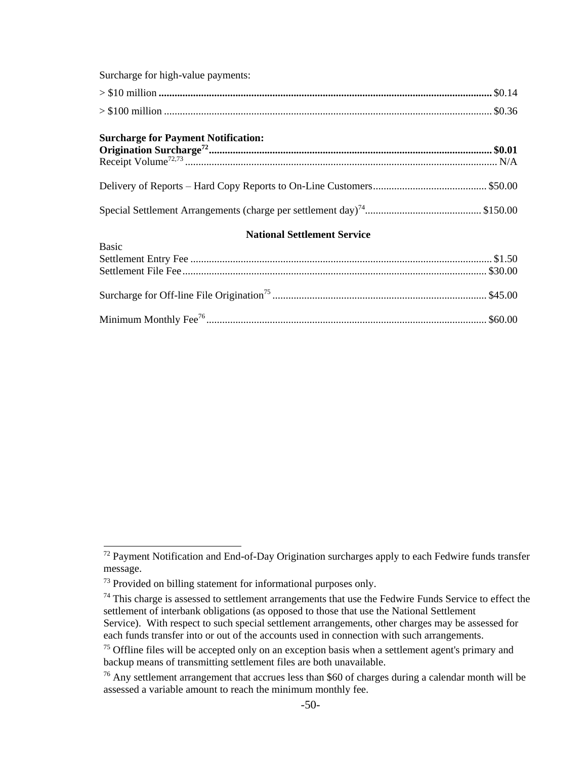Surcharge for high-value payments:

> \$10 million ............................................................ \$0.14

> \$100 million ............................................................ \$0.36

**Surcharge for Payment Notification:**

**Origination Surcharge[72] ............................................................ \$0.01**

Receipt Volume[72,73] ............................................................ N/A

Delivery of Reports – Hard Copy Reports to On-Line Customers ............................................................ \$50.00

Special Settlement Arrangements (charge per settlement day)[74] ............................................................ \$150.00

**National Settlement Service**

Basic

Settlement Entry Fee ............................................................ \$1.50

Settlement File Fee ............................................................ \$30.00

Surcharge for Off-line File Origination[75] ............................................................ \$45.00

Minimum Monthly Fee[76] ............................................................ \$60.00

---

[72] Payment Notification and End-of-Day Origination surcharges apply to each Fedwire funds transfer message.

[73] Provided on billing statement for informational purposes only.

[74] This charge is assessed to settlement arrangements that use the Fedwire Funds Service to effect the settlement of interbank obligations (as opposed to those that use the National Settlement Service). With respect to such special settlement arrangements, other charges may be assessed for each funds transfer into or out of the accounts used in connection with such arrangements.

[75] Offline files will be accepted only on an exception basis when a settlement agent's primary and backup means of transmitting settlement files are both unavailable.

[76] Any settlement arrangement that accrues less than \$60 of charges during a calendar month will be assessed a variable amount to reach the minimum monthly fee.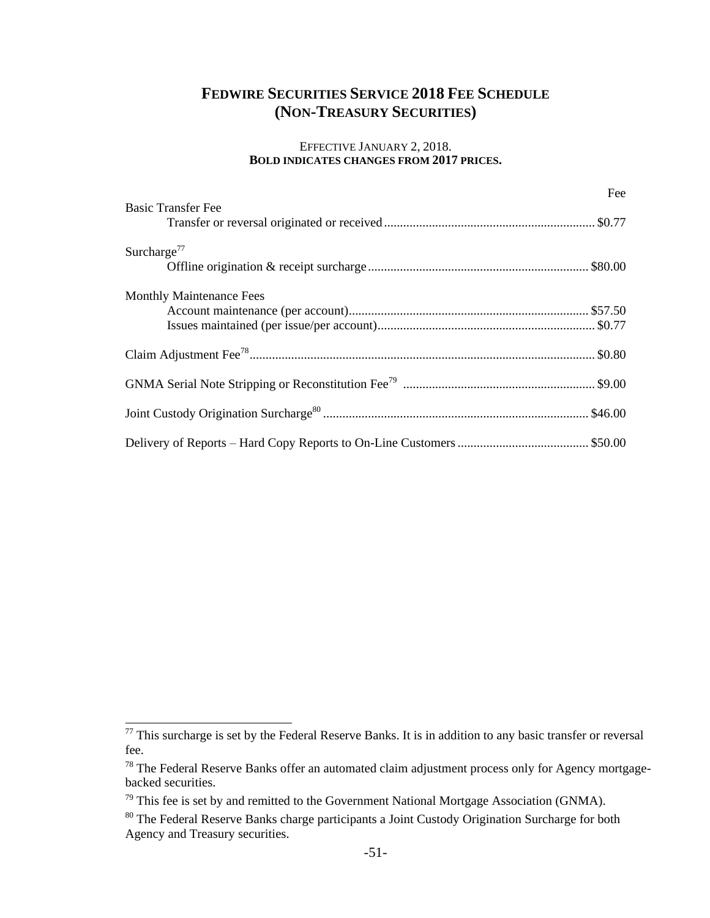## FEDWIRE SECURITIES SERVICE 2018 FEE SCHEDULE (NON-TREASURY SECURITIES)

EFFECTIVE JANUARY 2, 2018.
**BOLD INDICATES CHANGES FROM 2017 PRICES.**

| | Fee |
|---|---|
| Basic Transfer Fee | |
| Transfer or reversal originated or received | $0.77 |
| Surcharge[77] | |
| Offline origination & receipt surcharge | $80.00 |
| Monthly Maintenance Fees | |
| Account maintenance (per account) | $57.50 |
| Issues maintained (per issue/per account) | $0.77 |
| Claim Adjustment Fee[78] | $0.80 |
| GNMA Serial Note Stripping or Reconstitution Fee[79] | $9.00 |
| Joint Custody Origination Surcharge[80] | $46.00 |
| Delivery of Reports – Hard Copy Reports to On-Line Customers | $50.00 |

---

[77] This surcharge is set by the Federal Reserve Banks. It is in addition to any basic transfer or reversal fee.

[78] The Federal Reserve Banks offer an automated claim adjustment process only for Agency mortgage-backed securities.

[79] This fee is set by and remitted to the Government National Mortgage Association (GNMA).

[80] The Federal Reserve Banks charge participants a Joint Custody Origination Surcharge for both Agency and Treasury securities.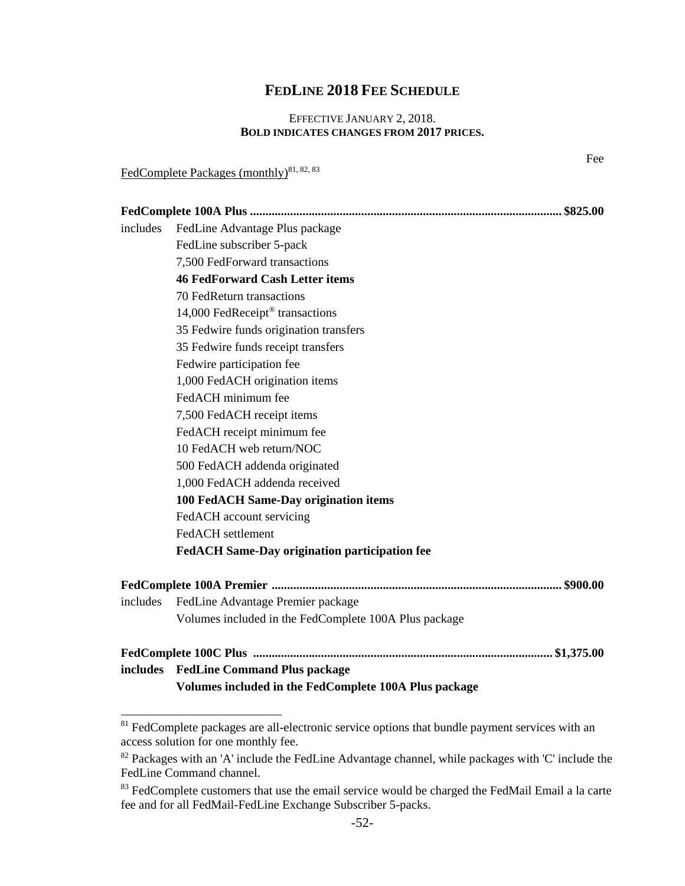## FEDLINE 2018 FEE SCHEDULE

EFFECTIVE JANUARY 2, 2018.
**BOLD INDICATES CHANGES FROM 2017 PRICES.**

FedComplete Packages (monthly)[81, 82, 83] — Fee

**FedComplete 100A Plus .................................................................................................... $825.00**

includes
- FedLine Advantage Plus package
- FedLine subscriber 5-pack
- 7,500 FedForward transactions
- **46 FedForward Cash Letter items**
- 70 FedReturn transactions
- 14,000 FedReceipt® transactions
- 35 Fedwire funds origination transfers
- 35 Fedwire funds receipt transfers
- Fedwire participation fee
- 1,000 FedACH origination items
- FedACH minimum fee
- 7,500 FedACH receipt items
- FedACH receipt minimum fee
- 10 FedACH web return/NOC
- 500 FedACH addenda originated
- 1,000 FedACH addenda received
- **100 FedACH Same-Day origination items**
- FedACH account servicing
- FedACH settlement
- **FedACH Same-Day origination participation fee**

**FedComplete 100A Premier ............................................................................................. $900.00**

includes
- FedLine Advantage Premier package
- Volumes included in the FedComplete 100A Plus package

**FedComplete 100C Plus ............................................................................................... $1,375.00**

**includes**
- **FedLine Command Plus package**
- **Volumes included in the FedComplete 100A Plus package**

---

[81] FedComplete packages are all-electronic service options that bundle payment services with an access solution for one monthly fee.

[82] Packages with an 'A' include the FedLine Advantage channel, while packages with 'C' include the FedLine Command channel.

[83] FedComplete customers that use the email service would be charged the FedMail Email a la carte fee and for all FedMail-FedLine Exchange Subscriber 5-packs.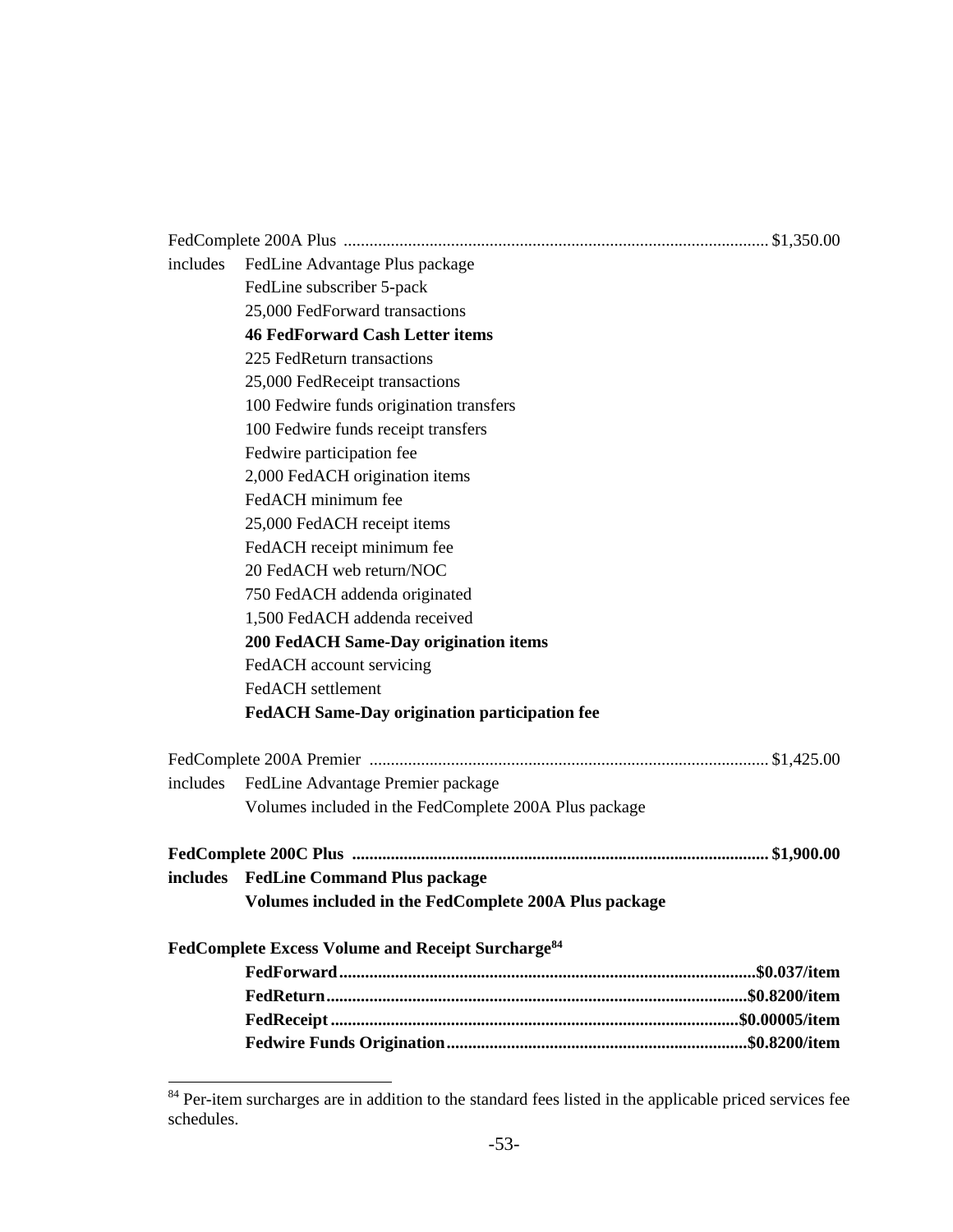FedComplete 200A Plus ................................................................................................. $1,350.00

includes FedLine Advantage Plus package
- FedLine subscriber 5-pack
- 25,000 FedForward transactions
- **46 FedForward Cash Letter items**
- 225 FedReturn transactions
- 25,000 FedReceipt transactions
- 100 Fedwire funds origination transfers
- 100 Fedwire funds receipt transfers
- Fedwire participation fee
- 2,000 FedACH origination items
- FedACH minimum fee
- 25,000 FedACH receipt items
- FedACH receipt minimum fee
- 20 FedACH web return/NOC
- 750 FedACH addenda originated
- 1,500 FedACH addenda received
- **200 FedACH Same-Day origination items**
- FedACH account servicing
- FedACH settlement
- **FedACH Same-Day origination participation fee**

FedComplete 200A Premier ........................................................................................... $1,425.00

includes FedLine Advantage Premier package
- Volumes included in the FedComplete 200A Plus package

**FedComplete 200C Plus ................................................................................................ $1,900.00**

**includes FedLine Command Plus package**
- **Volumes included in the FedComplete 200A Plus package**

**FedComplete Excess Volume and Receipt Surcharge[84]**

- **FedForward................................................................................................$0.037/item**
- **FedReturn.................................................................................................$0.8200/item**
- **FedReceipt..............................................................................................$0.00005/item**
- **Fedwire Funds Origination......................................................................$0.8200/item**

[84] Per-item surcharges are in addition to the standard fees listed in the applicable priced services fee schedules.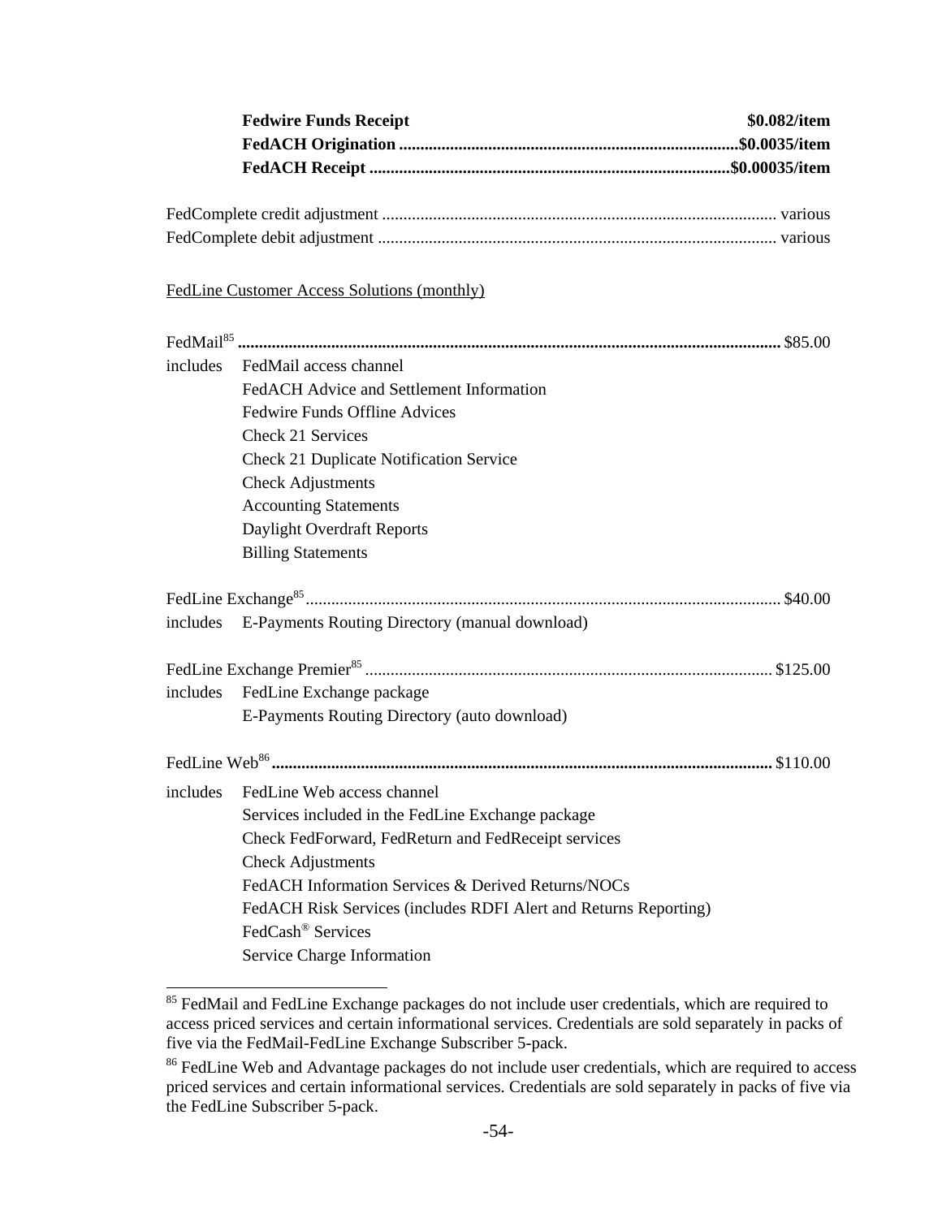**Fedwire Funds Receipt** **$0.082/item**
**FedACH Origination ................................................................................$0.0035/item**
**FedACH Receipt .....................................................................................$0.00035/item**

FedComplete credit adjustment ........................................................................................... various
FedComplete debit adjustment ............................................................................................ various

<u>FedLine Customer Access Solutions (monthly)</u>

FedMail[85] **..............................................................................................................................** $85.00

includes FedMail access channel
FedACH Advice and Settlement Information
Fedwire Funds Offline Advices
Check 21 Services
Check 21 Duplicate Notification Service
Check Adjustments
Accounting Statements
Daylight Overdraft Reports
Billing Statements

FedLine Exchange[85] .............................................................................................................. $40.00

includes E-Payments Routing Directory (manual download)

FedLine Exchange Premier[85] .............................................................................................. $125.00

includes FedLine Exchange package
E-Payments Routing Directory (auto download)

FedLine Web[86] **...................................................................................................................** $110.00

includes FedLine Web access channel
Services included in the FedLine Exchange package
Check FedForward, FedReturn and FedReceipt services
Check Adjustments
FedACH Information Services & Derived Returns/NOCs
FedACH Risk Services (includes RDFI Alert and Returns Reporting)
FedCash® Services
Service Charge Information

---

[85] FedMail and FedLine Exchange packages do not include user credentials, which are required to access priced services and certain informational services. Credentials are sold separately in packs of five via the FedMail-FedLine Exchange Subscriber 5-pack.

[86] FedLine Web and Advantage packages do not include user credentials, which are required to access priced services and certain informational services. Credentials are sold separately in packs of five via the FedLine Subscriber 5-pack.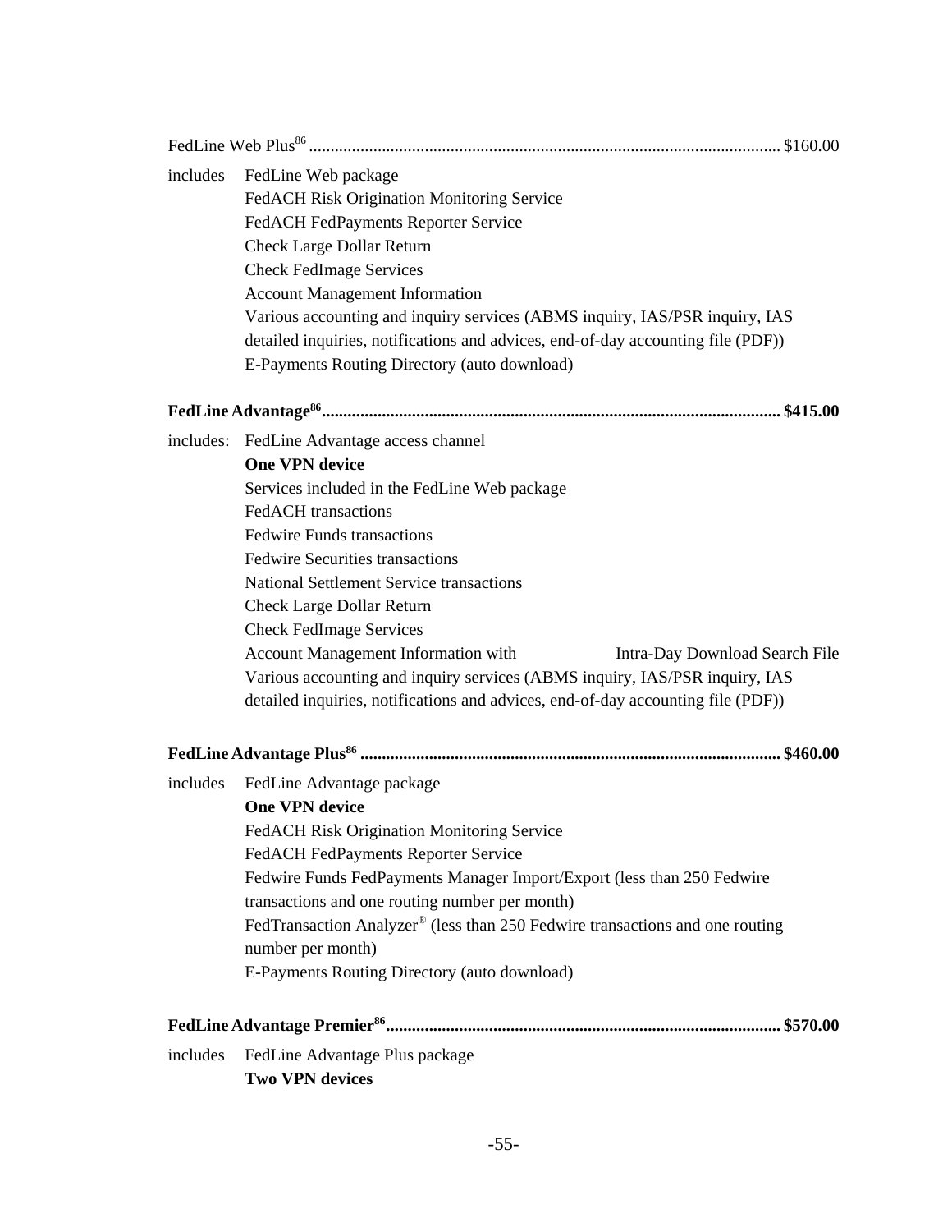FedLine Web Plus[86] ............................................................................................................. $160.00

includes FedLine Web package
FedACH Risk Origination Monitoring Service
FedACH FedPayments Reporter Service
Check Large Dollar Return
Check FedImage Services
Account Management Information
Various accounting and inquiry services (ABMS inquiry, IAS/PSR inquiry, IAS detailed inquiries, notifications and advices, end-of-day accounting file (PDF))
E-Payments Routing Directory (auto download)

**FedLine Advantage[86]........................................................................................................... $415.00**

includes: FedLine Advantage access channel
**One VPN device**
Services included in the FedLine Web package
FedACH transactions
Fedwire Funds transactions
Fedwire Securities transactions
National Settlement Service transactions
Check Large Dollar Return
Check FedImage Services
Account Management Information with Intra-Day Download Search File
Various accounting and inquiry services (ABMS inquiry, IAS/PSR inquiry, IAS detailed inquiries, notifications and advices, end-of-day accounting file (PDF))

**FedLine Advantage Plus[86] ................................................................................................. $460.00**

includes FedLine Advantage package
**One VPN device**
FedACH Risk Origination Monitoring Service
FedACH FedPayments Reporter Service
Fedwire Funds FedPayments Manager Import/Export (less than 250 Fedwire transactions and one routing number per month)
FedTransaction Analyzer® (less than 250 Fedwire transactions and one routing number per month)
E-Payments Routing Directory (auto download)

**FedLine Advantage Premier[86]........................................................................................... $570.00**

includes FedLine Advantage Plus package
**Two VPN devices**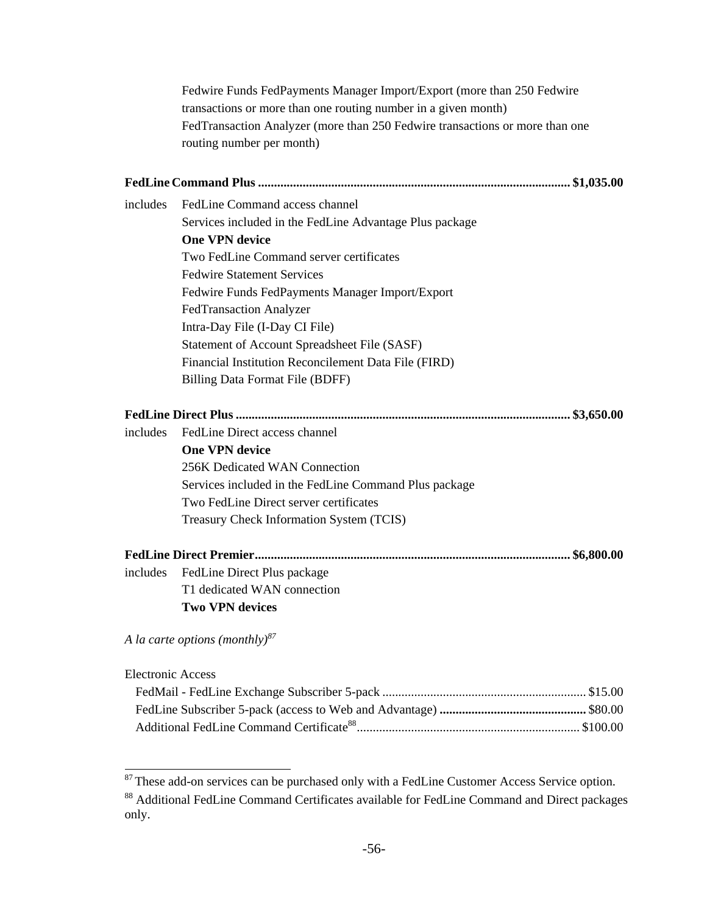Fedwire Funds FedPayments Manager Import/Export (more than 250 Fedwire transactions or more than one routing number in a given month)
FedTransaction Analyzer (more than 250 Fedwire transactions or more than one routing number per month)

**FedLine Command Plus ................................................................................................ $1,035.00**

includes FedLine Command access channel
Services included in the FedLine Advantage Plus package
**One VPN device**
Two FedLine Command server certificates
Fedwire Statement Services
Fedwire Funds FedPayments Manager Import/Export
FedTransaction Analyzer
Intra-Day File (I-Day CI File)
Statement of Account Spreadsheet File (SASF)
Financial Institution Reconcilement Data File (FIRD)
Billing Data Format File (BDFF)

**FedLine Direct Plus ....................................................................................................... $3,650.00**

includes FedLine Direct access channel
**One VPN device**
256K Dedicated WAN Connection
Services included in the FedLine Command Plus package
Two FedLine Direct server certificates
Treasury Check Information System (TCIS)

**FedLine Direct Premier................................................................................................. $6,800.00**

includes FedLine Direct Plus package
T1 dedicated WAN connection
**Two VPN devices**

*A la carte options (monthly)*[87]

Electronic Access

FedMail - FedLine Exchange Subscriber 5-pack ............................................................... $15.00
FedLine Subscriber 5-pack (access to Web and Advantage) **.............................................** $80.00
Additional FedLine Command Certificate[88]..................................................................... $100.00

[87] These add-on services can be purchased only with a FedLine Customer Access Service option.

[88] Additional FedLine Command Certificates available for FedLine Command and Direct packages only.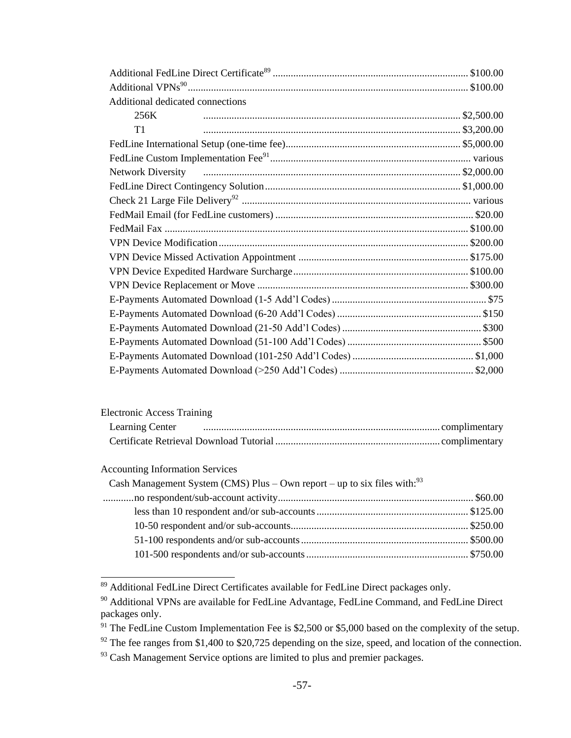| | |
|---|---|
| Additional FedLine Direct Certificate[89] | $100.00 |
| Additional VPNs[90] | $100.00 |
| Additional dedicated connections | |
| 256K | $2,500.00 |
| T1 | $3,200.00 |
| FedLine International Setup (one-time fee) | $5,000.00 |
| FedLine Custom Implementation Fee[91] | various |
| Network Diversity | $2,000.00 |
| FedLine Direct Contingency Solution | $1,000.00 |
| Check 21 Large File Delivery[92] | various |
| FedMail Email (for FedLine customers) | $20.00 |
| FedMail Fax | $100.00 |
| VPN Device Modification | $200.00 |
| VPN Device Missed Activation Appointment | $175.00 |
| VPN Device Expedited Hardware Surcharge | $100.00 |
| VPN Device Replacement or Move | $300.00 |
| E-Payments Automated Download (1-5 Add'l Codes) | $75 |
| E-Payments Automated Download (6-20 Add'l Codes) | $150 |
| E-Payments Automated Download (21-50 Add'l Codes) | $300 |
| E-Payments Automated Download (51-100 Add'l Codes) | $500 |
| E-Payments Automated Download (101-250 Add'l Codes) | $1,000 |
| E-Payments Automated Download (>250 Add'l Codes) | $2,000 |

Electronic Access Training

| | |
|---|---|
| Learning Center | complimentary |
| Certificate Retrieval Download Tutorial | complimentary |

Accounting Information Services

Cash Management System (CMS) Plus – Own report – up to six files with:[93]

| | |
|---|---|
| no respondent/sub-account activity | $60.00 |
| less than 10 respondent and/or sub-accounts | $125.00 |
| 10-50 respondent and/or sub-accounts | $250.00 |
| 51-100 respondents and/or sub-accounts | $500.00 |
| 101-500 respondents and/or sub-accounts | $750.00 |

---

[89] Additional FedLine Direct Certificates available for FedLine Direct packages only.

[90] Additional VPNs are available for FedLine Advantage, FedLine Command, and FedLine Direct packages only.

[91] The FedLine Custom Implementation Fee is $2,500 or $5,000 based on the complexity of the setup.

[92] The fee ranges from $1,400 to $20,725 depending on the size, speed, and location of the connection.

[93] Cash Management Service options are limited to plus and premier packages.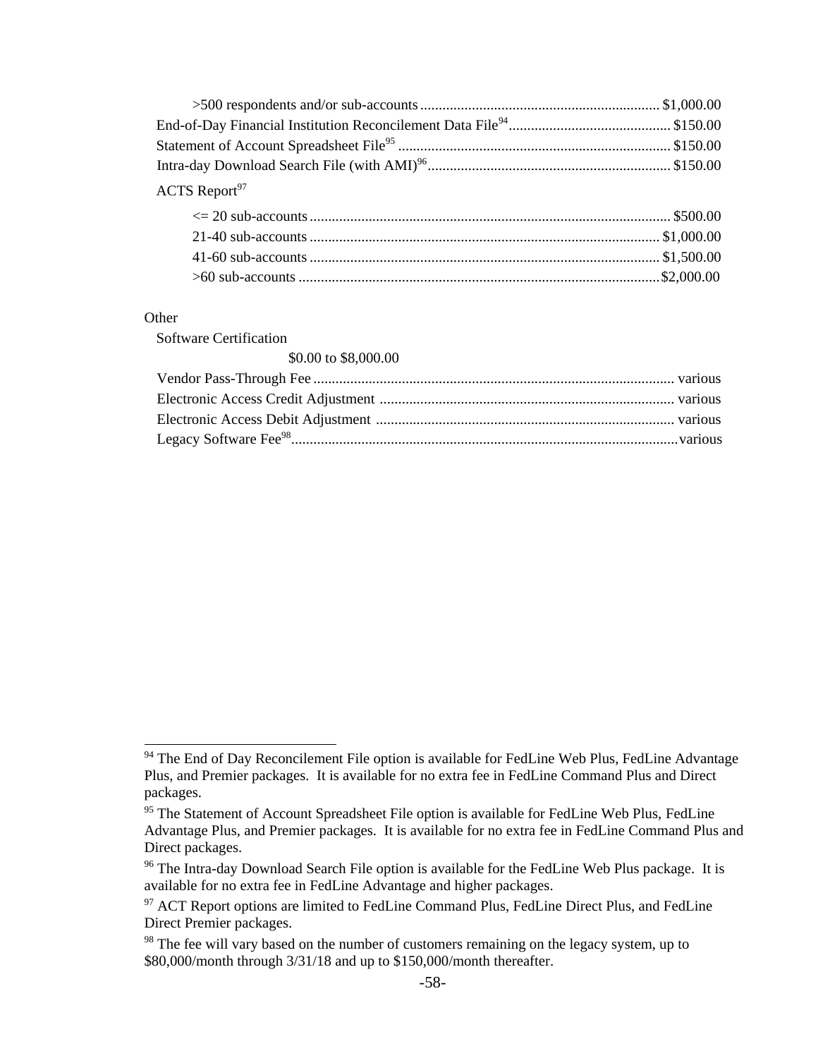| | |
|---|---|
| >500 respondents and/or sub-accounts | $1,000.00 |
| End-of-Day Financial Institution Reconcilement Data File[94] | $150.00 |
| Statement of Account Spreadsheet File[95] | $150.00 |
| Intra-day Download Search File (with AMI)[96] | $150.00 |
| ACTS Report[97] | |
| <= 20 sub-accounts | $500.00 |
| 21-40 sub-accounts | $1,000.00 |
| 41-60 sub-accounts | $1,500.00 |
| >60 sub-accounts | $2,000.00 |

Other

| | |
|---|---|
| Software Certification | $0.00 to $8,000.00 |
| Vendor Pass-Through Fee | various |
| Electronic Access Credit Adjustment | various |
| Electronic Access Debit Adjustment | various |
| Legacy Software Fee[98] | various |

[94] The End of Day Reconcilement File option is available for FedLine Web Plus, FedLine Advantage Plus, and Premier packages. It is available for no extra fee in FedLine Command Plus and Direct packages.

[95] The Statement of Account Spreadsheet File option is available for FedLine Web Plus, FedLine Advantage Plus, and Premier packages. It is available for no extra fee in FedLine Command Plus and Direct packages.

[96] The Intra-day Download Search File option is available for the FedLine Web Plus package. It is available for no extra fee in FedLine Advantage and higher packages.

[97] ACT Report options are limited to FedLine Command Plus, FedLine Direct Plus, and FedLine Direct Premier packages.

[98] The fee will vary based on the number of customers remaining on the legacy system, up to $80,000/month through 3/31/18 and up to $150,000/month thereafter.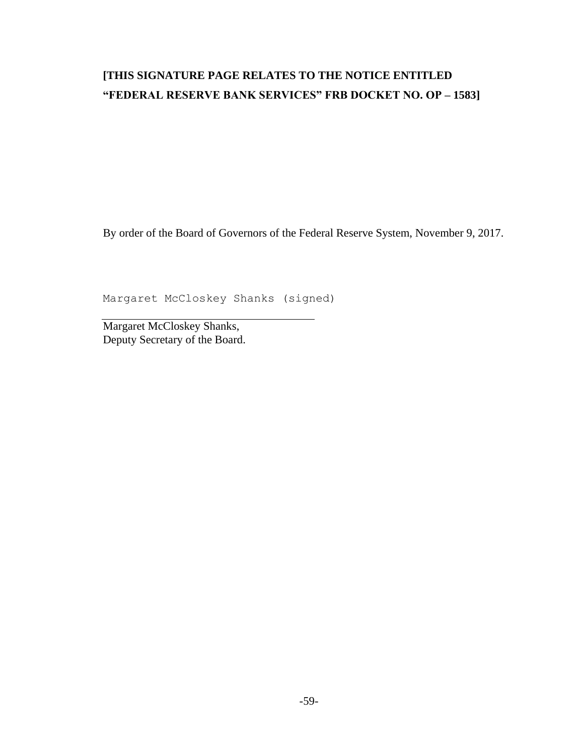**[THIS SIGNATURE PAGE RELATES TO THE NOTICE ENTITLED "FEDERAL RESERVE BANK SERVICES" FRB DOCKET NO. OP – 1583]**

By order of the Board of Governors of the Federal Reserve System, November 9, 2017.

Margaret McCloskey Shanks (signed)

Margaret McCloskey Shanks,
Deputy Secretary of the Board.